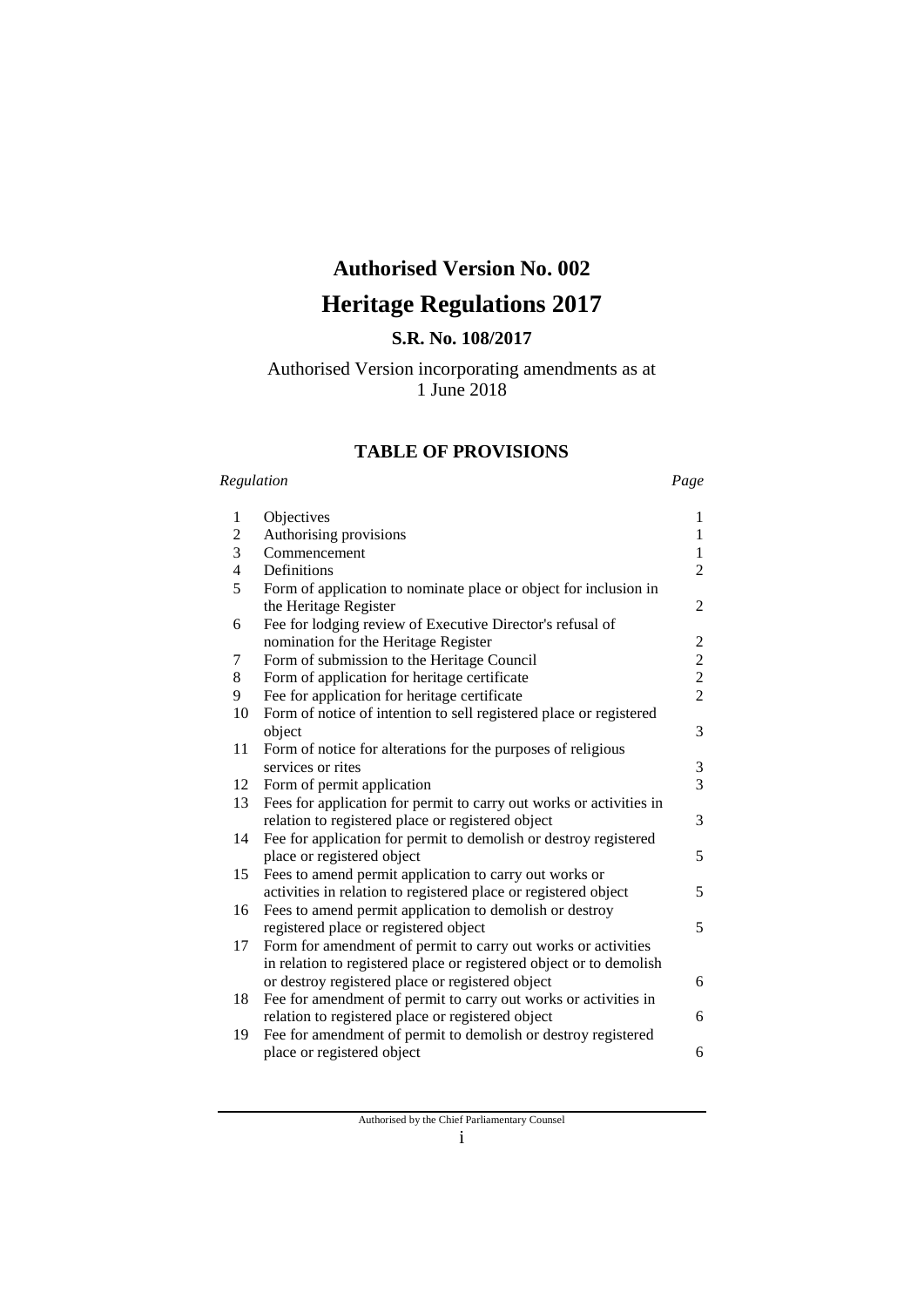# Authorised Version No. 002

# Heritage Regulations 2017

### S.R. No. 108/2017

Authorised Version incorporating amendments as at
1 June 2018

## TABLE OF PROVISIONS

| *Regulation* | | *Page* |
|---|---|---|
| 1 | Objectives | 1 |
| 2 | Authorising provisions | 1 |
| 3 | Commencement | 1 |
| 4 | Definitions | 2 |
| 5 | Form of application to nominate place or object for inclusion in the Heritage Register | 2 |
| 6 | Fee for lodging review of Executive Director's refusal of nomination for the Heritage Register | 2 |
| 7 | Form of submission to the Heritage Council | 2 |
| 8 | Form of application for heritage certificate | 2 |
| 9 | Fee for application for heritage certificate | 2 |
| 10 | Form of notice of intention to sell registered place or registered object | 3 |
| 11 | Form of notice for alterations for the purposes of religious services or rites | 3 |
| 12 | Form of permit application | 3 |
| 13 | Fees for application for permit to carry out works or activities in relation to registered place or registered object | 3 |
| 14 | Fee for application for permit to demolish or destroy registered place or registered object | 5 |
| 15 | Fees to amend permit application to carry out works or activities in relation to registered place or registered object | 5 |
| 16 | Fees to amend permit application to demolish or destroy registered place or registered object | 5 |
| 17 | Form for amendment of permit to carry out works or activities in relation to registered place or registered object or to demolish or destroy registered place or registered object | 6 |
| 18 | Fee for amendment of permit to carry out works or activities in relation to registered place or registered object | 6 |
| 19 | Fee for amendment of permit to demolish or destroy registered place or registered object | 6 |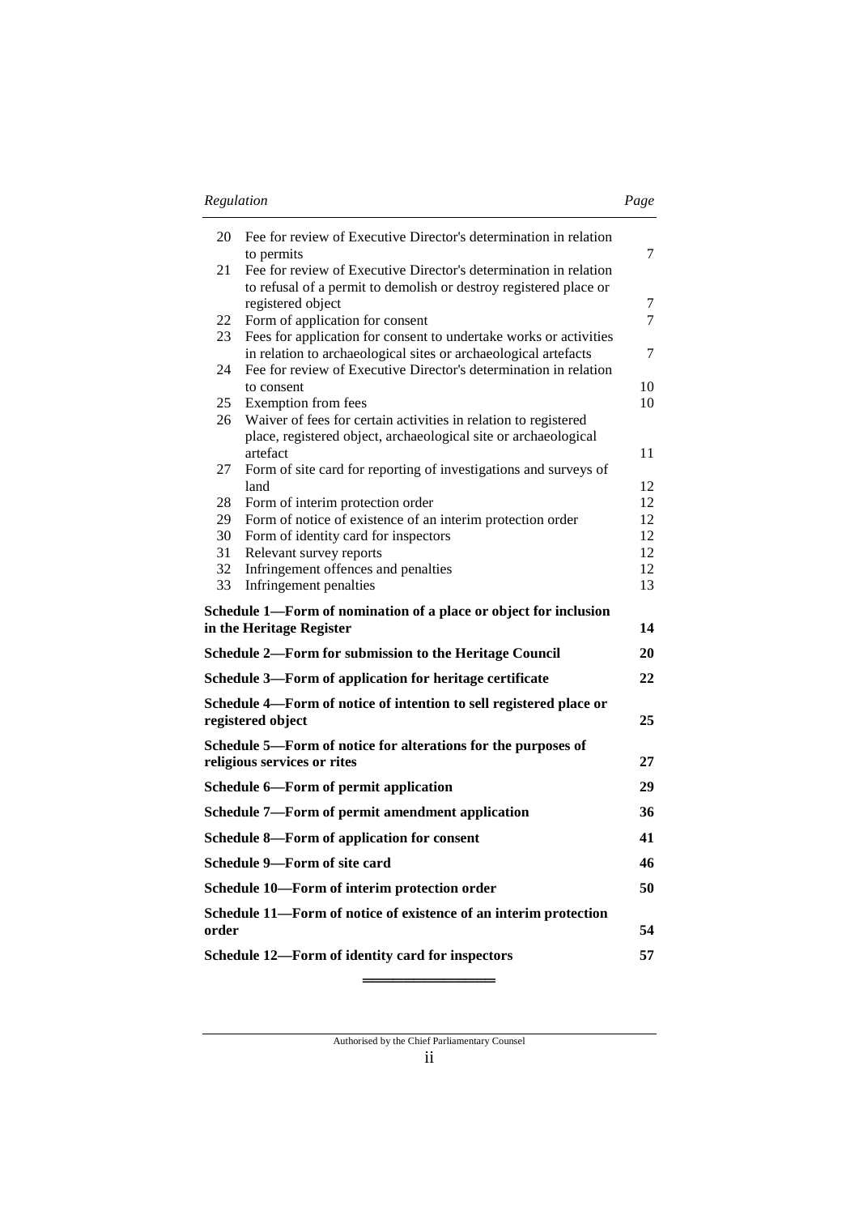| Regulation | | Page |
|---|---|---|
| 20 | Fee for review of Executive Director's determination in relation to permits | 7 |
| 21 | Fee for review of Executive Director's determination in relation to refusal of a permit to demolish or destroy registered place or registered object | 7 |
| 22 | Form of application for consent | 7 |
| 23 | Fees for application for consent to undertake works or activities in relation to archaeological sites or archaeological artefacts | 7 |
| 24 | Fee for review of Executive Director's determination in relation to consent | 10 |
| 25 | Exemption from fees | 10 |
| 26 | Waiver of fees for certain activities in relation to registered place, registered object, archaeological site or archaeological artefact | 11 |
| 27 | Form of site card for reporting of investigations and surveys of land | 12 |
| 28 | Form of interim protection order | 12 |
| 29 | Form of notice of existence of an interim protection order | 12 |
| 30 | Form of identity card for inspectors | 12 |
| 31 | Relevant survey reports | 12 |
| 32 | Infringement offences and penalties | 12 |
| 33 | Infringement penalties | 13 |

**Schedule 1—Form of nomination of a place or object for inclusion in the Heritage Register** 14

**Schedule 2—Form for submission to the Heritage Council** 20

**Schedule 3—Form of application for heritage certificate** 22

**Schedule 4—Form of notice of intention to sell registered place or registered object** 25

**Schedule 5—Form of notice for alterations for the purposes of religious services or rites** 27

**Schedule 6—Form of permit application** 29

**Schedule 7—Form of permit amendment application** 36

**Schedule 8—Form of application for consent** 41

**Schedule 9—Form of site card** 46

**Schedule 10—Form of interim protection order** 50

**Schedule 11—Form of notice of existence of an interim protection order** 54

**Schedule 12—Form of identity card for inspectors** 57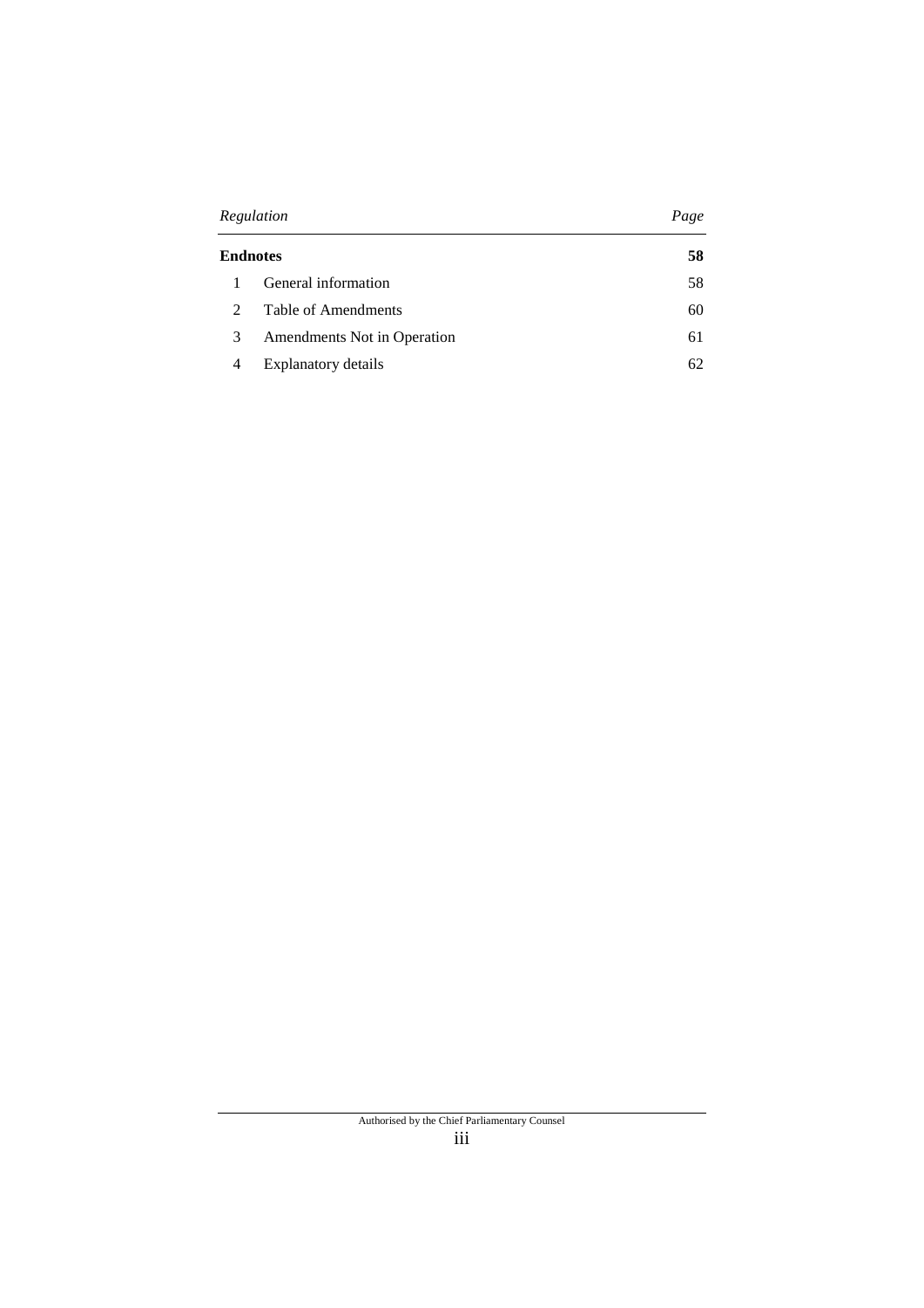| *Regulation* | | *Page* |
|---|---|---|
| **Endnotes** | | **58** |
| 1 | General information | 58 |
| 2 | Table of Amendments | 60 |
| 3 | Amendments Not in Operation | 61 |
| 4 | Explanatory details | 62 |

Authorised by the Chief Parliamentary Counsel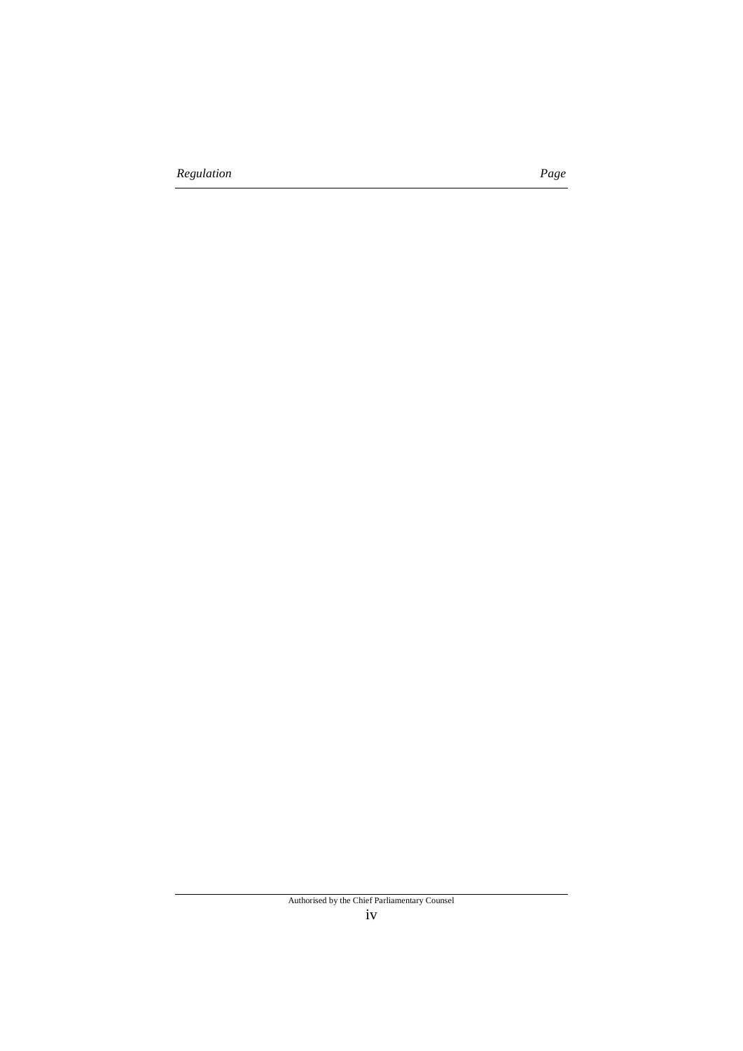*Regulation* *Page*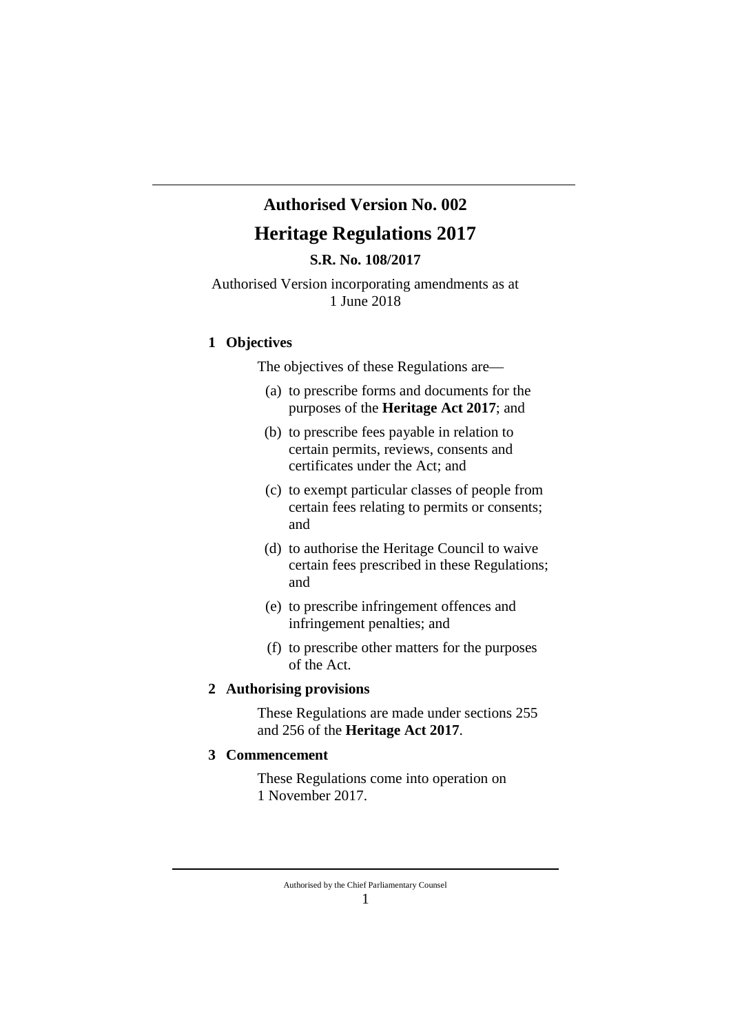**Authorised Version No. 002**

# Heritage Regulations 2017

**S.R. No. 108/2017**

Authorised Version incorporating amendments as at 1 June 2018

## 1 Objectives

The objectives of these Regulations are—

(a) to prescribe forms and documents for the purposes of the **Heritage Act 2017**; and

(b) to prescribe fees payable in relation to certain permits, reviews, consents and certificates under the Act; and

(c) to exempt particular classes of people from certain fees relating to permits or consents; and

(d) to authorise the Heritage Council to waive certain fees prescribed in these Regulations; and

(e) to prescribe infringement offences and infringement penalties; and

(f) to prescribe other matters for the purposes of the Act.

## 2 Authorising provisions

These Regulations are made under sections 255 and 256 of the **Heritage Act 2017**.

## 3 Commencement

These Regulations come into operation on 1 November 2017.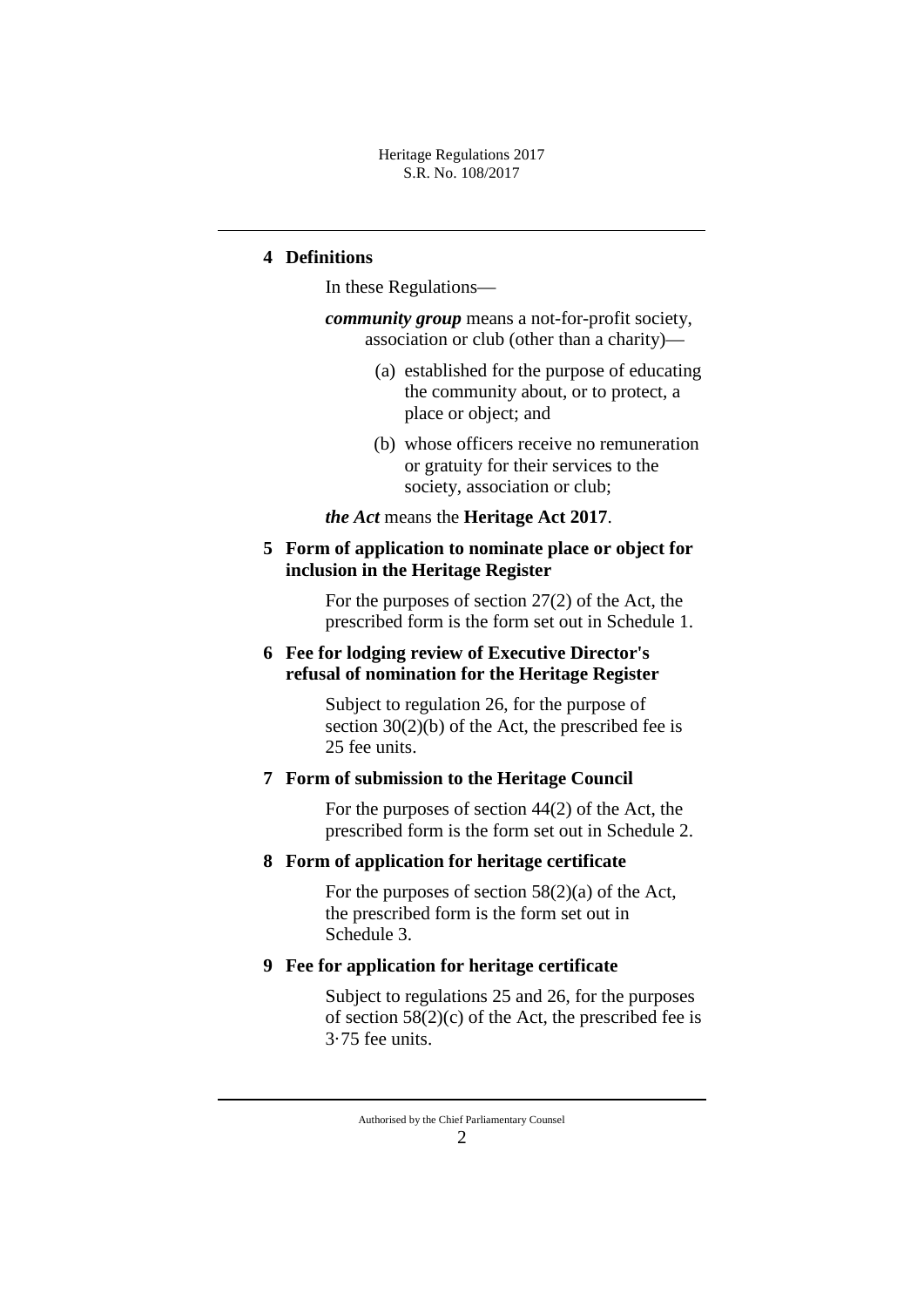## 4 Definitions

In these Regulations—

***community group*** means a not-for-profit society, association or club (other than a charity)—

(a) established for the purpose of educating the community about, or to protect, a place or object; and

(b) whose officers receive no remuneration or gratuity for their services to the society, association or club;

***the Act*** means the **Heritage Act 2017**.

## 5 Form of application to nominate place or object for inclusion in the Heritage Register

For the purposes of section 27(2) of the Act, the prescribed form is the form set out in Schedule 1.

## 6 Fee for lodging review of Executive Director's refusal of nomination for the Heritage Register

Subject to regulation 26, for the purpose of section 30(2)(b) of the Act, the prescribed fee is 25 fee units.

## 7 Form of submission to the Heritage Council

For the purposes of section 44(2) of the Act, the prescribed form is the form set out in Schedule 2.

## 8 Form of application for heritage certificate

For the purposes of section 58(2)(a) of the Act, the prescribed form is the form set out in Schedule 3.

## 9 Fee for application for heritage certificate

Subject to regulations 25 and 26, for the purposes of section 58(2)(c) of the Act, the prescribed fee is 3·75 fee units.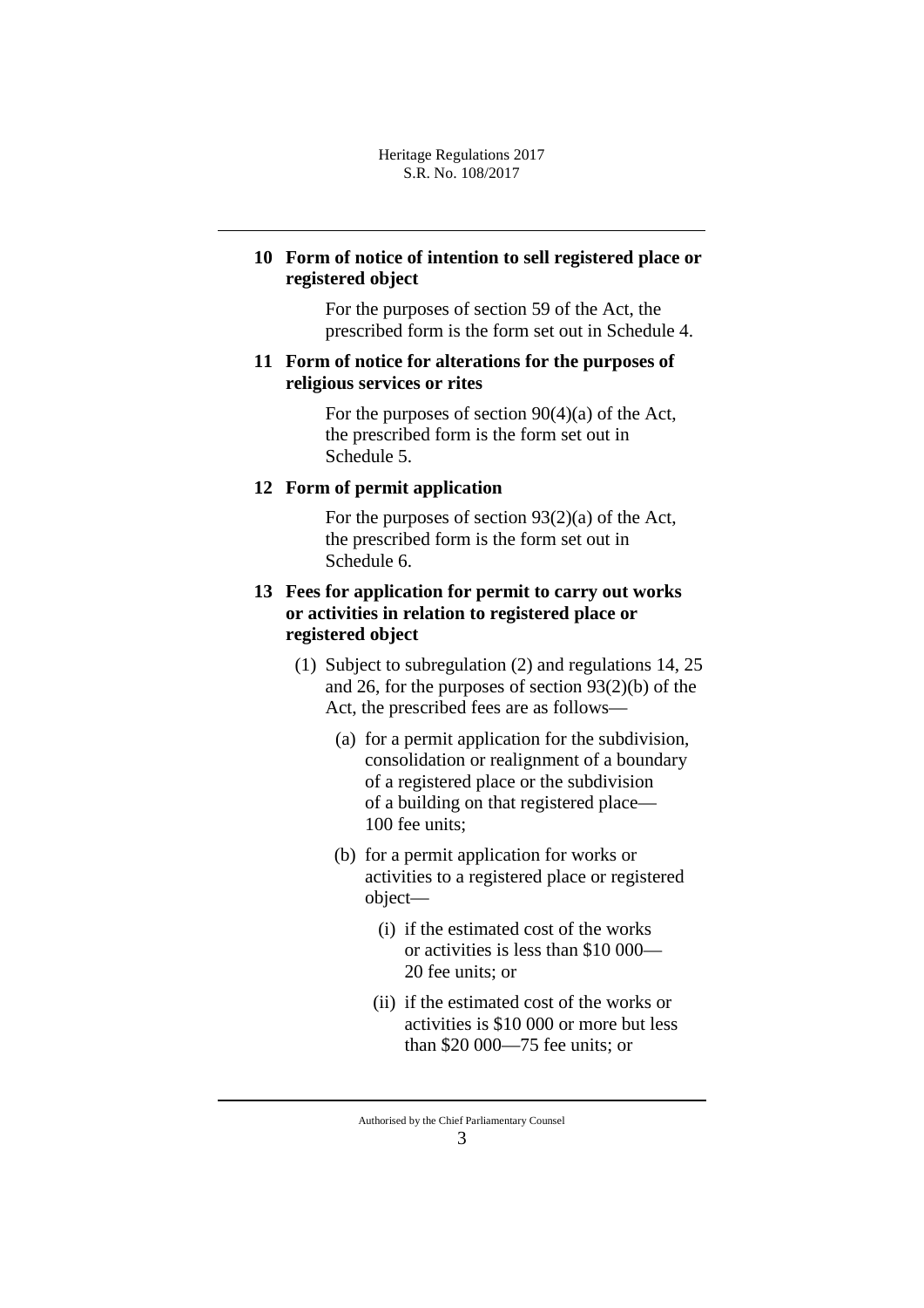## 10 Form of notice of intention to sell registered place or registered object

For the purposes of section 59 of the Act, the prescribed form is the form set out in Schedule 4.

## 11 Form of notice for alterations for the purposes of religious services or rites

For the purposes of section 90(4)(a) of the Act, the prescribed form is the form set out in Schedule 5.

## 12 Form of permit application

For the purposes of section 93(2)(a) of the Act, the prescribed form is the form set out in Schedule 6.

## 13 Fees for application for permit to carry out works or activities in relation to registered place or registered object

(1) Subject to subregulation (2) and regulations 14, 25 and 26, for the purposes of section 93(2)(b) of the Act, the prescribed fees are as follows—

(a) for a permit application for the subdivision, consolidation or realignment of a boundary of a registered place or the subdivision of a building on that registered place—100 fee units;

(b) for a permit application for works or activities to a registered place or registered object—

(i) if the estimated cost of the works or activities is less than $10 000—20 fee units; or

(ii) if the estimated cost of the works or activities is $10 000 or more but less than $20 000—75 fee units; or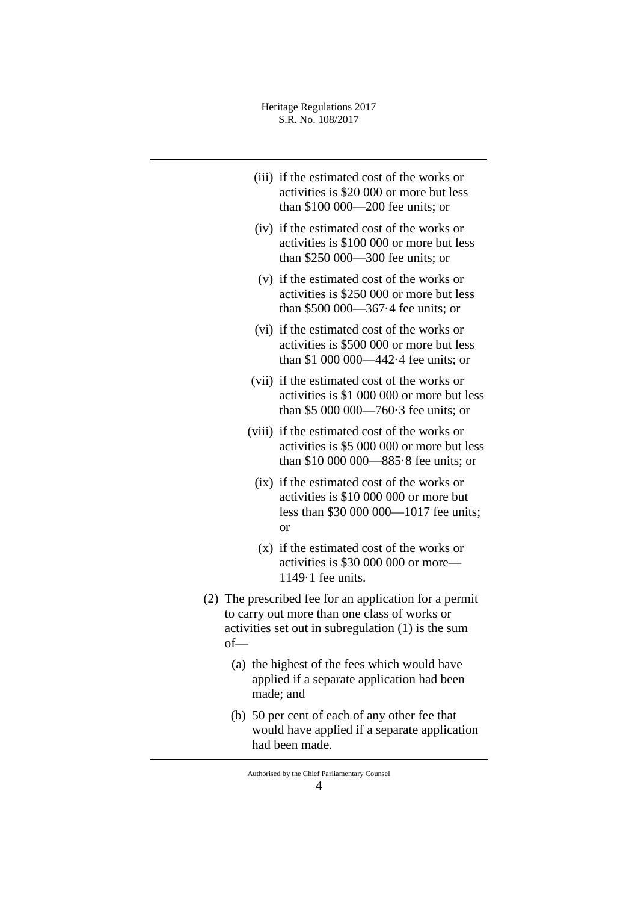(iii) if the estimated cost of the works or activities is $20 000 or more but less than $100 000—200 fee units; or

(iv) if the estimated cost of the works or activities is $100 000 or more but less than $250 000—300 fee units; or

(v) if the estimated cost of the works or activities is $250 000 or more but less than $500 000—367·4 fee units; or

(vi) if the estimated cost of the works or activities is $500 000 or more but less than $1 000 000—442·4 fee units; or

(vii) if the estimated cost of the works or activities is $1 000 000 or more but less than $5 000 000—760·3 fee units; or

(viii) if the estimated cost of the works or activities is $5 000 000 or more but less than $10 000 000—885·8 fee units; or

(ix) if the estimated cost of the works or activities is $10 000 000 or more but less than $30 000 000—1017 fee units; or

(x) if the estimated cost of the works or activities is $30 000 000 or more—1149·1 fee units.

(2) The prescribed fee for an application for a permit to carry out more than one class of works or activities set out in subregulation (1) is the sum of—

(a) the highest of the fees which would have applied if a separate application had been made; and

(b) 50 per cent of each of any other fee that would have applied if a separate application had been made.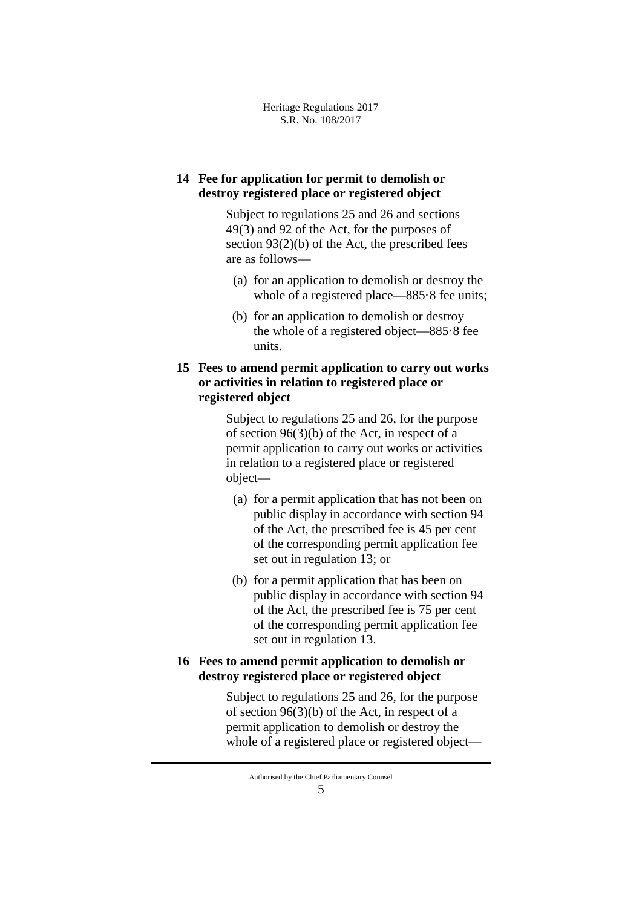## 14 Fee for application for permit to demolish or destroy registered place or registered object

Subject to regulations 25 and 26 and sections 49(3) and 92 of the Act, for the purposes of section 93(2)(b) of the Act, the prescribed fees are as follows—

(a) for an application to demolish or destroy the whole of a registered place—885·8 fee units;

(b) for an application to demolish or destroy the whole of a registered object—885·8 fee units.

## 15 Fees to amend permit application to carry out works or activities in relation to registered place or registered object

Subject to regulations 25 and 26, for the purpose of section 96(3)(b) of the Act, in respect of a permit application to carry out works or activities in relation to a registered place or registered object—

(a) for a permit application that has not been on public display in accordance with section 94 of the Act, the prescribed fee is 45 per cent of the corresponding permit application fee set out in regulation 13; or

(b) for a permit application that has been on public display in accordance with section 94 of the Act, the prescribed fee is 75 per cent of the corresponding permit application fee set out in regulation 13.

## 16 Fees to amend permit application to demolish or destroy registered place or registered object

Subject to regulations 25 and 26, for the purpose of section 96(3)(b) of the Act, in respect of a permit application to demolish or destroy the whole of a registered place or registered object—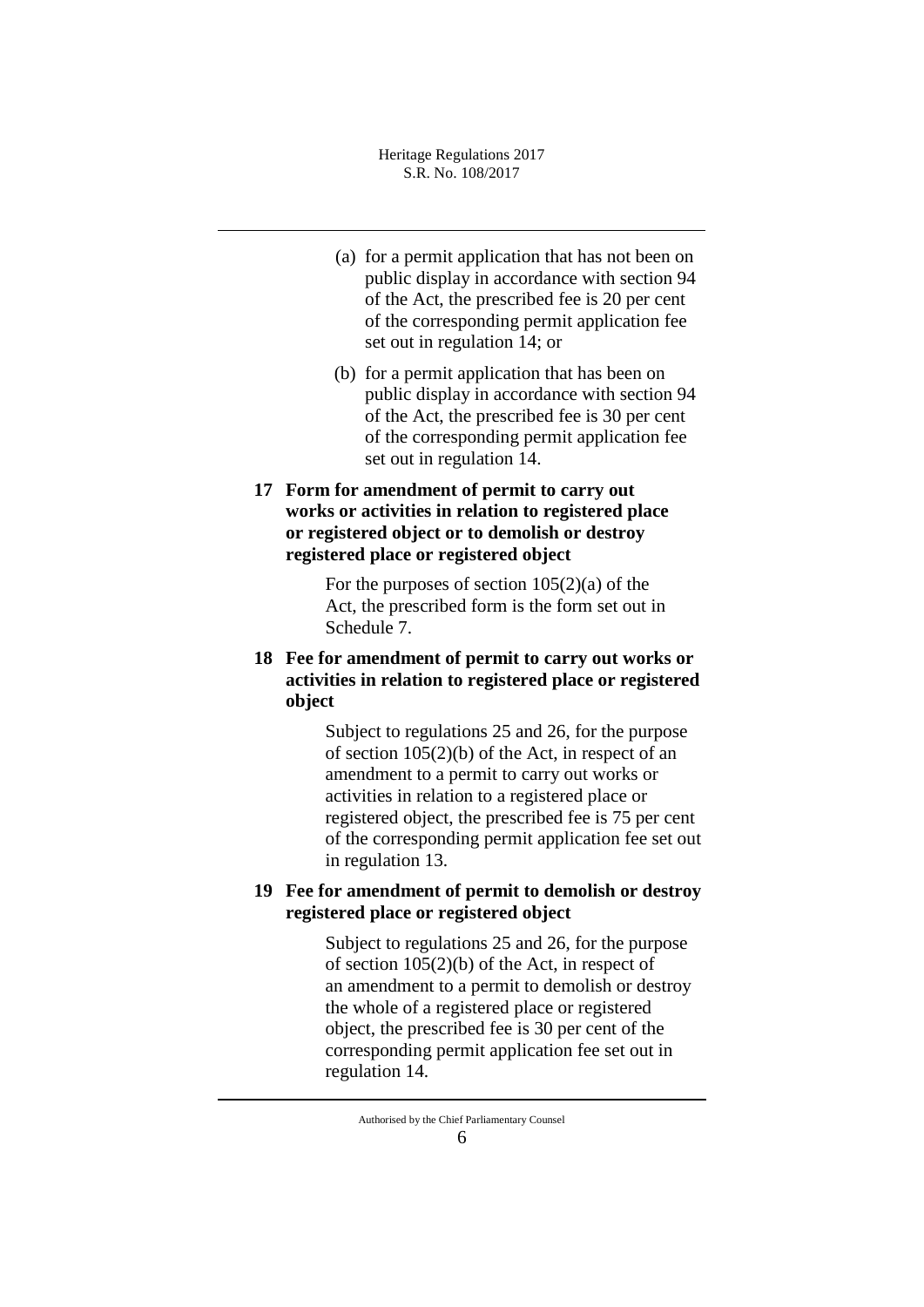(a) for a permit application that has not been on public display in accordance with section 94 of the Act, the prescribed fee is 20 per cent of the corresponding permit application fee set out in regulation 14; or

(b) for a permit application that has been on public display in accordance with section 94 of the Act, the prescribed fee is 30 per cent of the corresponding permit application fee set out in regulation 14.

**17 Form for amendment of permit to carry out works or activities in relation to registered place or registered object or to demolish or destroy registered place or registered object**

For the purposes of section 105(2)(a) of the Act, the prescribed form is the form set out in Schedule 7.

**18 Fee for amendment of permit to carry out works or activities in relation to registered place or registered object**

Subject to regulations 25 and 26, for the purpose of section 105(2)(b) of the Act, in respect of an amendment to a permit to carry out works or activities in relation to a registered place or registered object, the prescribed fee is 75 per cent of the corresponding permit application fee set out in regulation 13.

**19 Fee for amendment of permit to demolish or destroy registered place or registered object**

Subject to regulations 25 and 26, for the purpose of section 105(2)(b) of the Act, in respect of an amendment to a permit to demolish or destroy the whole of a registered place or registered object, the prescribed fee is 30 per cent of the corresponding permit application fee set out in regulation 14.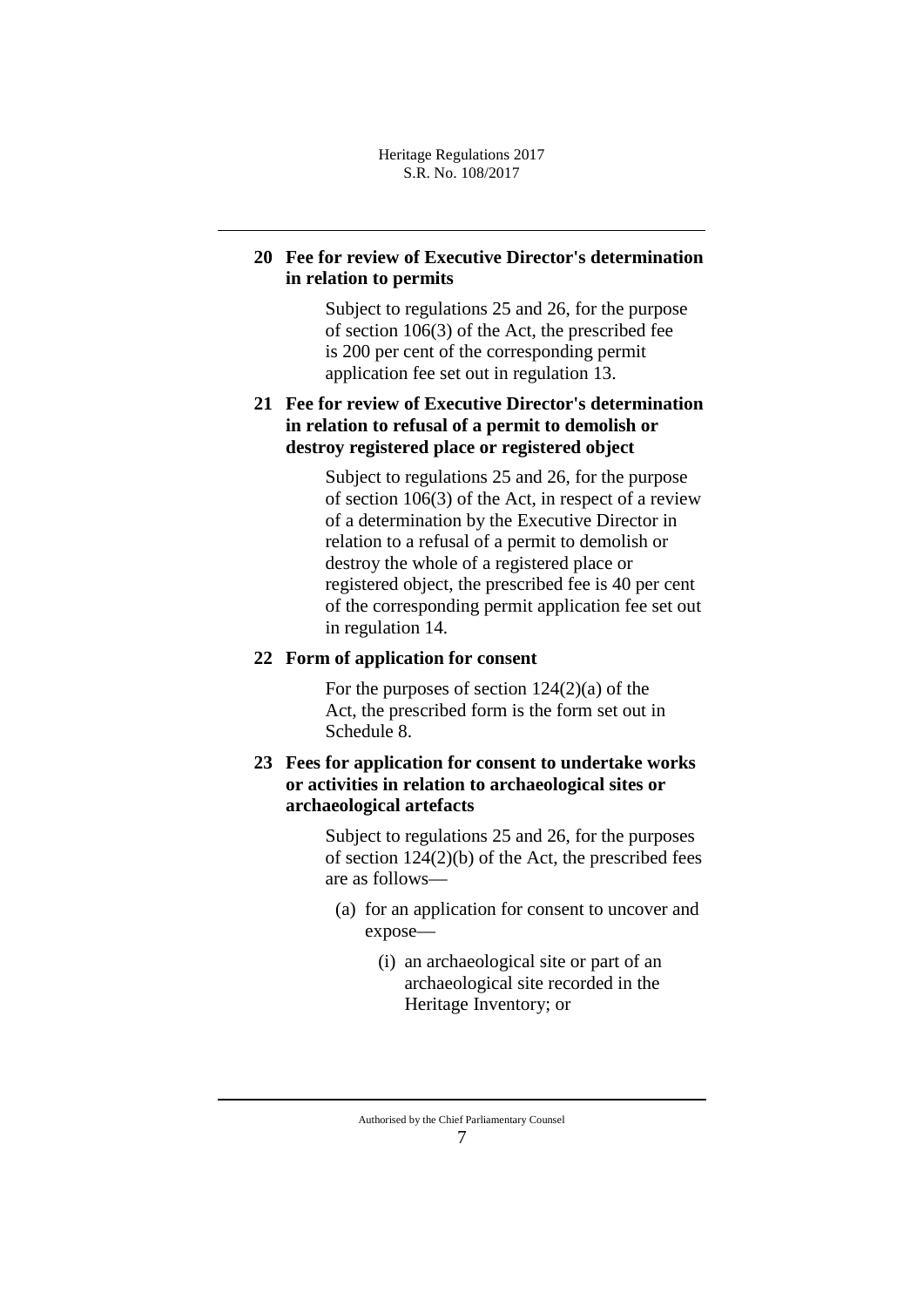**20 Fee for review of Executive Director's determination in relation to permits**

Subject to regulations 25 and 26, for the purpose of section 106(3) of the Act, the prescribed fee is 200 per cent of the corresponding permit application fee set out in regulation 13.

**21 Fee for review of Executive Director's determination in relation to refusal of a permit to demolish or destroy registered place or registered object**

Subject to regulations 25 and 26, for the purpose of section 106(3) of the Act, in respect of a review of a determination by the Executive Director in relation to a refusal of a permit to demolish or destroy the whole of a registered place or registered object, the prescribed fee is 40 per cent of the corresponding permit application fee set out in regulation 14.

**22 Form of application for consent**

For the purposes of section 124(2)(a) of the Act, the prescribed form is the form set out in Schedule 8.

**23 Fees for application for consent to undertake works or activities in relation to archaeological sites or archaeological artefacts**

Subject to regulations 25 and 26, for the purposes of section 124(2)(b) of the Act, the prescribed fees are as follows—

(a) for an application for consent to uncover and expose—

(i) an archaeological site or part of an archaeological site recorded in the Heritage Inventory; or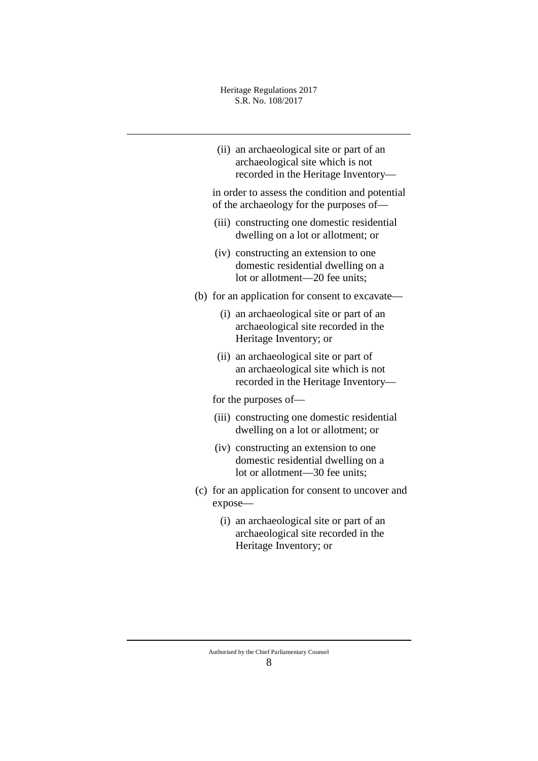(ii) an archaeological site or part of an archaeological site which is not recorded in the Heritage Inventory—

in order to assess the condition and potential of the archaeology for the purposes of—

(iii) constructing one domestic residential dwelling on a lot or allotment; or

(iv) constructing an extension to one domestic residential dwelling on a lot or allotment—20 fee units;

(b) for an application for consent to excavate—

(i) an archaeological site or part of an archaeological site recorded in the Heritage Inventory; or

(ii) an archaeological site or part of an archaeological site which is not recorded in the Heritage Inventory—

for the purposes of—

(iii) constructing one domestic residential dwelling on a lot or allotment; or

(iv) constructing an extension to one domestic residential dwelling on a lot or allotment—30 fee units;

(c) for an application for consent to uncover and expose—

(i) an archaeological site or part of an archaeological site recorded in the Heritage Inventory; or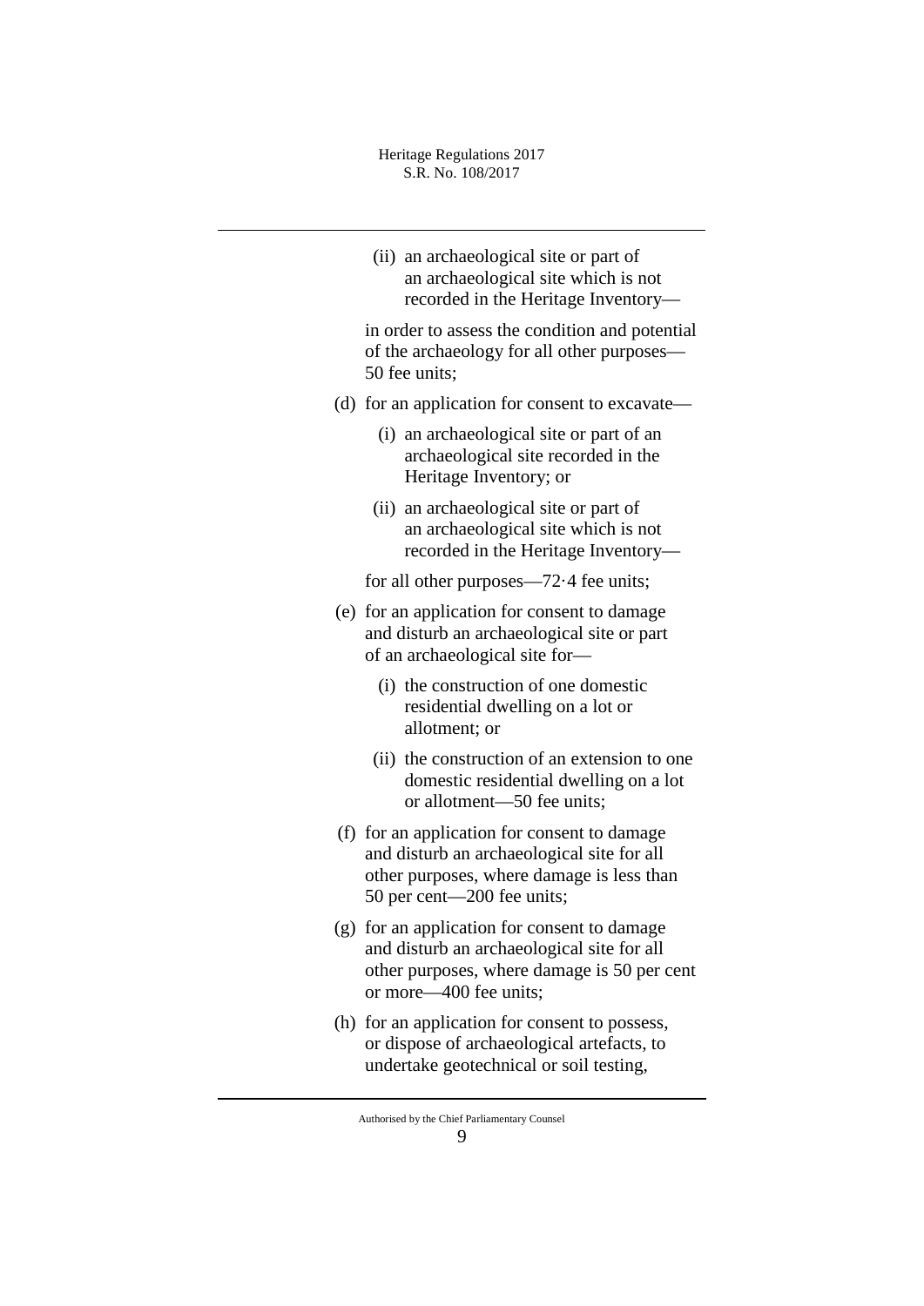(ii) an archaeological site or part of an archaeological site which is not recorded in the Heritage Inventory—

in order to assess the condition and potential of the archaeology for all other purposes—50 fee units;

(d) for an application for consent to excavate—

(i) an archaeological site or part of an archaeological site recorded in the Heritage Inventory; or

(ii) an archaeological site or part of an archaeological site which is not recorded in the Heritage Inventory—

for all other purposes—72·4 fee units;

(e) for an application for consent to damage and disturb an archaeological site or part of an archaeological site for—

(i) the construction of one domestic residential dwelling on a lot or allotment; or

(ii) the construction of an extension to one domestic residential dwelling on a lot or allotment—50 fee units;

(f) for an application for consent to damage and disturb an archaeological site for all other purposes, where damage is less than 50 per cent—200 fee units;

(g) for an application for consent to damage and disturb an archaeological site for all other purposes, where damage is 50 per cent or more—400 fee units;

(h) for an application for consent to possess, or dispose of archaeological artefacts, to undertake geotechnical or soil testing,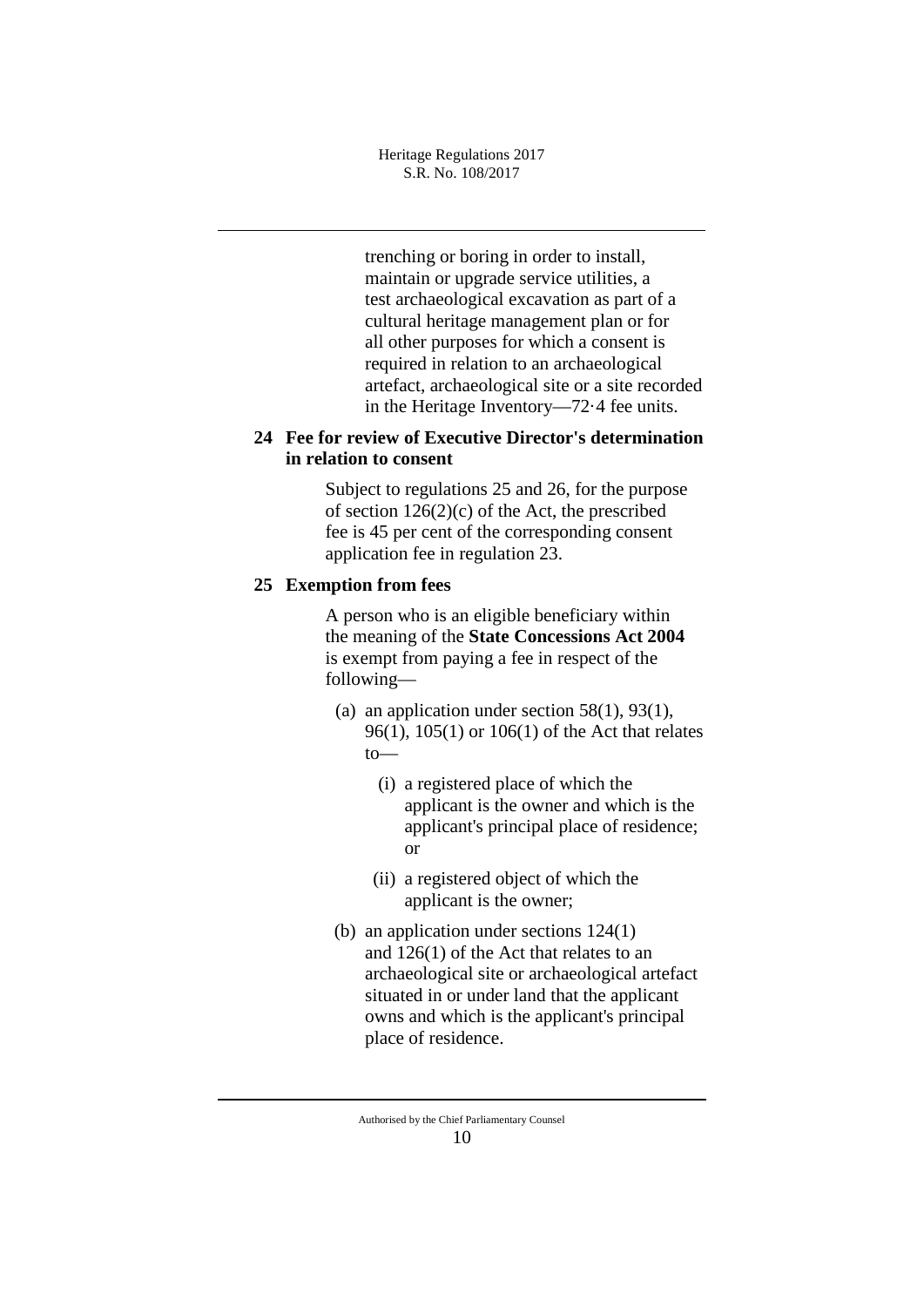trenching or boring in order to install, maintain or upgrade service utilities, a test archaeological excavation as part of a cultural heritage management plan or for all other purposes for which a consent is required in relation to an archaeological artefact, archaeological site or a site recorded in the Heritage Inventory—72·4 fee units.

## 24 Fee for review of Executive Director's determination in relation to consent

Subject to regulations 25 and 26, for the purpose of section 126(2)(c) of the Act, the prescribed fee is 45 per cent of the corresponding consent application fee in regulation 23.

## 25 Exemption from fees

A person who is an eligible beneficiary within the meaning of the **State Concessions Act 2004** is exempt from paying a fee in respect of the following—

(a) an application under section 58(1), 93(1), 96(1), 105(1) or 106(1) of the Act that relates to—

(i) a registered place of which the applicant is the owner and which is the applicant's principal place of residence; or

(ii) a registered object of which the applicant is the owner;

(b) an application under sections 124(1) and 126(1) of the Act that relates to an archaeological site or archaeological artefact situated in or under land that the applicant owns and which is the applicant's principal place of residence.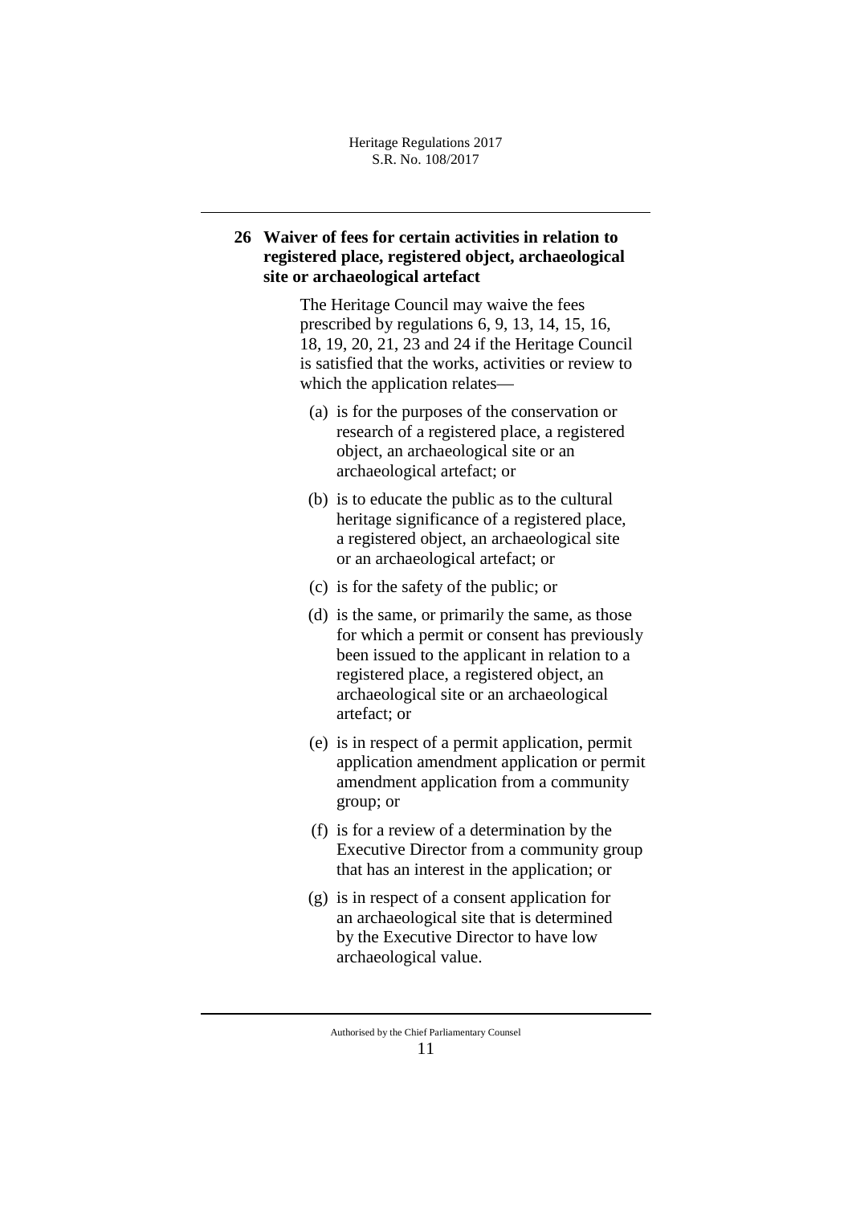## 26 Waiver of fees for certain activities in relation to registered place, registered object, archaeological site or archaeological artefact

The Heritage Council may waive the fees prescribed by regulations 6, 9, 13, 14, 15, 16, 18, 19, 20, 21, 23 and 24 if the Heritage Council is satisfied that the works, activities or review to which the application relates—

(a) is for the purposes of the conservation or research of a registered place, a registered object, an archaeological site or an archaeological artefact; or

(b) is to educate the public as to the cultural heritage significance of a registered place, a registered object, an archaeological site or an archaeological artefact; or

(c) is for the safety of the public; or

(d) is the same, or primarily the same, as those for which a permit or consent has previously been issued to the applicant in relation to a registered place, a registered object, an archaeological site or an archaeological artefact; or

(e) is in respect of a permit application, permit application amendment application or permit amendment application from a community group; or

(f) is for a review of a determination by the Executive Director from a community group that has an interest in the application; or

(g) is in respect of a consent application for an archaeological site that is determined by the Executive Director to have low archaeological value.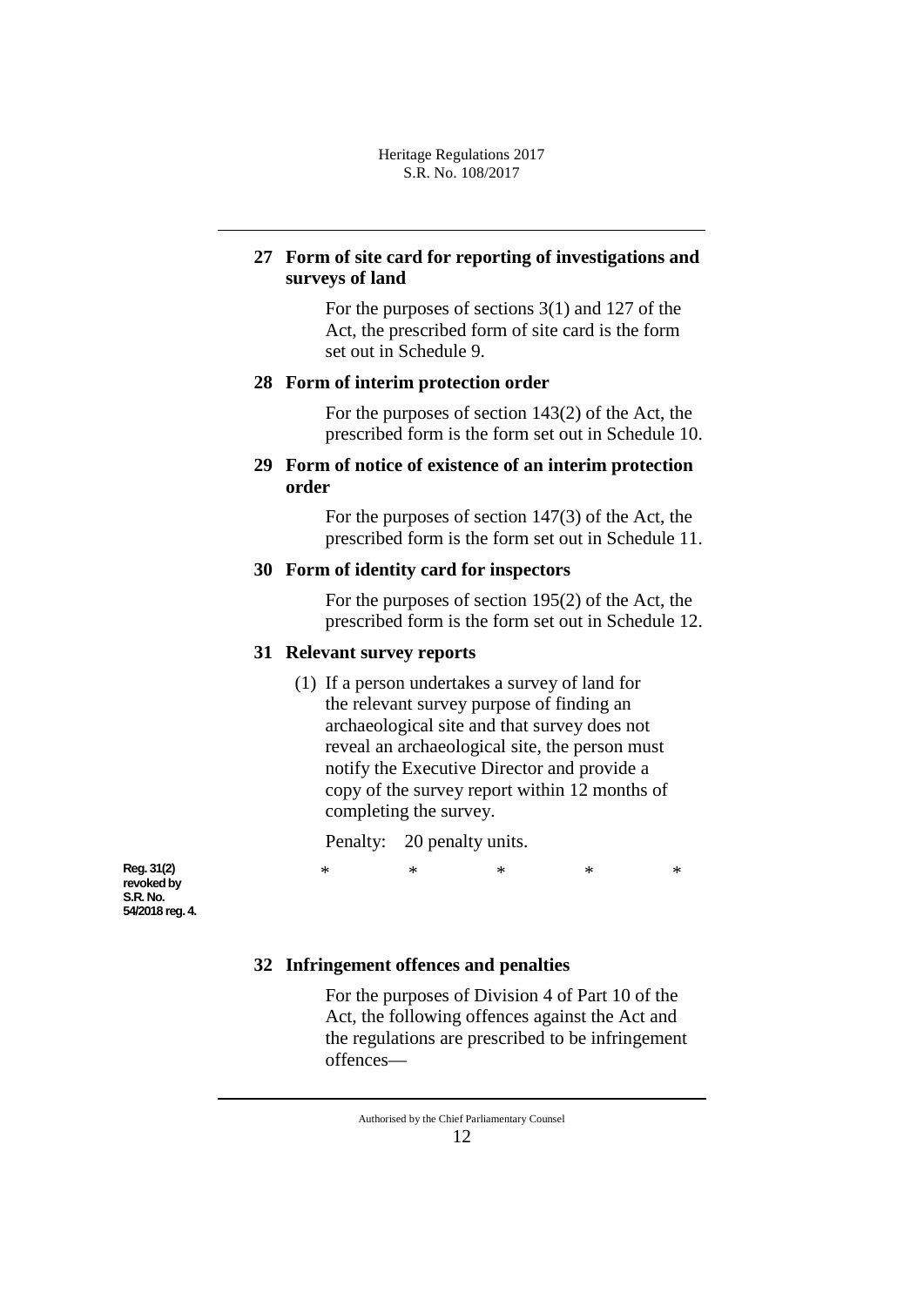## 27 Form of site card for reporting of investigations and surveys of land

For the purposes of sections 3(1) and 127 of the Act, the prescribed form of site card is the form set out in Schedule 9.

## 28 Form of interim protection order

For the purposes of section 143(2) of the Act, the prescribed form is the form set out in Schedule 10.

## 29 Form of notice of existence of an interim protection order

For the purposes of section 147(3) of the Act, the prescribed form is the form set out in Schedule 11.

## 30 Form of identity card for inspectors

For the purposes of section 195(2) of the Act, the prescribed form is the form set out in Schedule 12.

## 31 Relevant survey reports

(1) If a person undertakes a survey of land for the relevant survey purpose of finding an archaeological site and that survey does not reveal an archaeological site, the person must notify the Executive Director and provide a copy of the survey report within 12 months of completing the survey.

Penalty: 20 penalty units.

Reg. 31(2) revoked by S.R. No. 54/2018 reg. 4.

\*     \*     \*     \*     \*

## 32 Infringement offences and penalties

For the purposes of Division 4 of Part 10 of the Act, the following offences against the Act and the regulations are prescribed to be infringement offences—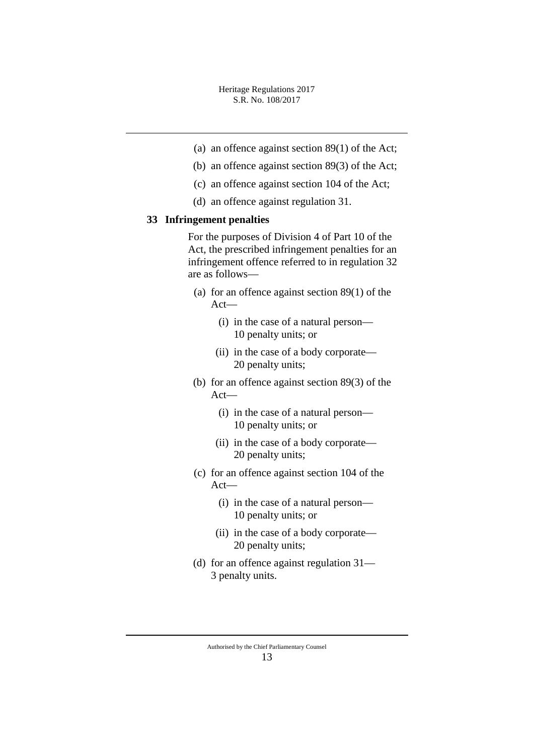(a) an offence against section 89(1) of the Act;

(b) an offence against section 89(3) of the Act;

(c) an offence against section 104 of the Act;

(d) an offence against regulation 31.

**33 Infringement penalties**

For the purposes of Division 4 of Part 10 of the Act, the prescribed infringement penalties for an infringement offence referred to in regulation 32 are as follows—

(a) for an offence against section 89(1) of the Act—

  (i) in the case of a natural person—10 penalty units; or

  (ii) in the case of a body corporate—20 penalty units;

(b) for an offence against section 89(3) of the Act—

  (i) in the case of a natural person—10 penalty units; or

  (ii) in the case of a body corporate—20 penalty units;

(c) for an offence against section 104 of the Act—

  (i) in the case of a natural person—10 penalty units; or

  (ii) in the case of a body corporate—20 penalty units;

(d) for an offence against regulation 31—3 penalty units.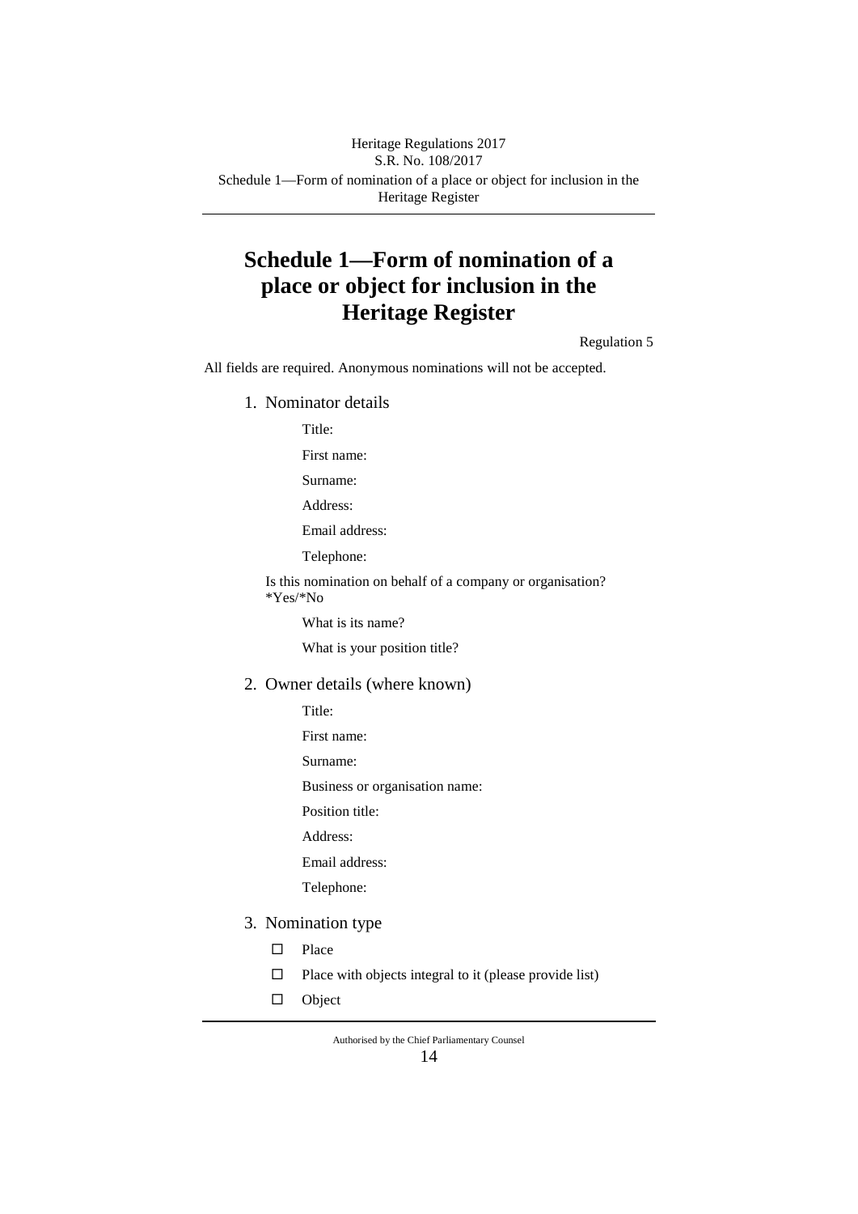# Schedule 1—Form of nomination of a place or object for inclusion in the Heritage Register

Regulation 5

All fields are required. Anonymous nominations will not be accepted.

1. Nominator details

    Title:

    First name:

    Surname:

    Address:

    Email address:

    Telephone:

    Is this nomination on behalf of a company or organisation? *Yes/*No

    What is its name?

    What is your position title?

2. Owner details (where known)

    Title:

    First name:

    Surname:

    Business or organisation name:

    Position title:

    Address:

    Email address:

    Telephone:

3. Nomination type

    ☐ Place

    ☐ Place with objects integral to it (please provide list)

    ☐ Object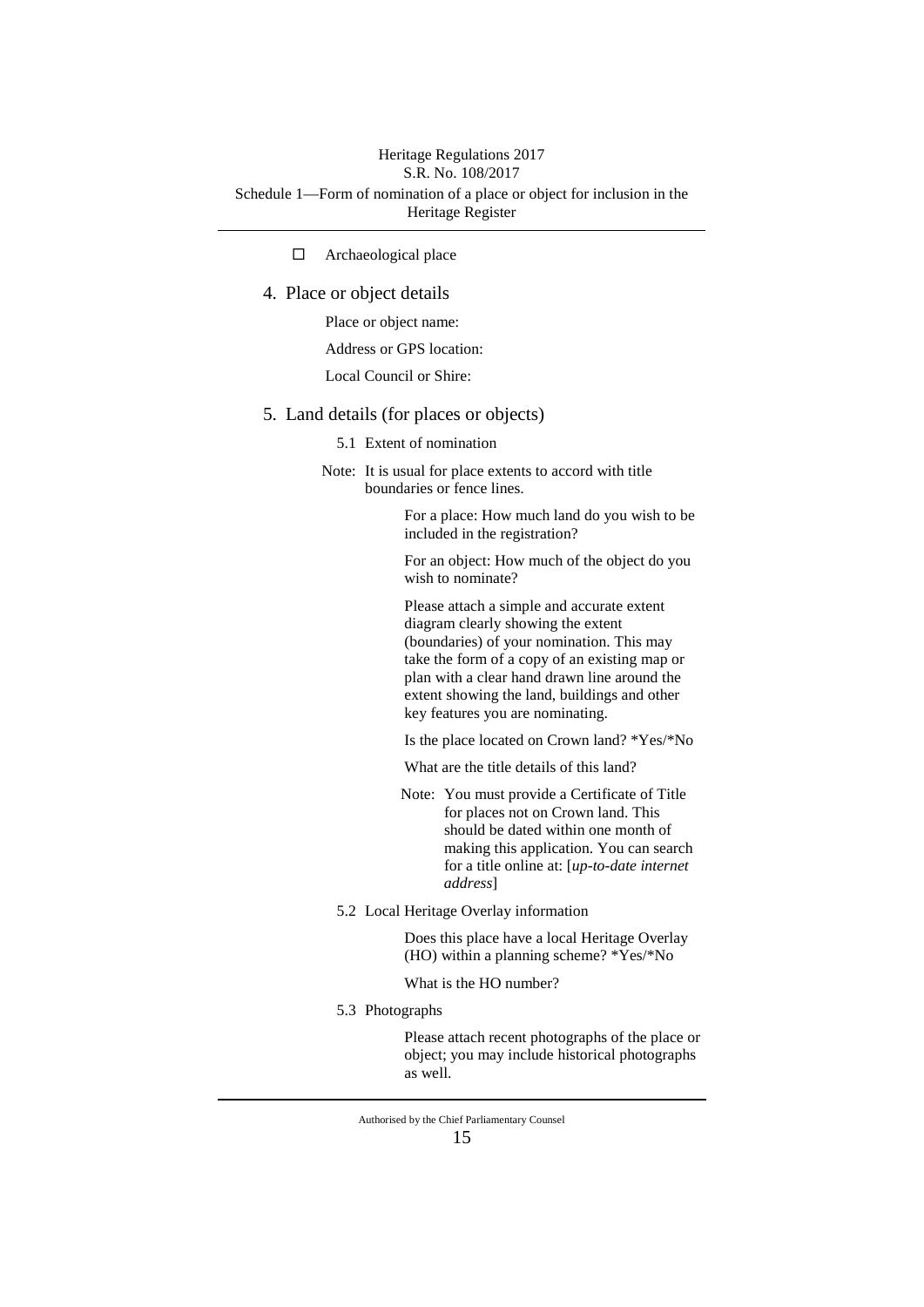☐ Archaeological place

## 4. Place or object details

Place or object name:

Address or GPS location:

Local Council or Shire:

## 5. Land details (for places or objects)

### 5.1 Extent of nomination

Note: It is usual for place extents to accord with title boundaries or fence lines.

For a place: How much land do you wish to be included in the registration?

For an object: How much of the object do you wish to nominate?

Please attach a simple and accurate extent diagram clearly showing the extent (boundaries) of your nomination. This may take the form of a copy of an existing map or plan with a clear hand drawn line around the extent showing the land, buildings and other key features you are nominating.

Is the place located on Crown land? *Yes/*No

What are the title details of this land?

Note: You must provide a Certificate of Title for places not on Crown land. This should be dated within one month of making this application. You can search for a title online at: [*up-to-date internet address*]

### 5.2 Local Heritage Overlay information

Does this place have a local Heritage Overlay (HO) within a planning scheme? *Yes/*No

What is the HO number?

### 5.3 Photographs

Please attach recent photographs of the place or object; you may include historical photographs as well.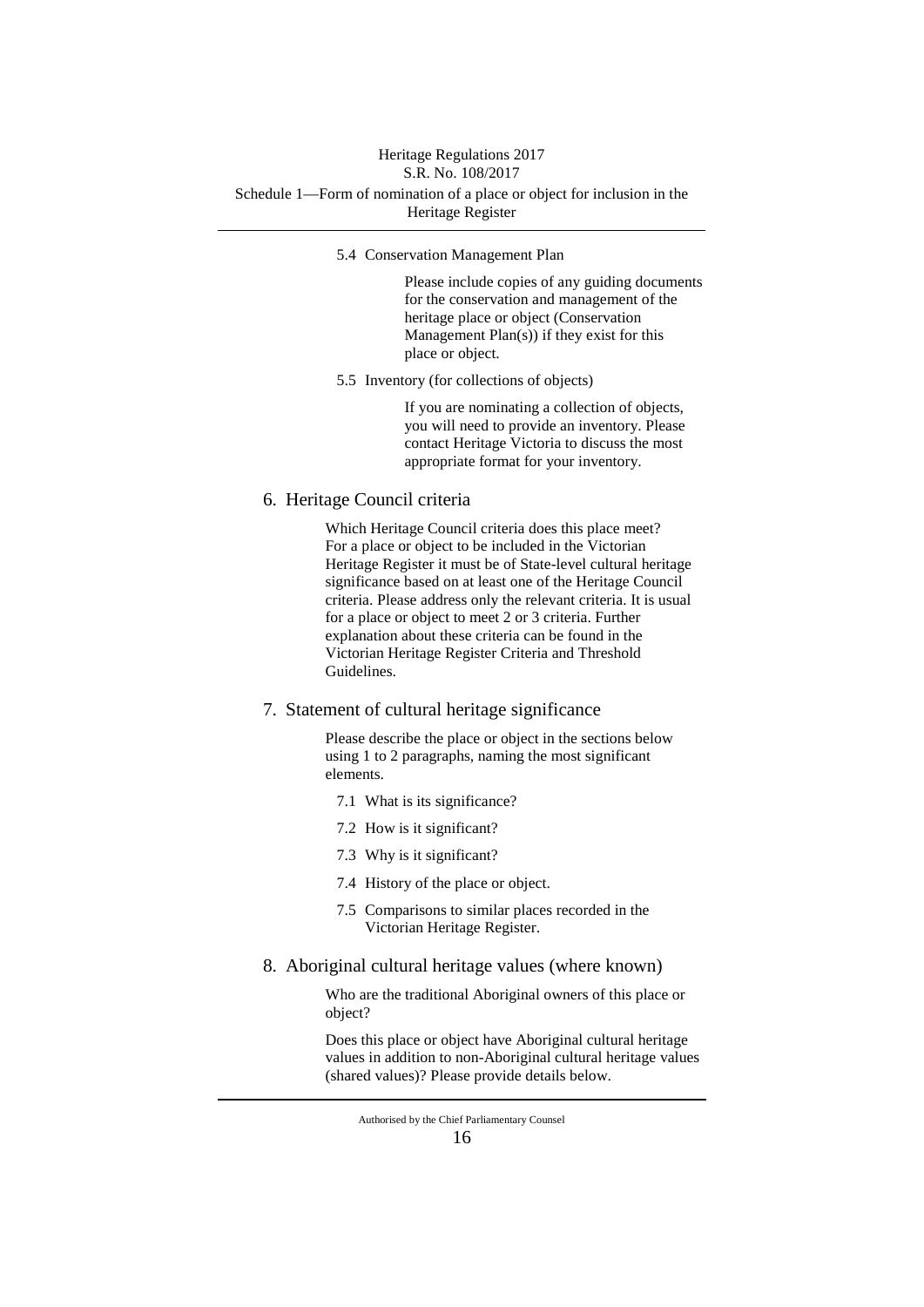5.4 Conservation Management Plan

Please include copies of any guiding documents for the conservation and management of the heritage place or object (Conservation Management Plan(s)) if they exist for this place or object.

5.5 Inventory (for collections of objects)

If you are nominating a collection of objects, you will need to provide an inventory. Please contact Heritage Victoria to discuss the most appropriate format for your inventory.

## 6. Heritage Council criteria

Which Heritage Council criteria does this place meet? For a place or object to be included in the Victorian Heritage Register it must be of State-level cultural heritage significance based on at least one of the Heritage Council criteria. Please address only the relevant criteria. It is usual for a place or object to meet 2 or 3 criteria. Further explanation about these criteria can be found in the Victorian Heritage Register Criteria and Threshold Guidelines.

## 7. Statement of cultural heritage significance

Please describe the place or object in the sections below using 1 to 2 paragraphs, naming the most significant elements.

7.1 What is its significance?

7.2 How is it significant?

7.3 Why is it significant?

7.4 History of the place or object.

7.5 Comparisons to similar places recorded in the Victorian Heritage Register.

## 8. Aboriginal cultural heritage values (where known)

Who are the traditional Aboriginal owners of this place or object?

Does this place or object have Aboriginal cultural heritage values in addition to non-Aboriginal cultural heritage values (shared values)? Please provide details below.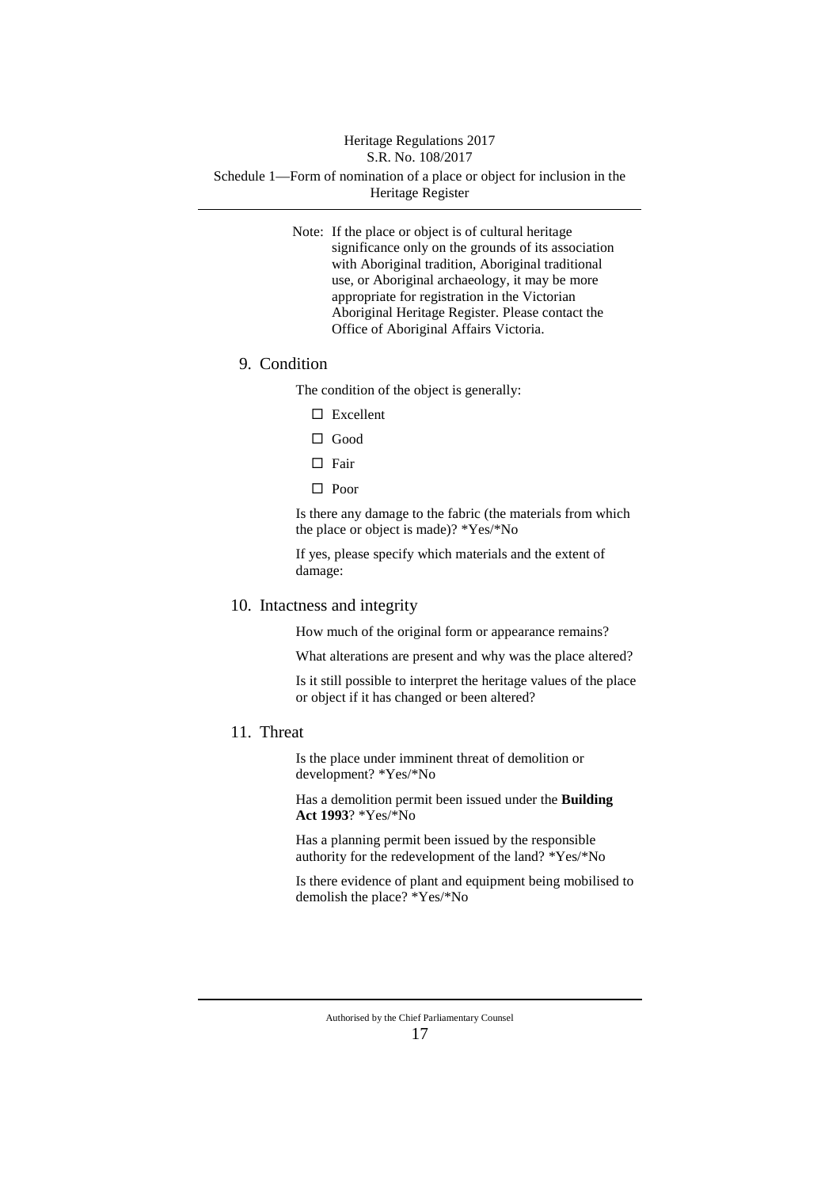Note: If the place or object is of cultural heritage significance only on the grounds of its association with Aboriginal tradition, Aboriginal traditional use, or Aboriginal archaeology, it may be more appropriate for registration in the Victorian Aboriginal Heritage Register. Please contact the Office of Aboriginal Affairs Victoria.

## 9. Condition

The condition of the object is generally:

- ☐ Excellent
- ☐ Good
- ☐ Fair
- ☐ Poor

Is there any damage to the fabric (the materials from which the place or object is made)? *Yes/*No

If yes, please specify which materials and the extent of damage:

## 10. Intactness and integrity

How much of the original form or appearance remains?

What alterations are present and why was the place altered?

Is it still possible to interpret the heritage values of the place or object if it has changed or been altered?

## 11. Threat

Is the place under imminent threat of demolition or development? *Yes/*No

Has a demolition permit been issued under the **Building Act 1993**? *Yes/*No

Has a planning permit been issued by the responsible authority for the redevelopment of the land? *Yes/*No

Is there evidence of plant and equipment being mobilised to demolish the place? *Yes/*No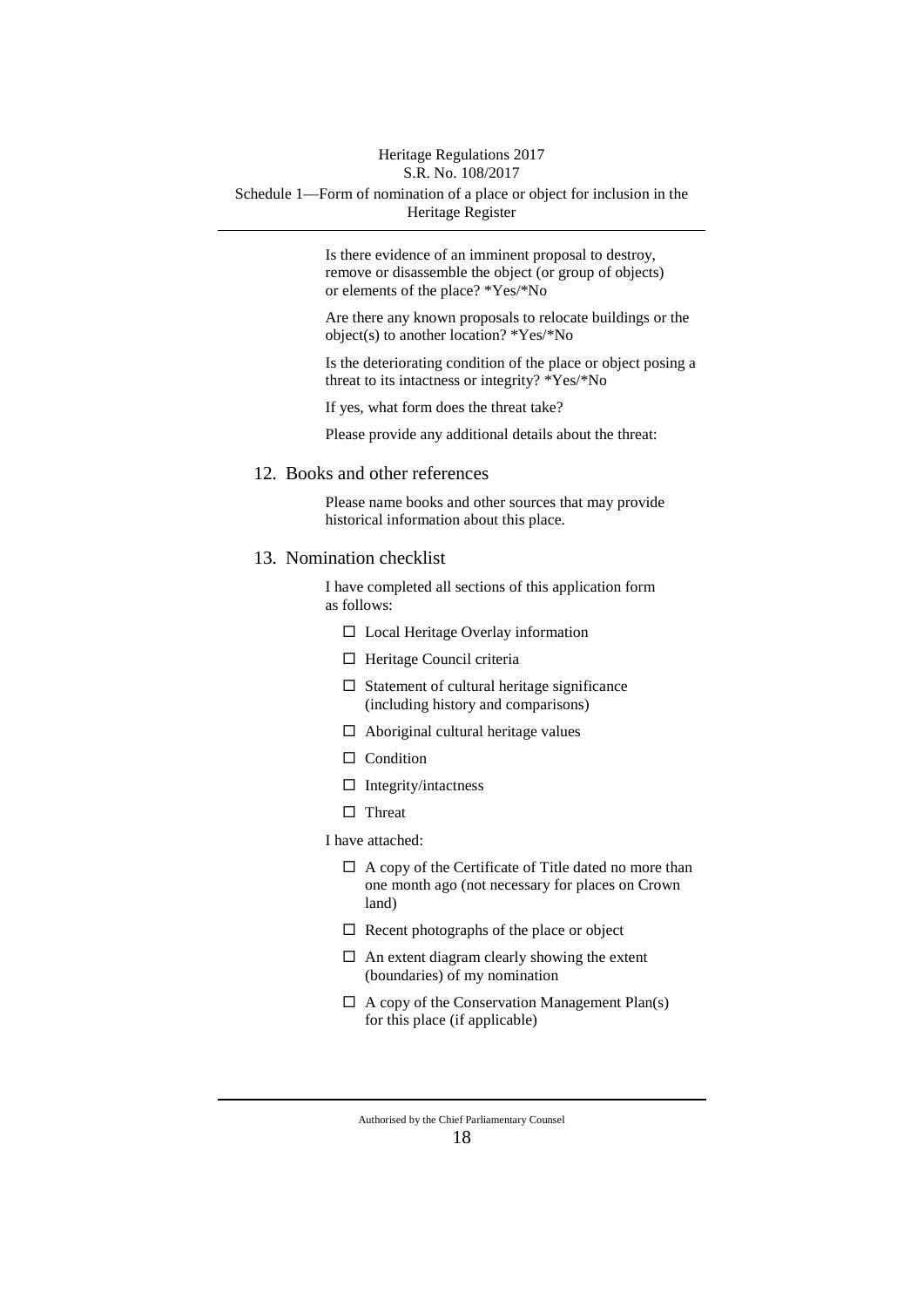Is there evidence of an imminent proposal to destroy, remove or disassemble the object (or group of objects) or elements of the place? *Yes/*No

Are there any known proposals to relocate buildings or the object(s) to another location? *Yes/*No

Is the deteriorating condition of the place or object posing a threat to its intactness or integrity? *Yes/*No

If yes, what form does the threat take?

Please provide any additional details about the threat:

## 12. Books and other references

Please name books and other sources that may provide historical information about this place.

## 13. Nomination checklist

I have completed all sections of this application form as follows:

- ☐ Local Heritage Overlay information
- ☐ Heritage Council criteria
- ☐ Statement of cultural heritage significance (including history and comparisons)
- ☐ Aboriginal cultural heritage values
- ☐ Condition
- ☐ Integrity/intactness
- ☐ Threat

I have attached:

- ☐ A copy of the Certificate of Title dated no more than one month ago (not necessary for places on Crown land)
- ☐ Recent photographs of the place or object
- ☐ An extent diagram clearly showing the extent (boundaries) of my nomination
- ☐ A copy of the Conservation Management Plan(s) for this place (if applicable)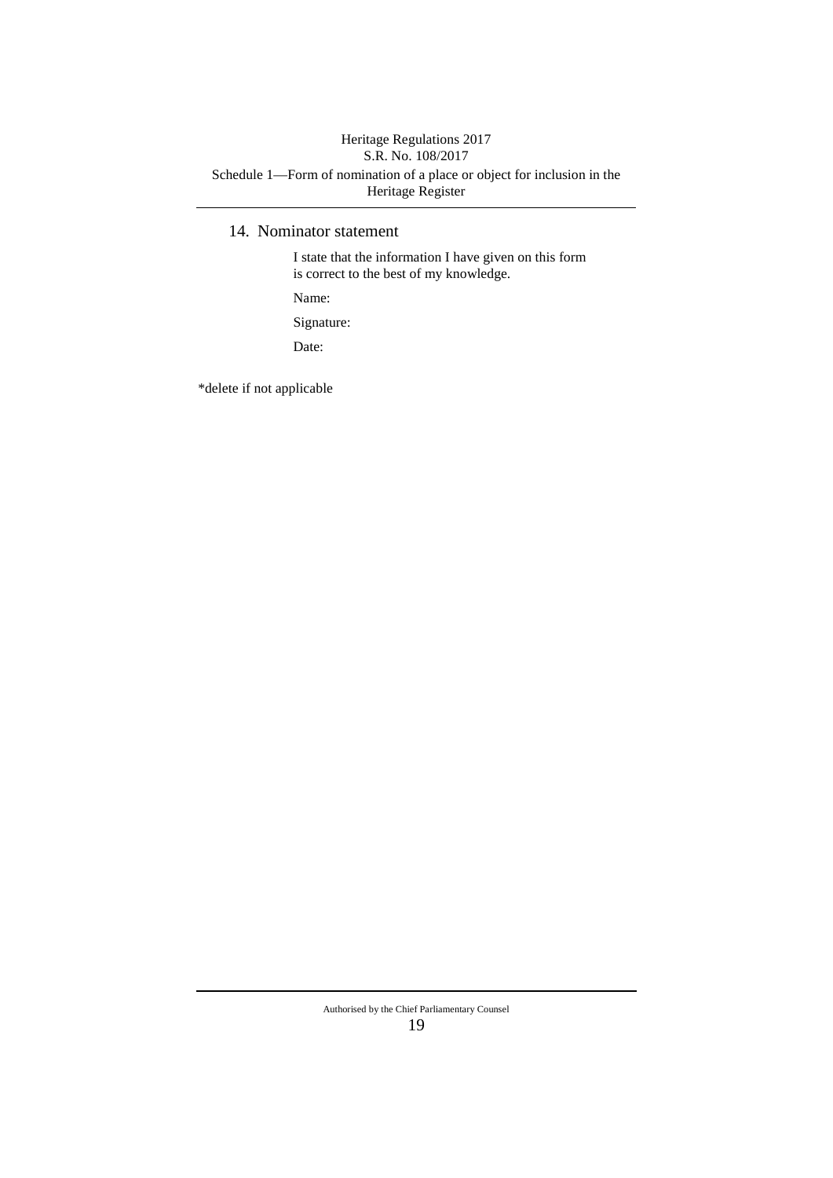## 14. Nominator statement

I state that the information I have given on this form is correct to the best of my knowledge.

Name:

Signature:

Date:

*delete if not applicable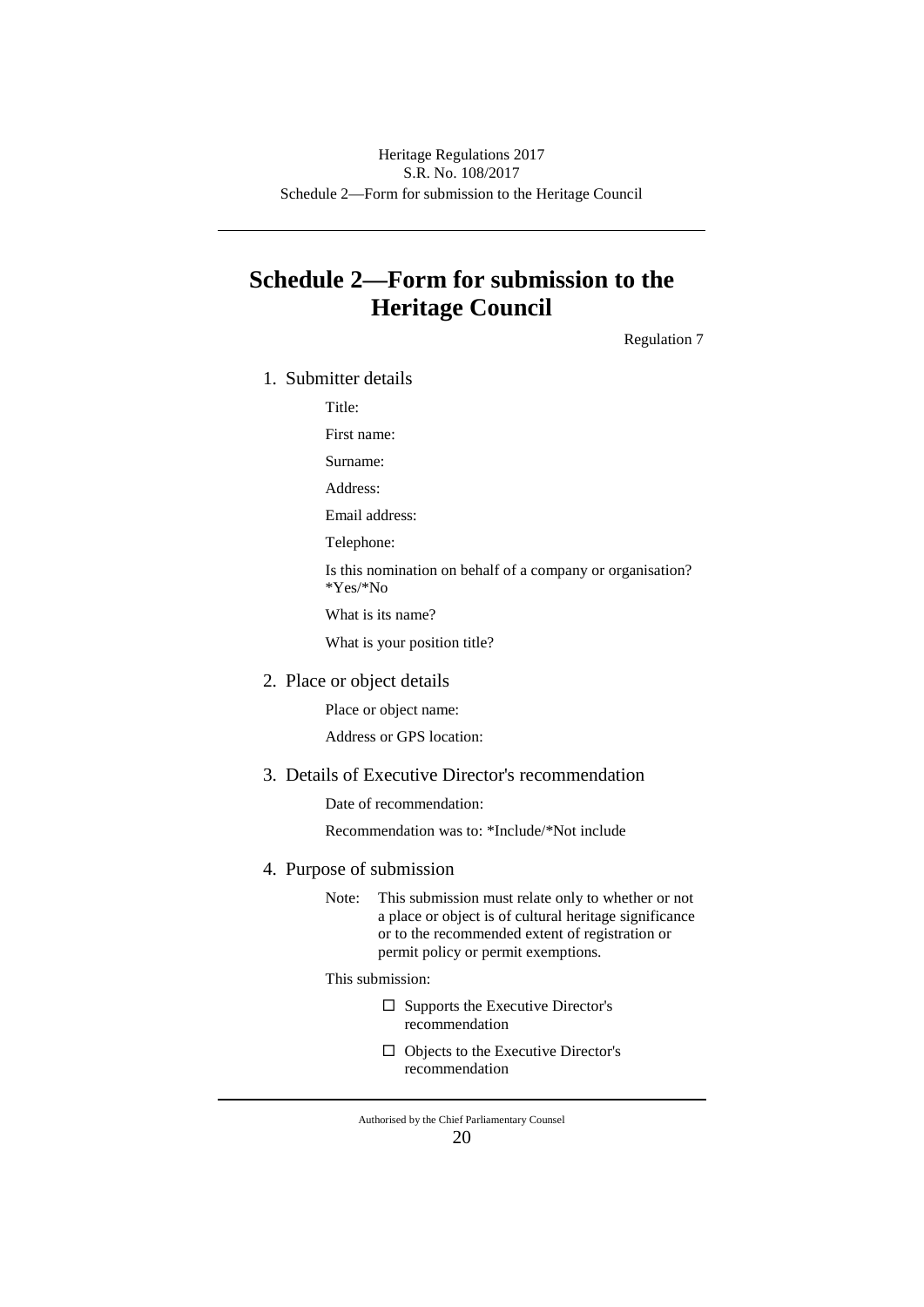# Schedule 2—Form for submission to the Heritage Council

Regulation 7

1. Submitter details

   Title:

   First name:

   Surname:

   Address:

   Email address:

   Telephone:

   Is this nomination on behalf of a company or organisation? *Yes/*No

   What is its name?

   What is your position title?

2. Place or object details

   Place or object name:

   Address or GPS location:

3. Details of Executive Director's recommendation

   Date of recommendation:

   Recommendation was to: *Include/*Not include

4. Purpose of submission

   Note: This submission must relate only to whether or not a place or object is of cultural heritage significance or to the recommended extent of registration or permit policy or permit exemptions.

   This submission:

   ☐ Supports the Executive Director's recommendation

   ☐ Objects to the Executive Director's recommendation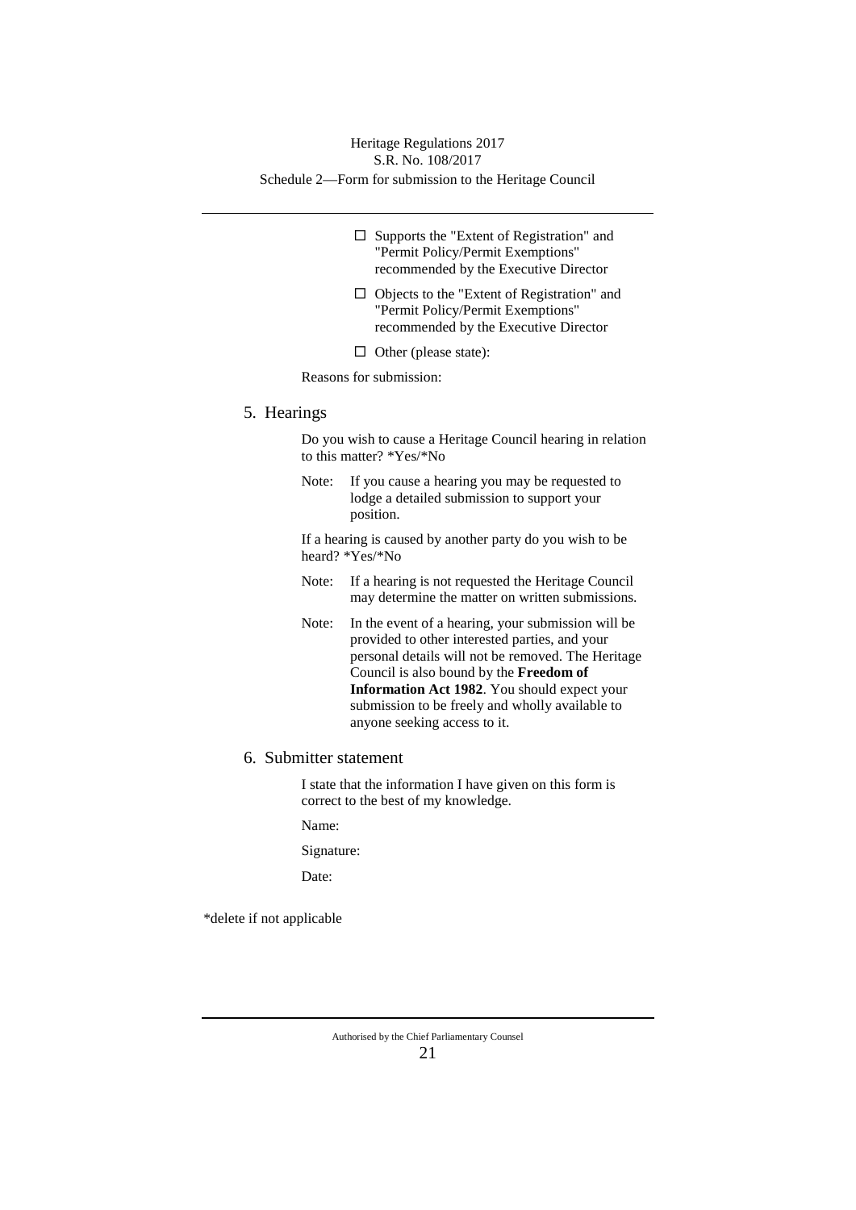- ☐ Supports the "Extent of Registration" and "Permit Policy/Permit Exemptions" recommended by the Executive Director
- ☐ Objects to the "Extent of Registration" and "Permit Policy/Permit Exemptions" recommended by the Executive Director
- ☐ Other (please state):

Reasons for submission:

## 5. Hearings

Do you wish to cause a Heritage Council hearing in relation to this matter? *Yes/*No

Note: If you cause a hearing you may be requested to lodge a detailed submission to support your position.

If a hearing is caused by another party do you wish to be heard? *Yes/*No

Note: If a hearing is not requested the Heritage Council may determine the matter on written submissions.

Note: In the event of a hearing, your submission will be provided to other interested parties, and your personal details will not be removed. The Heritage Council is also bound by the **Freedom of Information Act 1982**. You should expect your submission to be freely and wholly available to anyone seeking access to it.

## 6. Submitter statement

I state that the information I have given on this form is correct to the best of my knowledge.

Name:

Signature:

Date:

*delete if not applicable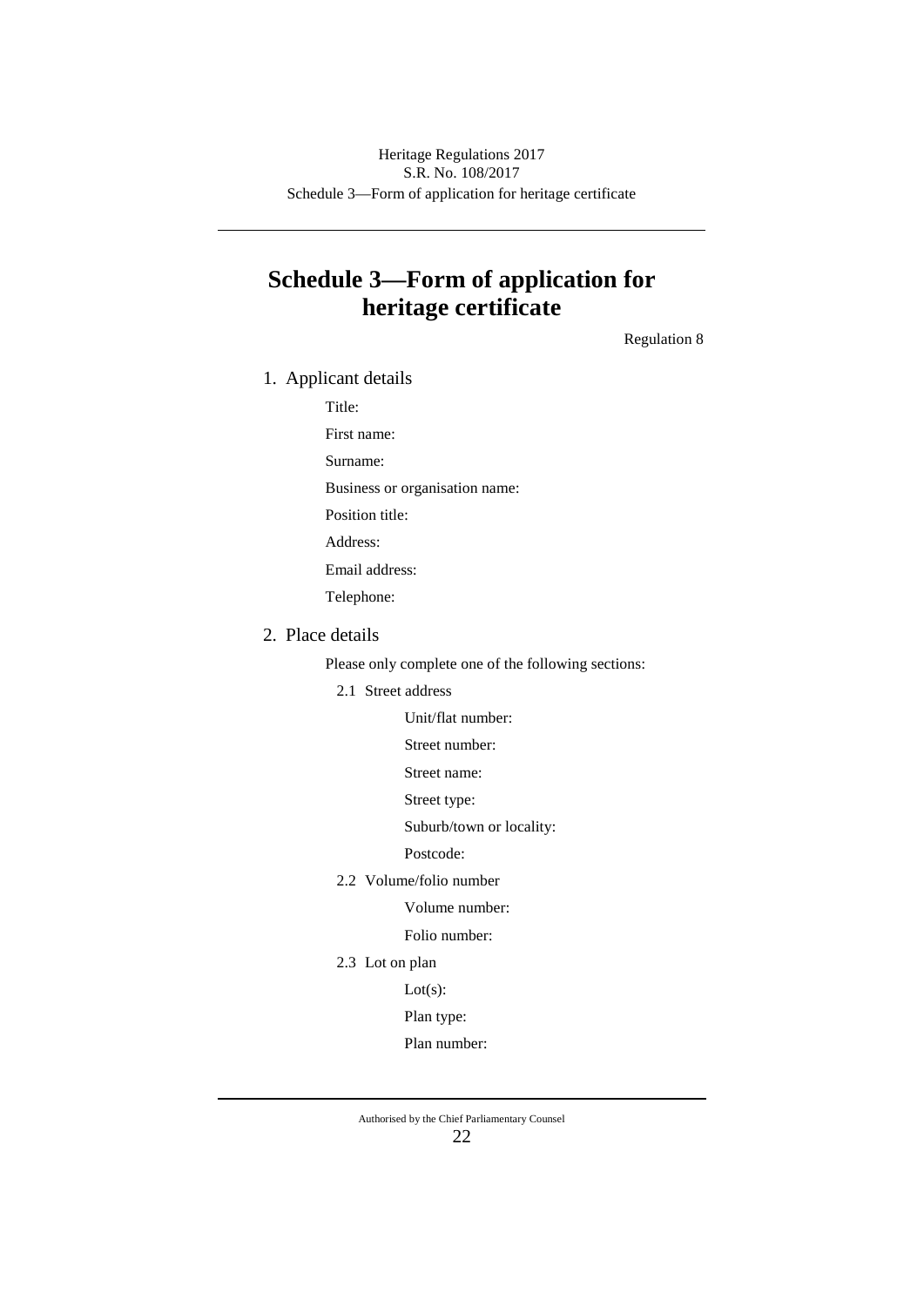# Schedule 3—Form of application for heritage certificate

Regulation 8

1. Applicant details

    Title:

    First name:

    Surname:

    Business or organisation name:

    Position title:

    Address:

    Email address:

    Telephone:

2. Place details

    Please only complete one of the following sections:

    2.1 Street address

        Unit/flat number:

        Street number:

        Street name:

        Street type:

        Suburb/town or locality:

        Postcode:

    2.2 Volume/folio number

        Volume number:

        Folio number:

    2.3 Lot on plan

        Lot(s):

        Plan type:

        Plan number: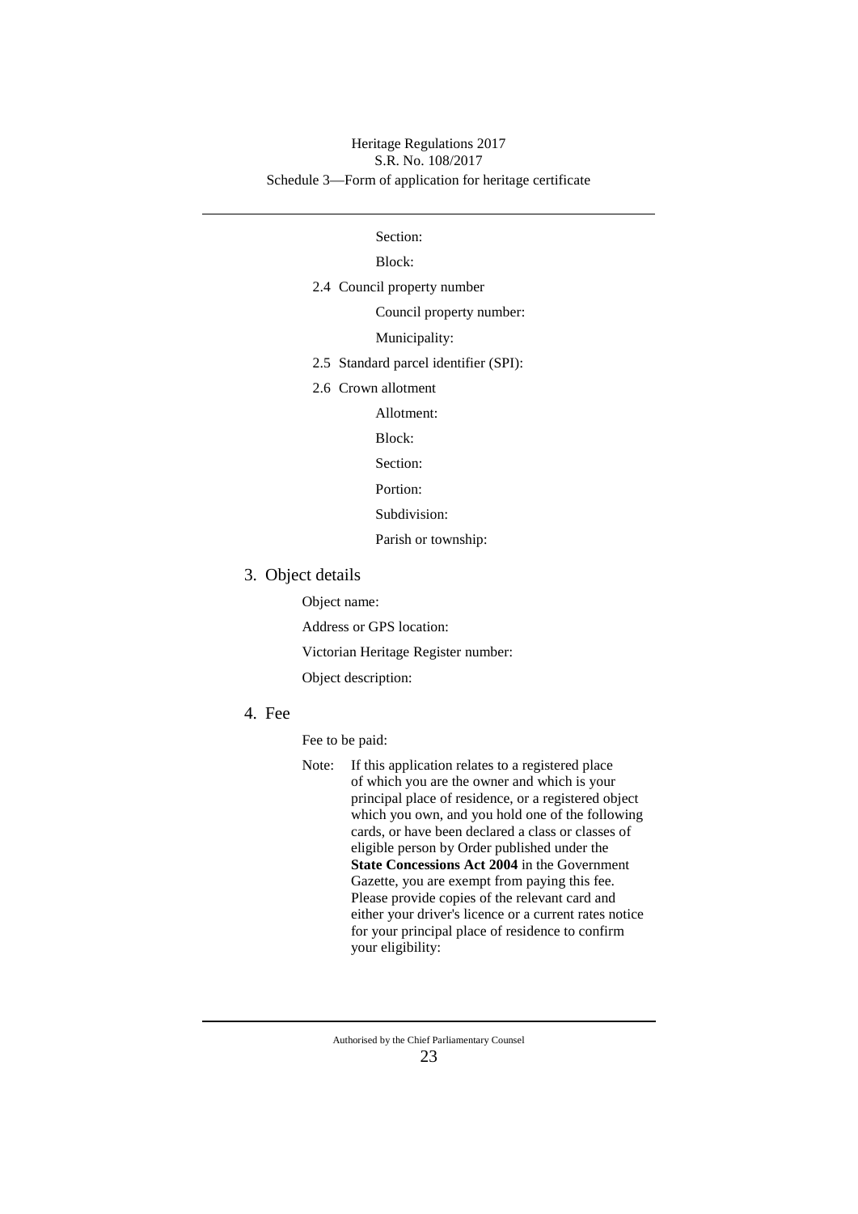Section:

Block:

2.4 Council property number

Council property number:

Municipality:

2.5 Standard parcel identifier (SPI):

2.6 Crown allotment

Allotment:

Block:

Section:

Portion:

Subdivision:

Parish or township:

## 3. Object details

Object name:

Address or GPS location:

Victorian Heritage Register number:

Object description:

## 4. Fee

Fee to be paid:

Note: If this application relates to a registered place of which you are the owner and which is your principal place of residence, or a registered object which you own, and you hold one of the following cards, or have been declared a class or classes of eligible person by Order published under the **State Concessions Act 2004** in the Government Gazette, you are exempt from paying this fee. Please provide copies of the relevant card and either your driver's licence or a current rates notice for your principal place of residence to confirm your eligibility: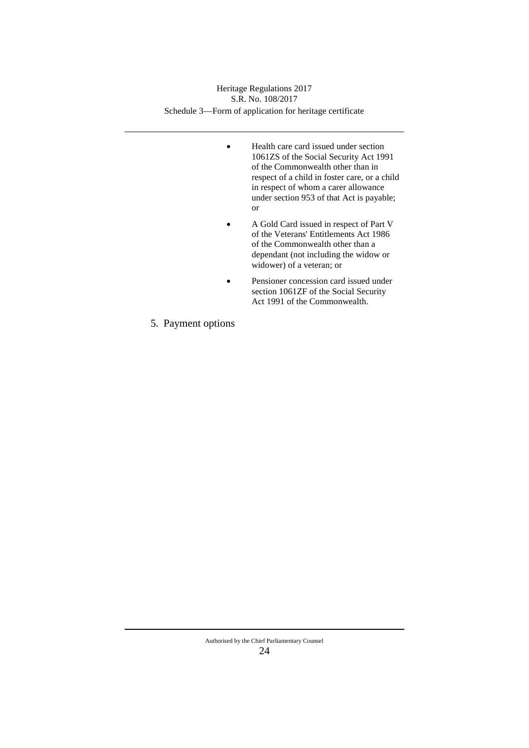- Health care card issued under section 1061ZS of the Social Security Act 1991 of the Commonwealth other than in respect of a child in foster care, or a child in respect of whom a carer allowance under section 953 of that Act is payable; or
- A Gold Card issued in respect of Part V of the Veterans' Entitlements Act 1986 of the Commonwealth other than a dependant (not including the widow or widower) of a veteran; or
- Pensioner concession card issued under section 1061ZF of the Social Security Act 1991 of the Commonwealth.

5. Payment options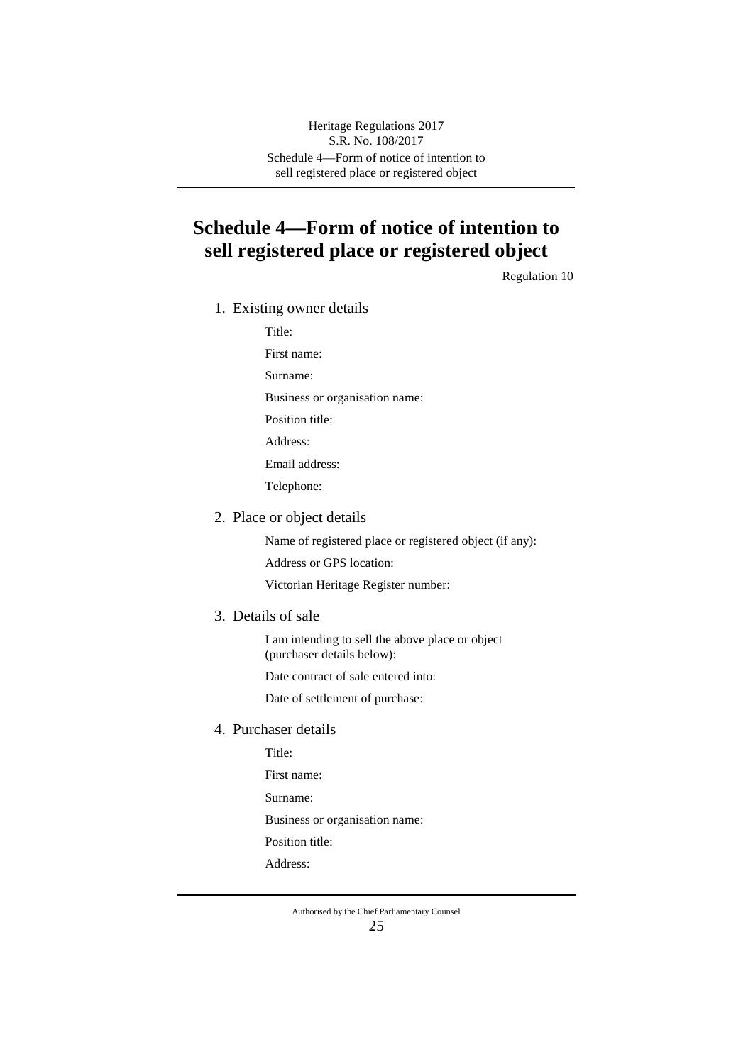# Schedule 4—Form of notice of intention to sell registered place or registered object

Regulation 10

1. Existing owner details

   Title:

   First name:

   Surname:

   Business or organisation name:

   Position title:

   Address:

   Email address:

   Telephone:

2. Place or object details

   Name of registered place or registered object (if any):

   Address or GPS location:

   Victorian Heritage Register number:

3. Details of sale

   I am intending to sell the above place or object (purchaser details below):

   Date contract of sale entered into:

   Date of settlement of purchase:

4. Purchaser details

   Title:

   First name:

   Surname:

   Business or organisation name:

   Position title:

   Address: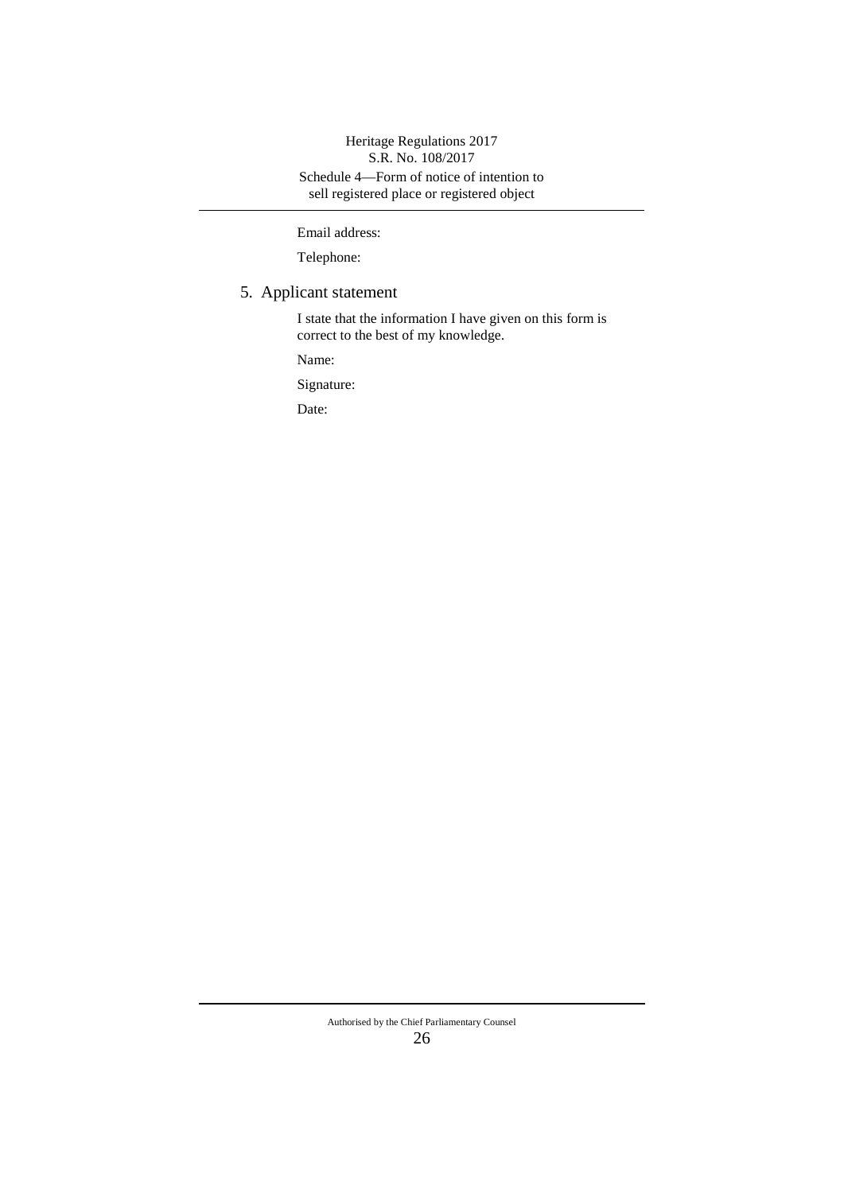Email address:

Telephone:

## 5. Applicant statement

I state that the information I have given on this form is correct to the best of my knowledge.

Name:

Signature:

Date: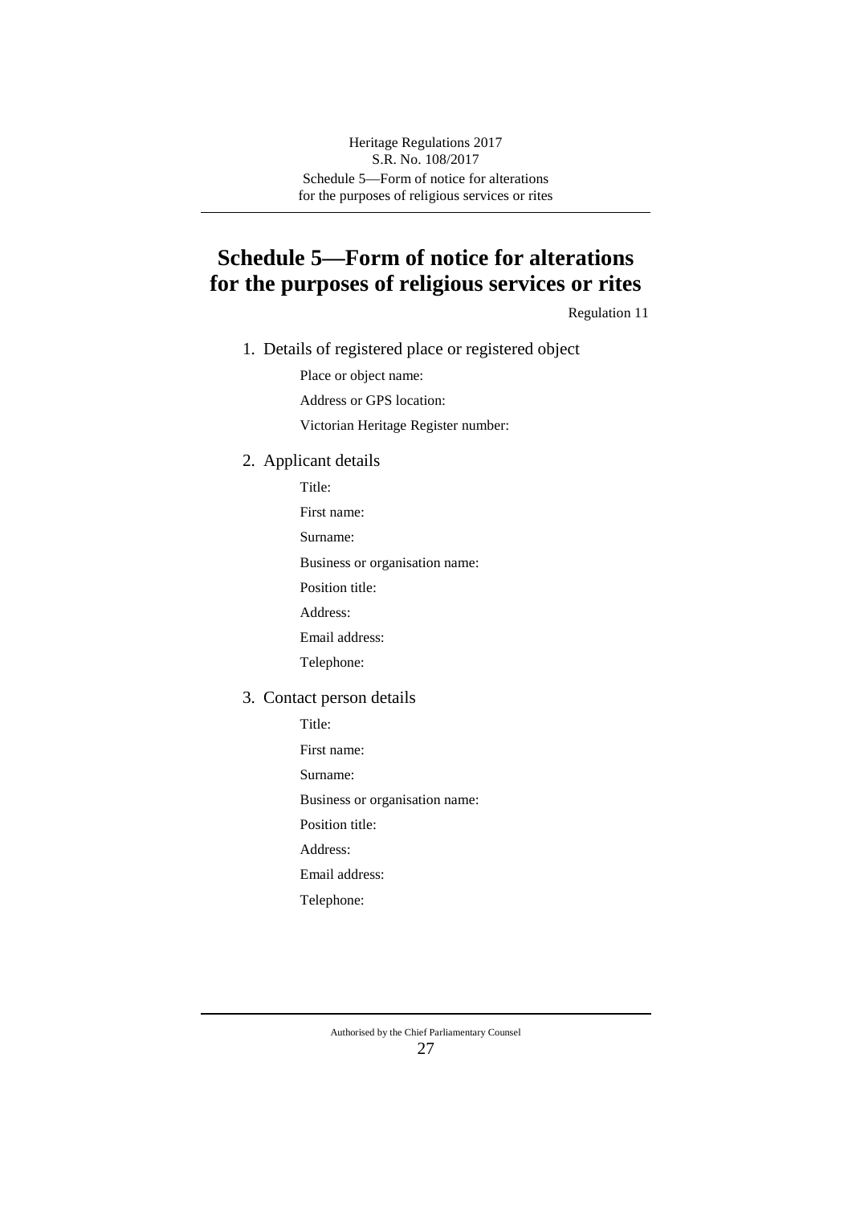# Schedule 5—Form of notice for alterations for the purposes of religious services or rites

Regulation 11

1. Details of registered place or registered object

   Place or object name:

   Address or GPS location:

   Victorian Heritage Register number:

2. Applicant details

   Title:

   First name:

   Surname:

   Business or organisation name:

   Position title:

   Address:

   Email address:

   Telephone:

3. Contact person details

   Title:

   First name:

   Surname:

   Business or organisation name:

   Position title:

   Address:

   Email address:

   Telephone: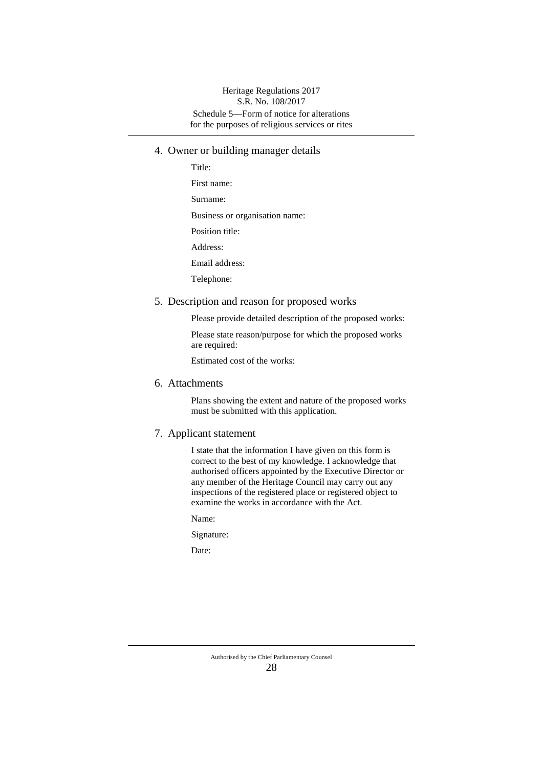## 4. Owner or building manager details

Title:

First name:

Surname:

Business or organisation name:

Position title:

Address:

Email address:

Telephone:

## 5. Description and reason for proposed works

Please provide detailed description of the proposed works:

Please state reason/purpose for which the proposed works are required:

Estimated cost of the works:

## 6. Attachments

Plans showing the extent and nature of the proposed works must be submitted with this application.

## 7. Applicant statement

I state that the information I have given on this form is correct to the best of my knowledge. I acknowledge that authorised officers appointed by the Executive Director or any member of the Heritage Council may carry out any inspections of the registered place or registered object to examine the works in accordance with the Act.

Name:

Signature:

Date: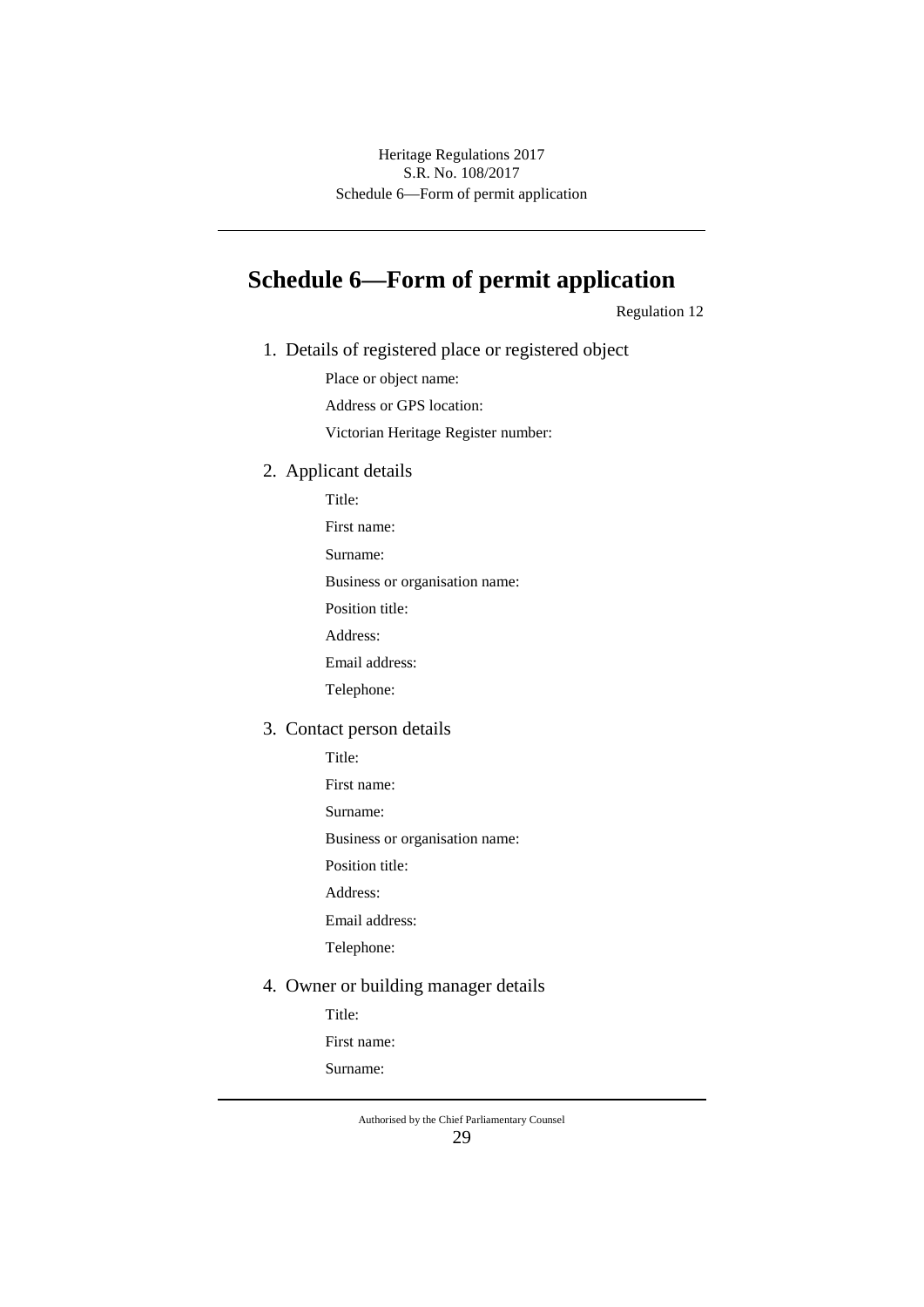# Schedule 6—Form of permit application

Regulation 12

1. Details of registered place or registered object

   Place or object name:

   Address or GPS location:

   Victorian Heritage Register number:

2. Applicant details

   Title:

   First name:

   Surname:

   Business or organisation name:

   Position title:

   Address:

   Email address:

   Telephone:

3. Contact person details

   Title:

   First name:

   Surname:

   Business or organisation name:

   Position title:

   Address:

   Email address:

   Telephone:

4. Owner or building manager details

   Title:

   First name:

   Surname: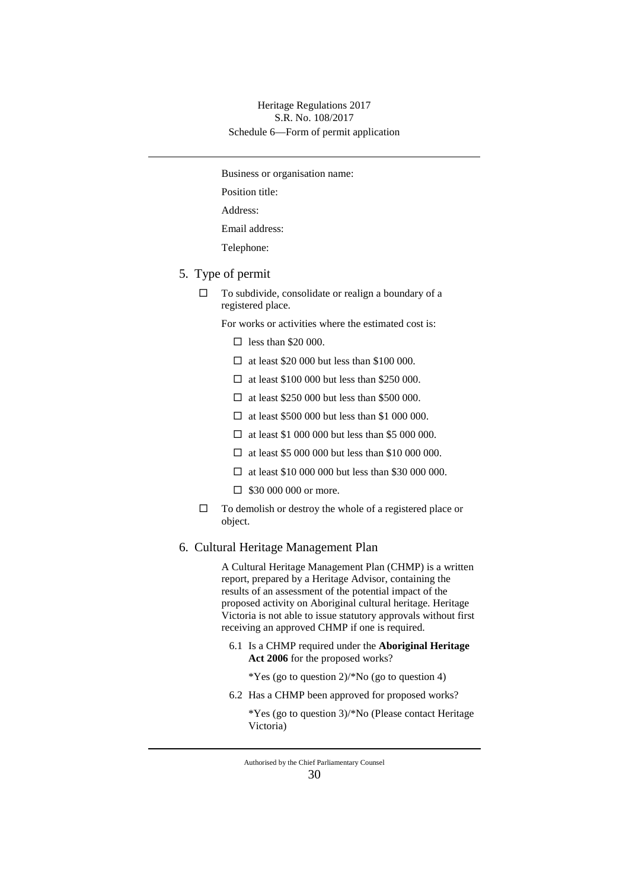Business or organisation name:

Position title:

Address:

Email address:

Telephone:

## 5. Type of permit

☐ To subdivide, consolidate or realign a boundary of a registered place.

For works or activities where the estimated cost is:

- ☐ less than $20 000.
- ☐ at least $20 000 but less than $100 000.
- ☐ at least $100 000 but less than $250 000.
- ☐ at least $250 000 but less than $500 000.
- ☐ at least $500 000 but less than $1 000 000.
- ☐ at least $1 000 000 but less than $5 000 000.
- ☐ at least $5 000 000 but less than $10 000 000.
- ☐ at least $10 000 000 but less than $30 000 000.
- ☐ $30 000 000 or more.

☐ To demolish or destroy the whole of a registered place or object.

## 6. Cultural Heritage Management Plan

A Cultural Heritage Management Plan (CHMP) is a written report, prepared by a Heritage Advisor, containing the results of an assessment of the potential impact of the proposed activity on Aboriginal cultural heritage. Heritage Victoria is not able to issue statutory approvals without first receiving an approved CHMP if one is required.

6.1 Is a CHMP required under the **Aboriginal Heritage Act 2006** for the proposed works?

*Yes (go to question 2)/*No (go to question 4)

6.2 Has a CHMP been approved for proposed works?

*Yes (go to question 3)/*No (Please contact Heritage Victoria)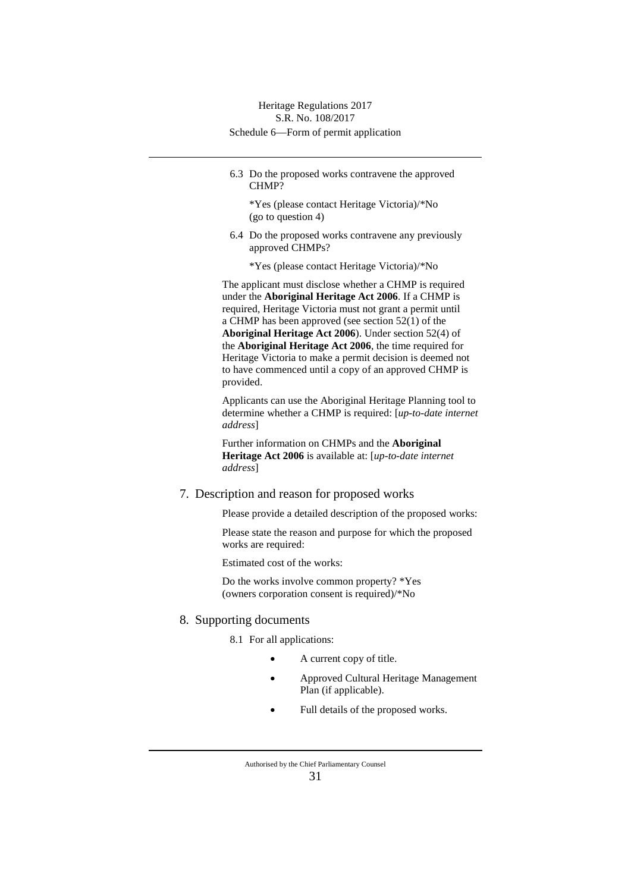6.3 Do the proposed works contravene the approved CHMP?

*Yes (please contact Heritage Victoria)/*No (go to question 4)

6.4 Do the proposed works contravene any previously approved CHMPs?

*Yes (please contact Heritage Victoria)/*No

The applicant must disclose whether a CHMP is required under the **Aboriginal Heritage Act 2006**. If a CHMP is required, Heritage Victoria must not grant a permit until a CHMP has been approved (see section 52(1) of the **Aboriginal Heritage Act 2006**). Under section 52(4) of the **Aboriginal Heritage Act 2006**, the time required for Heritage Victoria to make a permit decision is deemed not to have commenced until a copy of an approved CHMP is provided.

Applicants can use the Aboriginal Heritage Planning tool to determine whether a CHMP is required: [*up-to-date internet address*]

Further information on CHMPs and the **Aboriginal Heritage Act 2006** is available at: [*up-to-date internet address*]

## 7. Description and reason for proposed works

Please provide a detailed description of the proposed works:

Please state the reason and purpose for which the proposed works are required:

Estimated cost of the works:

Do the works involve common property? *Yes (owners corporation consent is required)/*No

## 8. Supporting documents

8.1 For all applications:

- A current copy of title.
- Approved Cultural Heritage Management Plan (if applicable).
- Full details of the proposed works.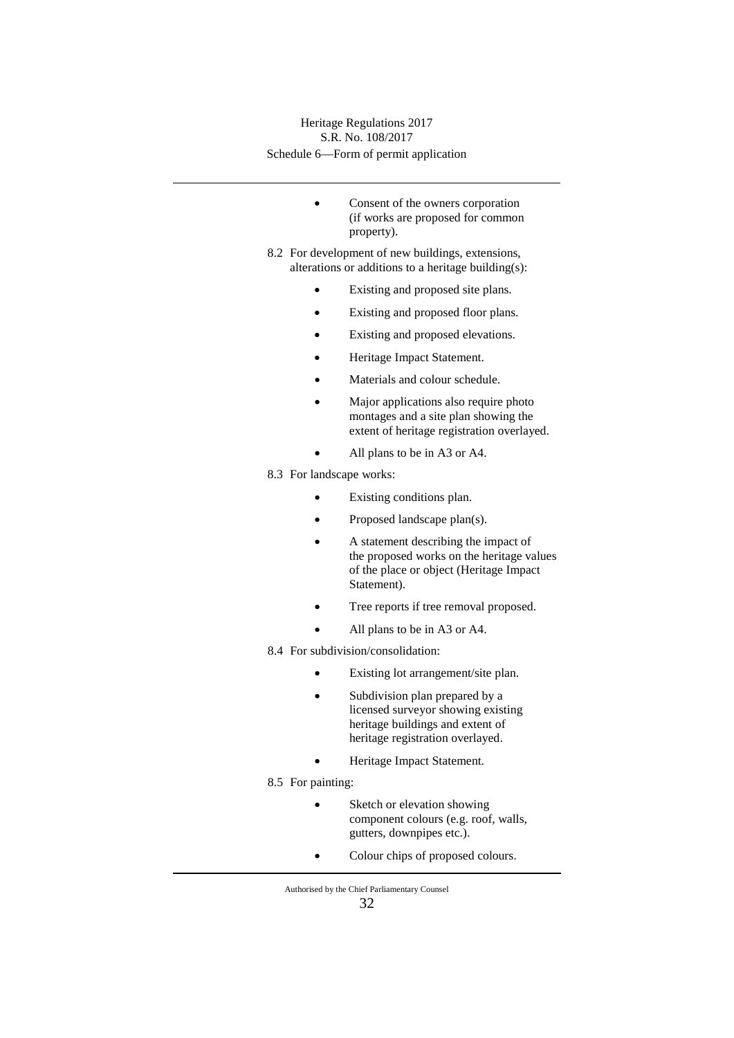- Consent of the owners corporation (if works are proposed for common property).

8.2 For development of new buildings, extensions, alterations or additions to a heritage building(s):

- Existing and proposed site plans.
- Existing and proposed floor plans.
- Existing and proposed elevations.
- Heritage Impact Statement.
- Materials and colour schedule.
- Major applications also require photo montages and a site plan showing the extent of heritage registration overlayed.
- All plans to be in A3 or A4.

8.3 For landscape works:

- Existing conditions plan.
- Proposed landscape plan(s).
- A statement describing the impact of the proposed works on the heritage values of the place or object (Heritage Impact Statement).
- Tree reports if tree removal proposed.
- All plans to be in A3 or A4.

8.4 For subdivision/consolidation:

- Existing lot arrangement/site plan.
- Subdivision plan prepared by a licensed surveyor showing existing heritage buildings and extent of heritage registration overlayed.
- Heritage Impact Statement.

8.5 For painting:

- Sketch or elevation showing component colours (e.g. roof, walls, gutters, downpipes etc.).
- Colour chips of proposed colours.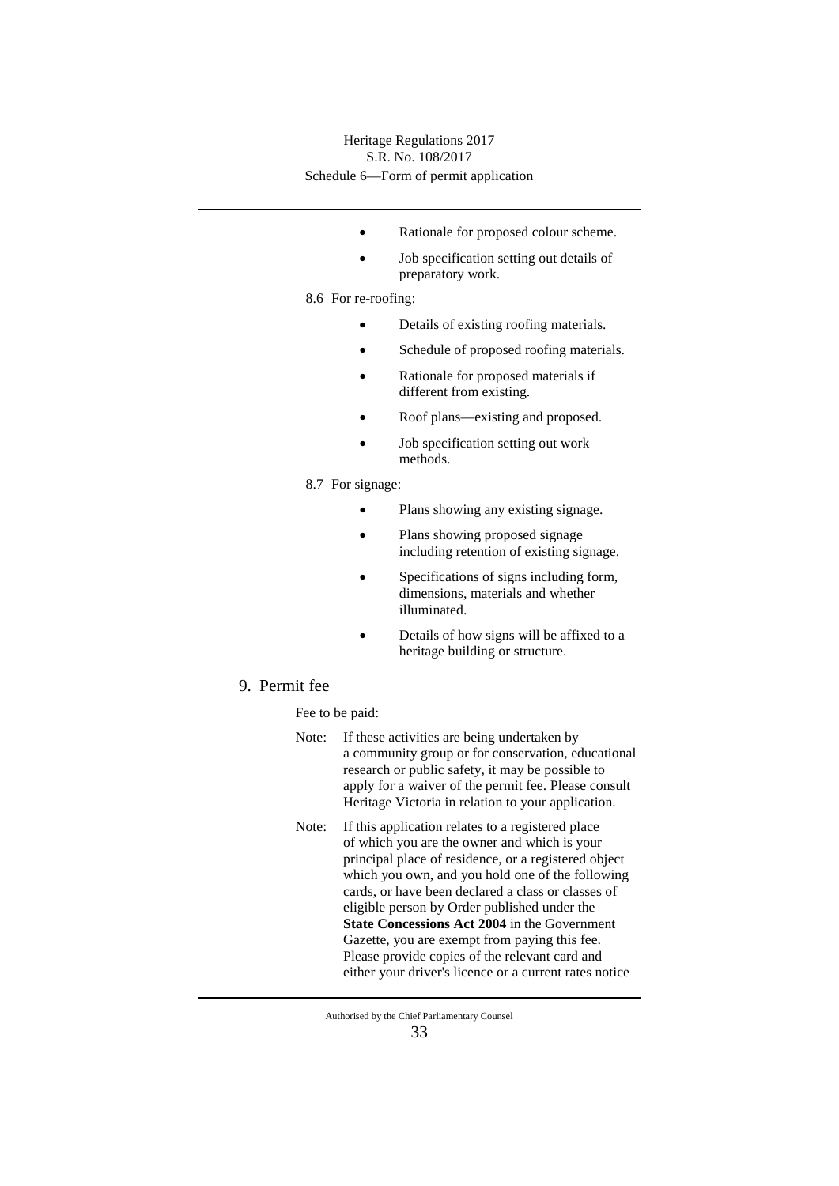- Rationale for proposed colour scheme.
- Job specification setting out details of preparatory work.

8.6 For re-roofing:

- Details of existing roofing materials.
- Schedule of proposed roofing materials.
- Rationale for proposed materials if different from existing.
- Roof plans—existing and proposed.
- Job specification setting out work methods.

8.7 For signage:

- Plans showing any existing signage.
- Plans showing proposed signage including retention of existing signage.
- Specifications of signs including form, dimensions, materials and whether illuminated.
- Details of how signs will be affixed to a heritage building or structure.

## 9. Permit fee

Fee to be paid:

Note: If these activities are being undertaken by a community group or for conservation, educational research or public safety, it may be possible to apply for a waiver of the permit fee. Please consult Heritage Victoria in relation to your application.

Note: If this application relates to a registered place of which you are the owner and which is your principal place of residence, or a registered object which you own, and you hold one of the following cards, or have been declared a class or classes of eligible person by Order published under the **State Concessions Act 2004** in the Government Gazette, you are exempt from paying this fee. Please provide copies of the relevant card and either your driver's licence or a current rates notice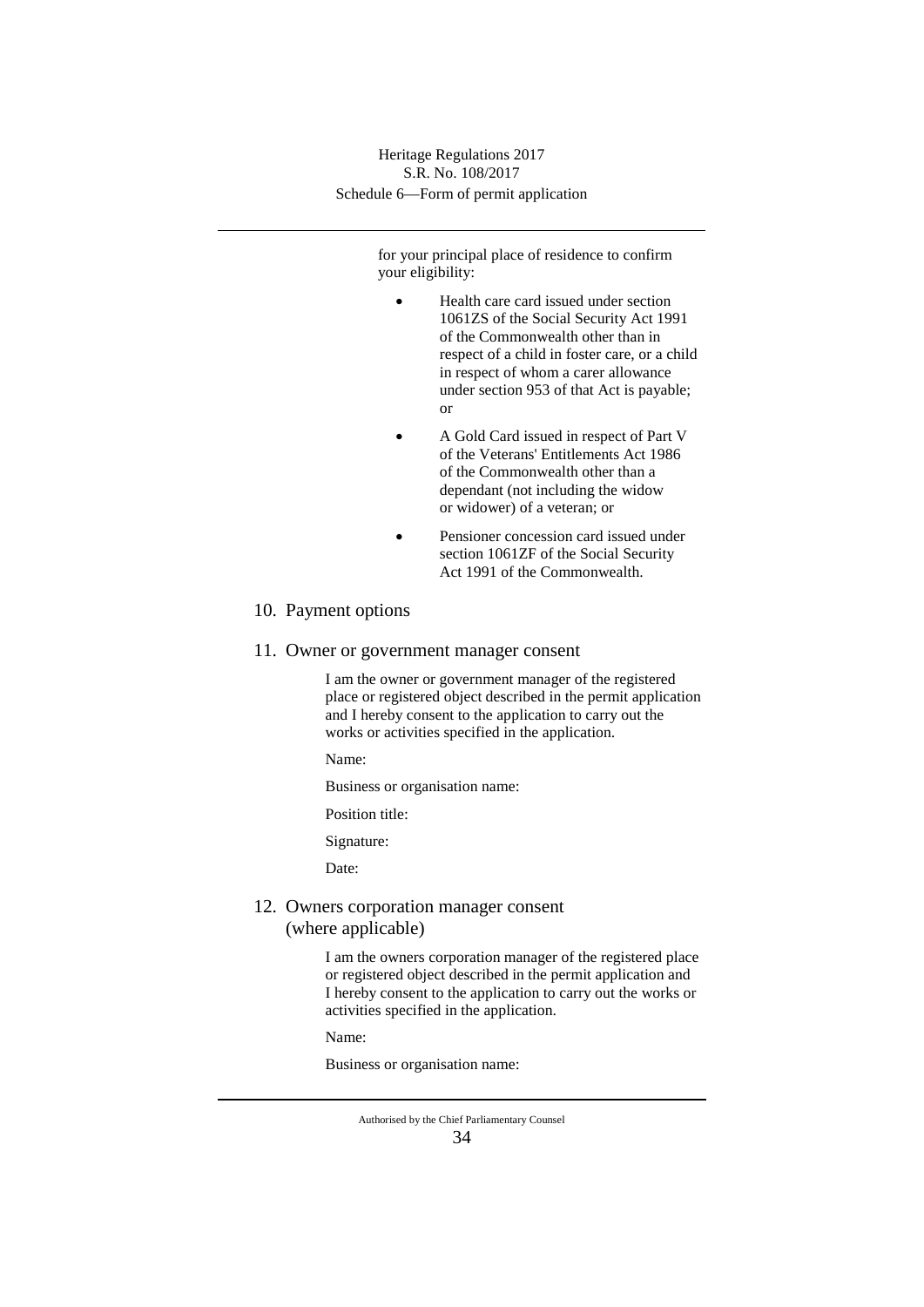for your principal place of residence to confirm your eligibility:

- Health care card issued under section 1061ZS of the Social Security Act 1991 of the Commonwealth other than in respect of a child in foster care, or a child in respect of whom a carer allowance under section 953 of that Act is payable; or
- A Gold Card issued in respect of Part V of the Veterans' Entitlements Act 1986 of the Commonwealth other than a dependant (not including the widow or widower) of a veteran; or
- Pensioner concession card issued under section 1061ZF of the Social Security Act 1991 of the Commonwealth.

## 10. Payment options

## 11. Owner or government manager consent

I am the owner or government manager of the registered place or registered object described in the permit application and I hereby consent to the application to carry out the works or activities specified in the application.

Name:

Business or organisation name:

Position title:

Signature:

Date:

## 12. Owners corporation manager consent (where applicable)

I am the owners corporation manager of the registered place or registered object described in the permit application and I hereby consent to the application to carry out the works or activities specified in the application.

Name:

Business or organisation name: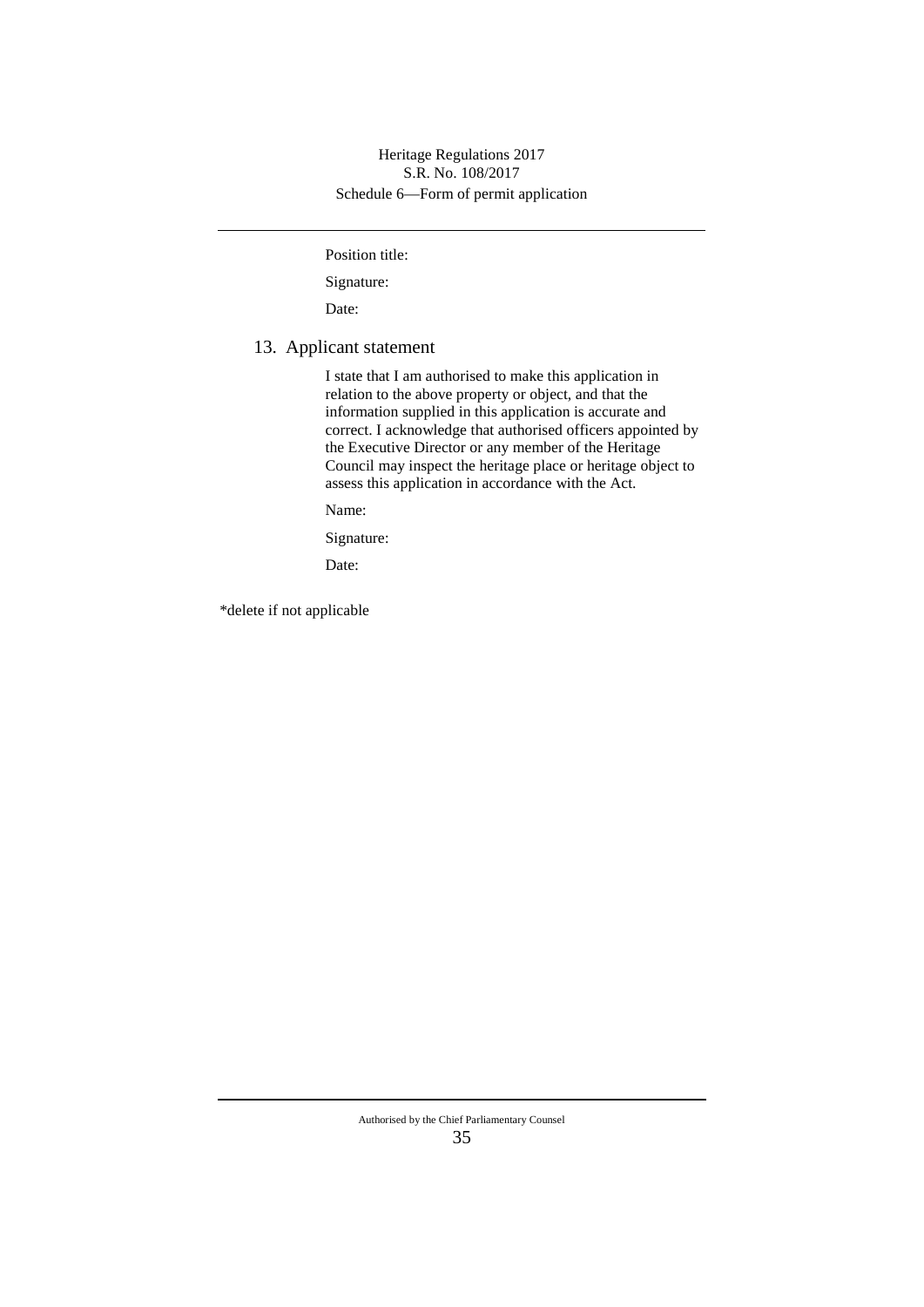Position title:

Signature:

Date:

## 13. Applicant statement

I state that I am authorised to make this application in relation to the above property or object, and that the information supplied in this application is accurate and correct. I acknowledge that authorised officers appointed by the Executive Director or any member of the Heritage Council may inspect the heritage place or heritage object to assess this application in accordance with the Act.

Name:

Signature:

Date:

*delete if not applicable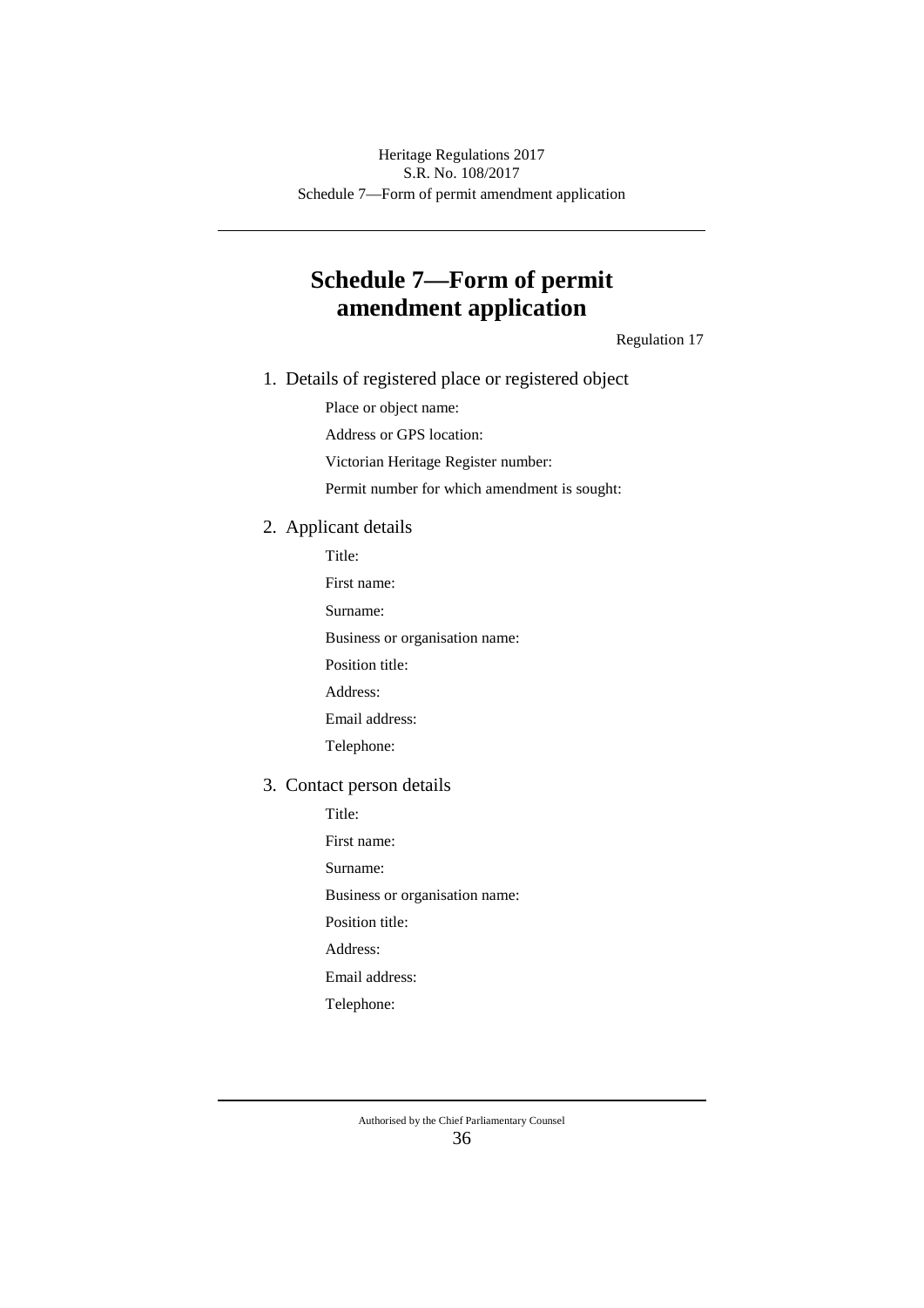# Schedule 7—Form of permit amendment application

Regulation 17

1. Details of registered place or registered object

   Place or object name:

   Address or GPS location:

   Victorian Heritage Register number:

   Permit number for which amendment is sought:

2. Applicant details

   Title:

   First name:

   Surname:

   Business or organisation name:

   Position title:

   Address:

   Email address:

   Telephone:

3. Contact person details

   Title:

   First name:

   Surname:

   Business or organisation name:

   Position title:

   Address:

   Email address:

   Telephone: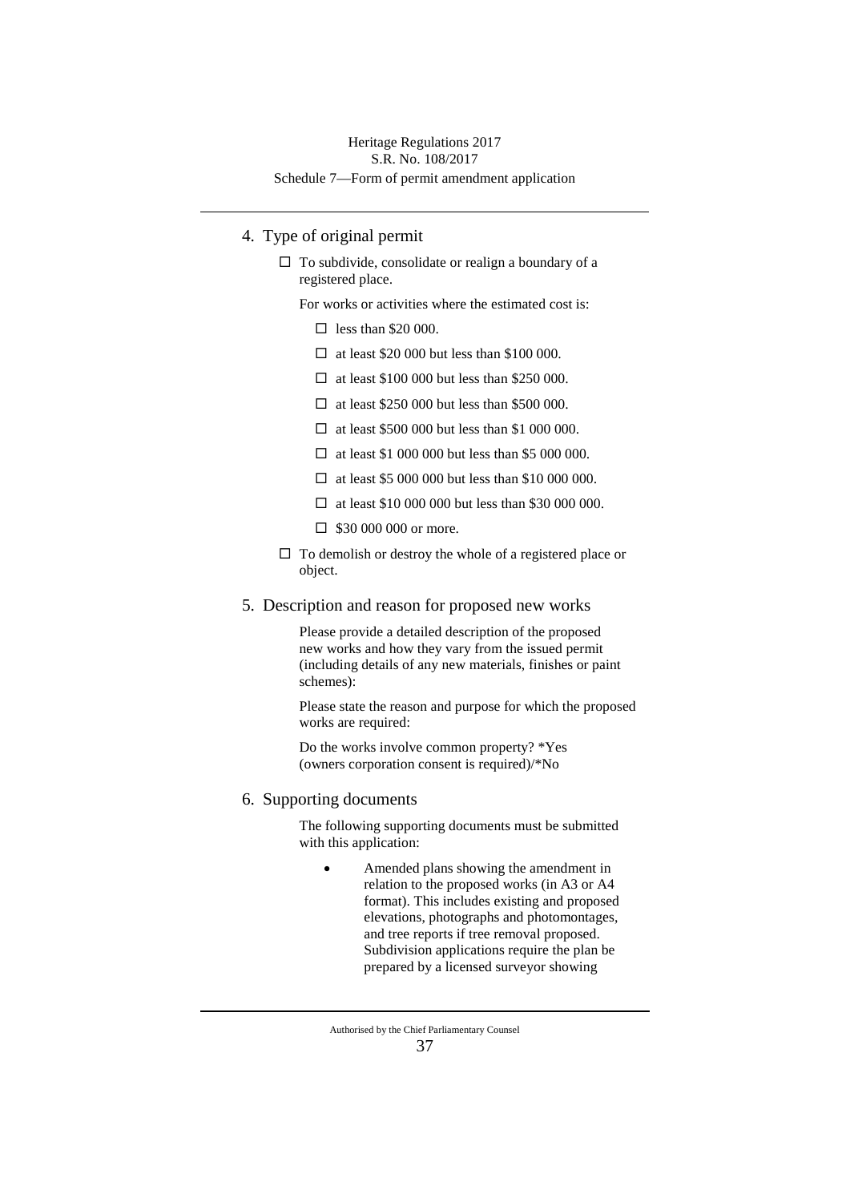## 4. Type of original permit

☐ To subdivide, consolidate or realign a boundary of a registered place.

For works or activities where the estimated cost is:

- ☐ less than $20 000.
- ☐ at least $20 000 but less than $100 000.
- ☐ at least $100 000 but less than $250 000.
- ☐ at least $250 000 but less than $500 000.
- ☐ at least $500 000 but less than $1 000 000.
- ☐ at least $1 000 000 but less than $5 000 000.
- ☐ at least $5 000 000 but less than $10 000 000.
- ☐ at least $10 000 000 but less than $30 000 000.
- ☐ $30 000 000 or more.

☐ To demolish or destroy the whole of a registered place or object.

## 5. Description and reason for proposed new works

Please provide a detailed description of the proposed new works and how they vary from the issued permit (including details of any new materials, finishes or paint schemes):

Please state the reason and purpose for which the proposed works are required:

Do the works involve common property? *Yes (owners corporation consent is required)/*No

## 6. Supporting documents

The following supporting documents must be submitted with this application:

- Amended plans showing the amendment in relation to the proposed works (in A3 or A4 format). This includes existing and proposed elevations, photographs and photomontages, and tree reports if tree removal proposed. Subdivision applications require the plan be prepared by a licensed surveyor showing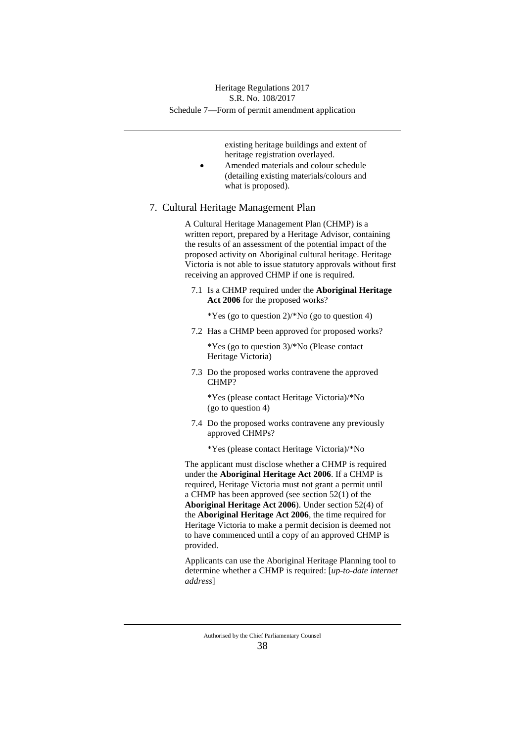existing heritage buildings and extent of heritage registration overlayed.

- Amended materials and colour schedule (detailing existing materials/colours and what is proposed).

## 7. Cultural Heritage Management Plan

A Cultural Heritage Management Plan (CHMP) is a written report, prepared by a Heritage Advisor, containing the results of an assessment of the potential impact of the proposed activity on Aboriginal cultural heritage. Heritage Victoria is not able to issue statutory approvals without first receiving an approved CHMP if one is required.

7.1 Is a CHMP required under the **Aboriginal Heritage Act 2006** for the proposed works?

*Yes (go to question 2)/*No (go to question 4)

7.2 Has a CHMP been approved for proposed works?

*Yes (go to question 3)/*No (Please contact Heritage Victoria)

7.3 Do the proposed works contravene the approved CHMP?

*Yes (please contact Heritage Victoria)/*No (go to question 4)

7.4 Do the proposed works contravene any previously approved CHMPs?

*Yes (please contact Heritage Victoria)/*No

The applicant must disclose whether a CHMP is required under the **Aboriginal Heritage Act 2006**. If a CHMP is required, Heritage Victoria must not grant a permit until a CHMP has been approved (see section 52(1) of the **Aboriginal Heritage Act 2006**). Under section 52(4) of the **Aboriginal Heritage Act 2006**, the time required for Heritage Victoria to make a permit decision is deemed not to have commenced until a copy of an approved CHMP is provided.

Applicants can use the Aboriginal Heritage Planning tool to determine whether a CHMP is required: [*up-to-date internet address*]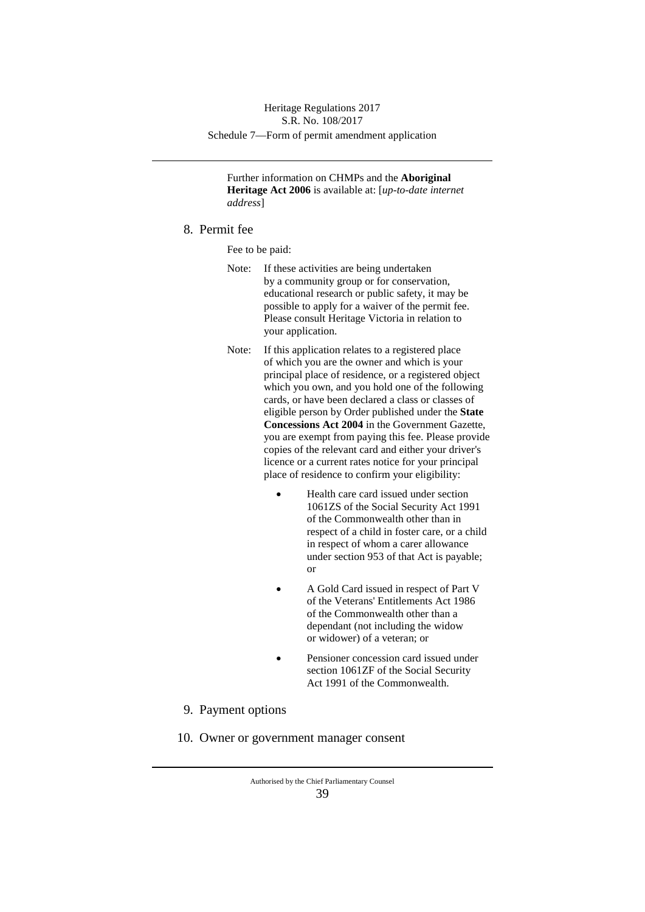Further information on CHMPs and the **Aboriginal Heritage Act 2006** is available at: [*up-to-date internet address*]

## 8. Permit fee

Fee to be paid:

Note: If these activities are being undertaken by a community group or for conservation, educational research or public safety, it may be possible to apply for a waiver of the permit fee. Please consult Heritage Victoria in relation to your application.

Note: If this application relates to a registered place of which you are the owner and which is your principal place of residence, or a registered object which you own, and you hold one of the following cards, or have been declared a class or classes of eligible person by Order published under the **State Concessions Act 2004** in the Government Gazette, you are exempt from paying this fee. Please provide copies of the relevant card and either your driver's licence or a current rates notice for your principal place of residence to confirm your eligibility:

- Health care card issued under section 1061ZS of the Social Security Act 1991 of the Commonwealth other than in respect of a child in foster care, or a child in respect of whom a carer allowance under section 953 of that Act is payable; or
- A Gold Card issued in respect of Part V of the Veterans' Entitlements Act 1986 of the Commonwealth other than a dependant (not including the widow or widower) of a veteran; or
- Pensioner concession card issued under section 1061ZF of the Social Security Act 1991 of the Commonwealth.

## 9. Payment options

## 10. Owner or government manager consent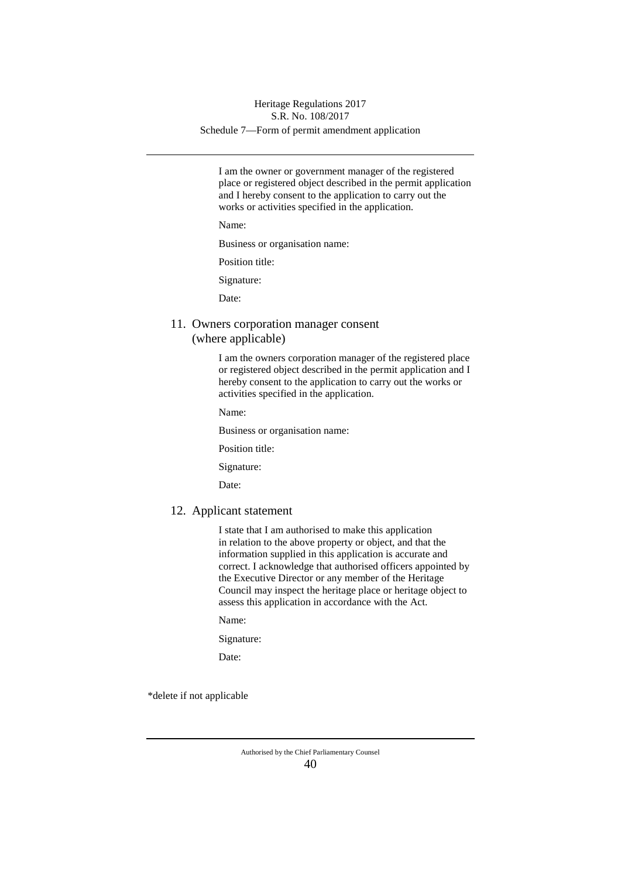I am the owner or government manager of the registered place or registered object described in the permit application and I hereby consent to the application to carry out the works or activities specified in the application.

Name:

Business or organisation name:

Position title:

Signature:

Date:

## 11. Owners corporation manager consent (where applicable)

I am the owners corporation manager of the registered place or registered object described in the permit application and I hereby consent to the application to carry out the works or activities specified in the application.

Name:

Business or organisation name:

Position title:

Signature:

Date:

## 12. Applicant statement

I state that I am authorised to make this application in relation to the above property or object, and that the information supplied in this application is accurate and correct. I acknowledge that authorised officers appointed by the Executive Director or any member of the Heritage Council may inspect the heritage place or heritage object to assess this application in accordance with the Act.

Name:

Signature:

Date:

*delete if not applicable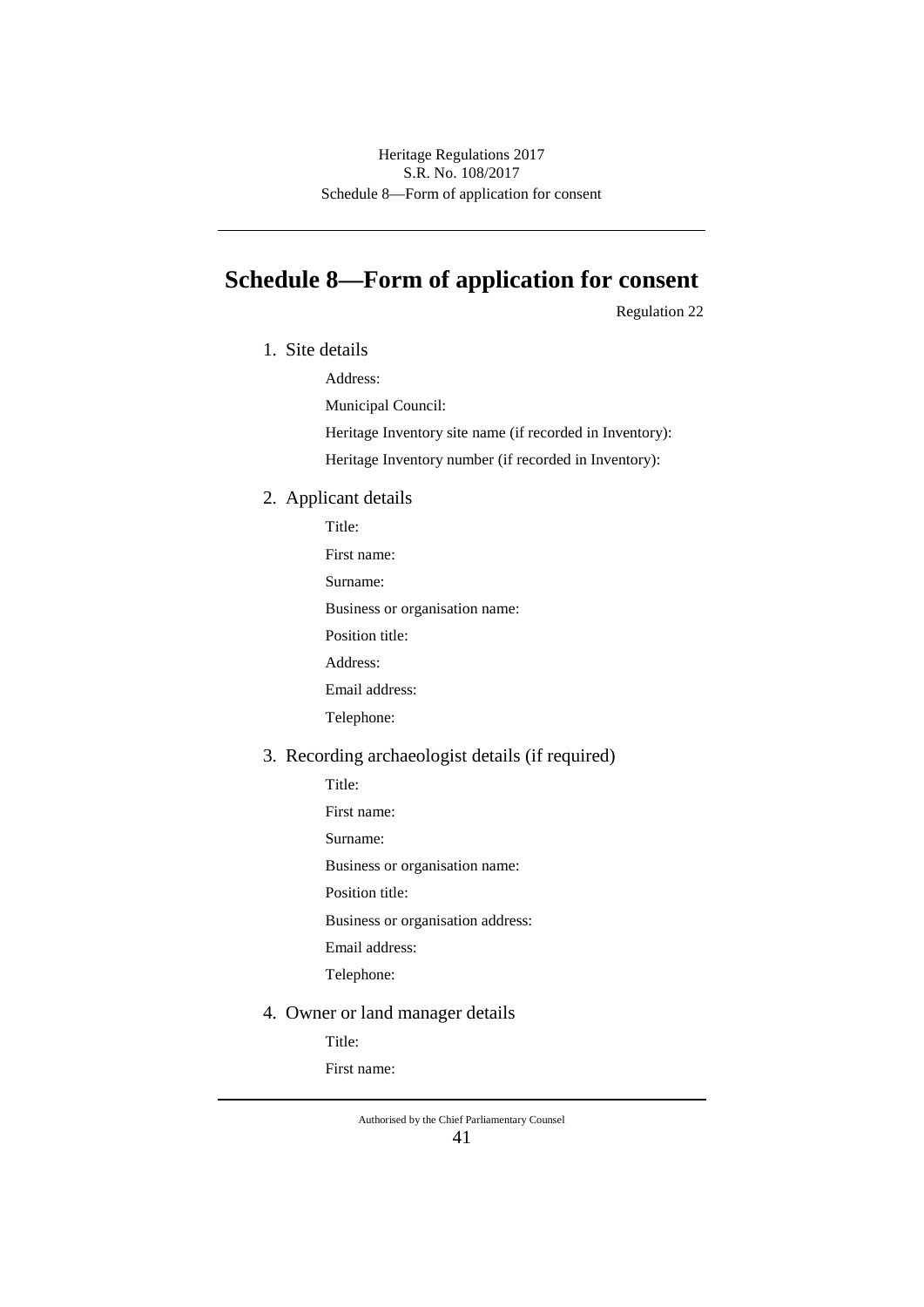# Schedule 8—Form of application for consent

Regulation 22

1. Site details

   Address:

   Municipal Council:

   Heritage Inventory site name (if recorded in Inventory):

   Heritage Inventory number (if recorded in Inventory):

2. Applicant details

   Title:

   First name:

   Surname:

   Business or organisation name:

   Position title:

   Address:

   Email address:

   Telephone:

3. Recording archaeologist details (if required)

   Title:

   First name:

   Surname:

   Business or organisation name:

   Position title:

   Business or organisation address:

   Email address:

   Telephone:

4. Owner or land manager details

   Title:

   First name: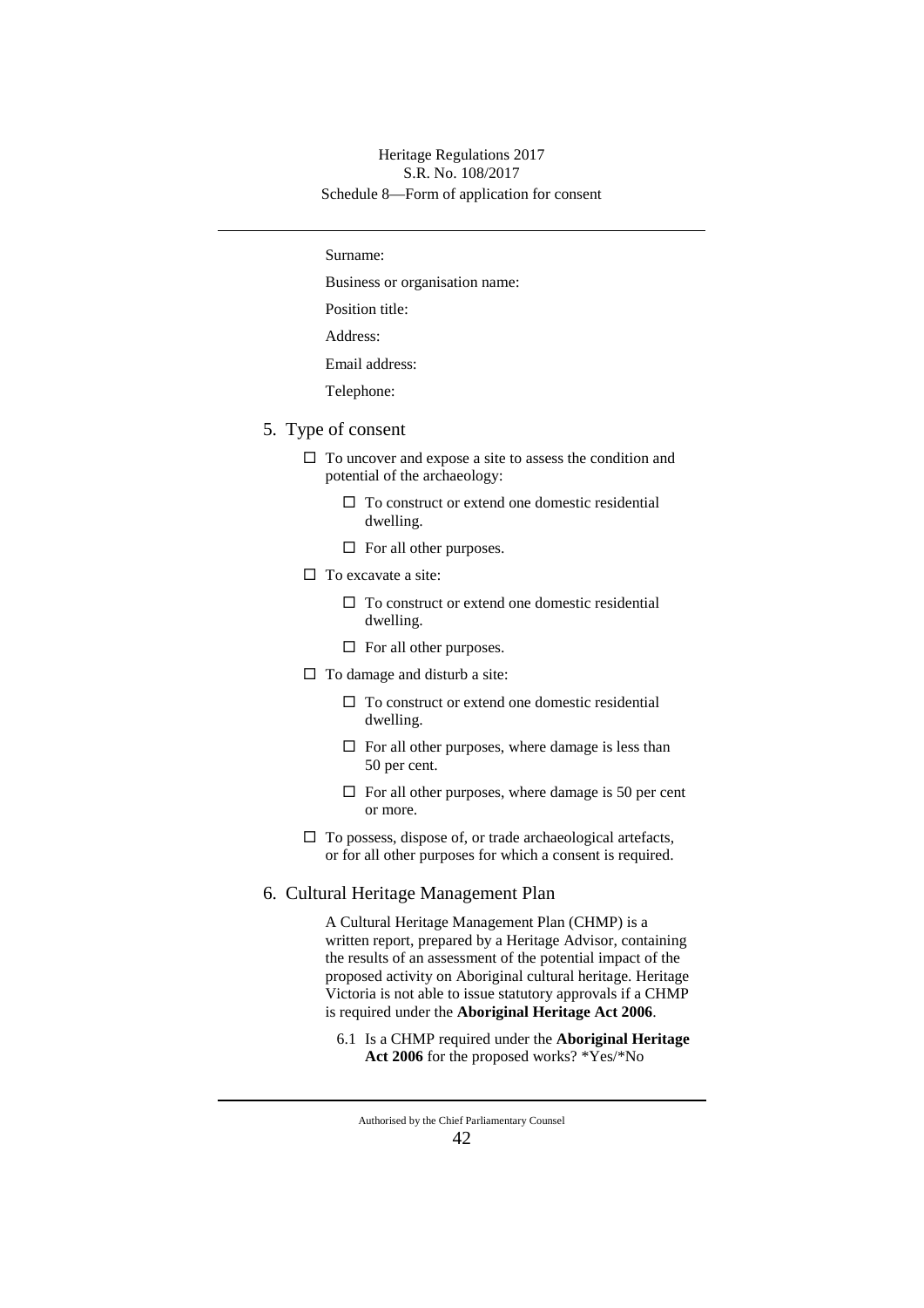Surname:

Business or organisation name:

Position title:

Address:

Email address:

Telephone:

## 5. Type of consent

- ☐ To uncover and expose a site to assess the condition and potential of the archaeology:
  - ☐ To construct or extend one domestic residential dwelling.
  - ☐ For all other purposes.
- ☐ To excavate a site:
  - ☐ To construct or extend one domestic residential dwelling.
  - ☐ For all other purposes.
- ☐ To damage and disturb a site:
  - ☐ To construct or extend one domestic residential dwelling.
  - ☐ For all other purposes, where damage is less than 50 per cent.
  - ☐ For all other purposes, where damage is 50 per cent or more.
- ☐ To possess, dispose of, or trade archaeological artefacts, or for all other purposes for which a consent is required.

## 6. Cultural Heritage Management Plan

A Cultural Heritage Management Plan (CHMP) is a written report, prepared by a Heritage Advisor, containing the results of an assessment of the potential impact of the proposed activity on Aboriginal cultural heritage. Heritage Victoria is not able to issue statutory approvals if a CHMP is required under the **Aboriginal Heritage Act 2006**.

6.1 Is a CHMP required under the **Aboriginal Heritage Act 2006** for the proposed works? *Yes/*No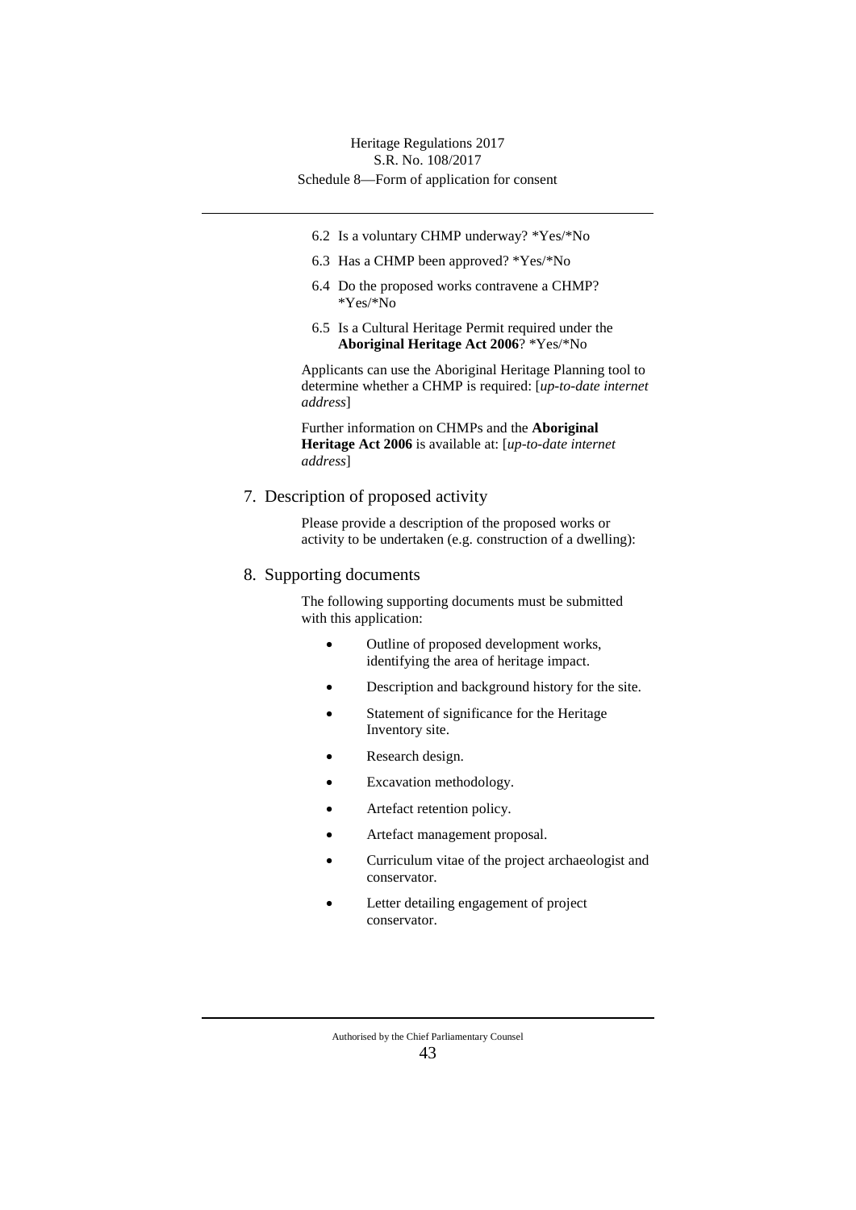6.2 Is a voluntary CHMP underway? *Yes/*No

6.3 Has a CHMP been approved? *Yes/*No

6.4 Do the proposed works contravene a CHMP? *Yes/*No

6.5 Is a Cultural Heritage Permit required under the **Aboriginal Heritage Act 2006**? *Yes/*No

Applicants can use the Aboriginal Heritage Planning tool to determine whether a CHMP is required: [*up-to-date internet address*]

Further information on CHMPs and the **Aboriginal Heritage Act 2006** is available at: [*up-to-date internet address*]

## 7. Description of proposed activity

Please provide a description of the proposed works or activity to be undertaken (e.g. construction of a dwelling):

## 8. Supporting documents

The following supporting documents must be submitted with this application:

- Outline of proposed development works, identifying the area of heritage impact.
- Description and background history for the site.
- Statement of significance for the Heritage Inventory site.
- Research design.
- Excavation methodology.
- Artefact retention policy.
- Artefact management proposal.
- Curriculum vitae of the project archaeologist and conservator.
- Letter detailing engagement of project conservator.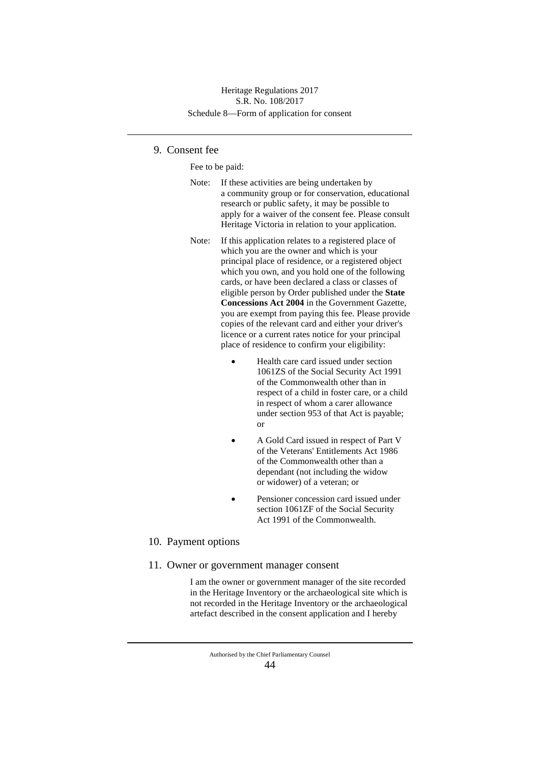## 9. Consent fee

Fee to be paid:

Note: If these activities are being undertaken by a community group or for conservation, educational research or public safety, it may be possible to apply for a waiver of the consent fee. Please consult Heritage Victoria in relation to your application.

Note: If this application relates to a registered place of which you are the owner and which is your principal place of residence, or a registered object which you own, and you hold one of the following cards, or have been declared a class or classes of eligible person by Order published under the **State Concessions Act 2004** in the Government Gazette, you are exempt from paying this fee. Please provide copies of the relevant card and either your driver's licence or a current rates notice for your principal place of residence to confirm your eligibility:

- Health care card issued under section 1061ZS of the Social Security Act 1991 of the Commonwealth other than in respect of a child in foster care, or a child in respect of whom a carer allowance under section 953 of that Act is payable; or
- A Gold Card issued in respect of Part V of the Veterans' Entitlements Act 1986 of the Commonwealth other than a dependant (not including the widow or widower) of a veteran; or
- Pensioner concession card issued under section 1061ZF of the Social Security Act 1991 of the Commonwealth.

## 10. Payment options

## 11. Owner or government manager consent

I am the owner or government manager of the site recorded in the Heritage Inventory or the archaeological site which is not recorded in the Heritage Inventory or the archaeological artefact described in the consent application and I hereby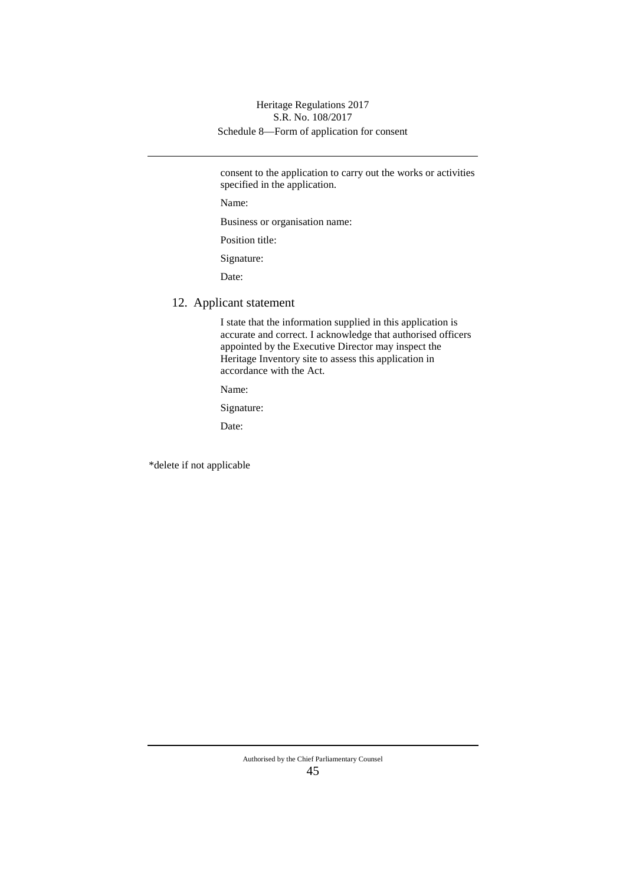consent to the application to carry out the works or activities specified in the application.

Name:

Business or organisation name:

Position title:

Signature:

Date:

## 12. Applicant statement

I state that the information supplied in this application is accurate and correct. I acknowledge that authorised officers appointed by the Executive Director may inspect the Heritage Inventory site to assess this application in accordance with the Act.

Name:

Signature:

Date:

*delete if not applicable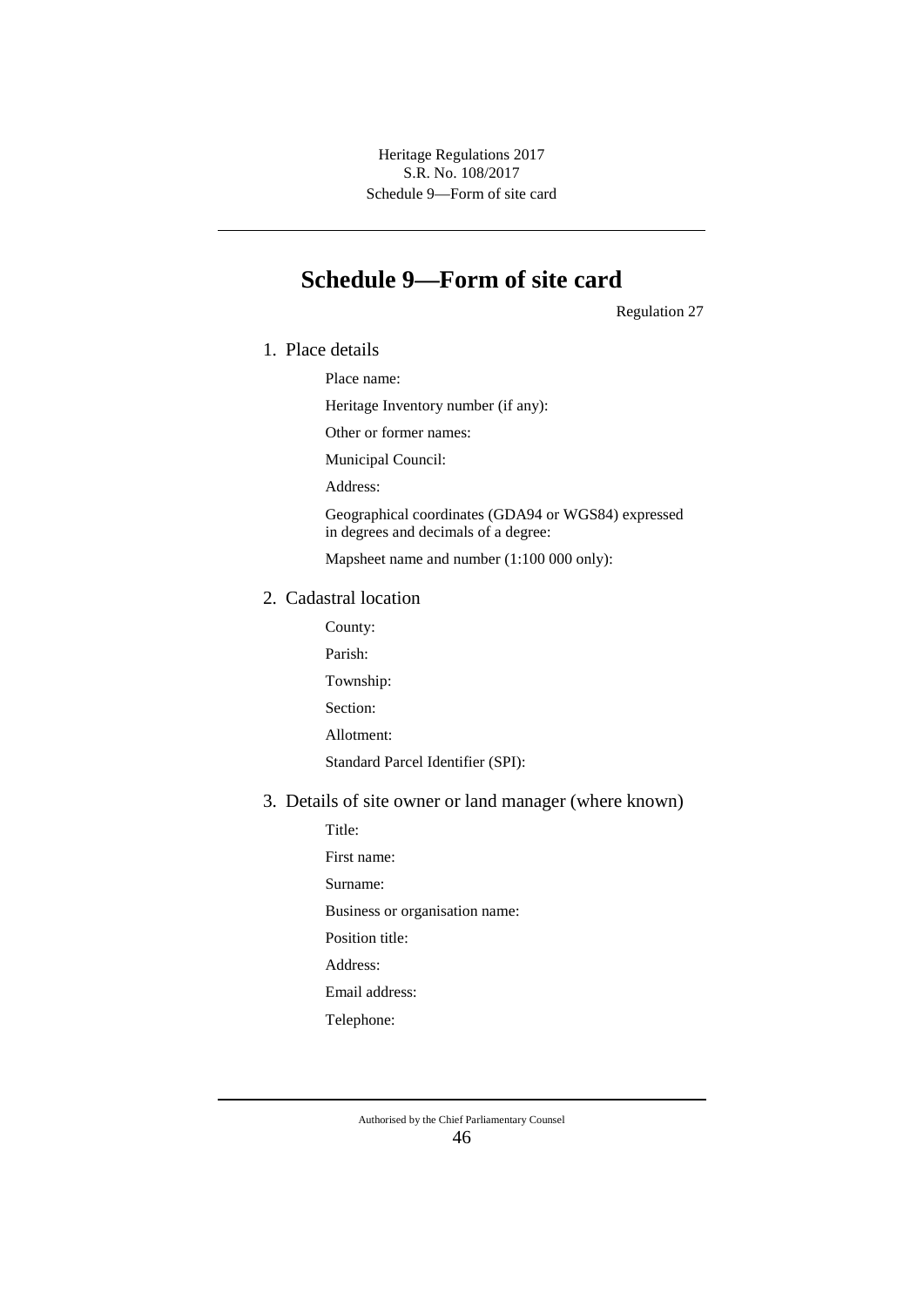# Schedule 9—Form of site card

Regulation 27

1. Place details

   Place name:

   Heritage Inventory number (if any):

   Other or former names:

   Municipal Council:

   Address:

   Geographical coordinates (GDA94 or WGS84) expressed in degrees and decimals of a degree:

   Mapsheet name and number (1:100 000 only):

2. Cadastral location

   County:

   Parish:

   Township:

   Section:

   Allotment:

   Standard Parcel Identifier (SPI):

3. Details of site owner or land manager (where known)

   Title:

   First name:

   Surname:

   Business or organisation name:

   Position title:

   Address:

   Email address:

   Telephone: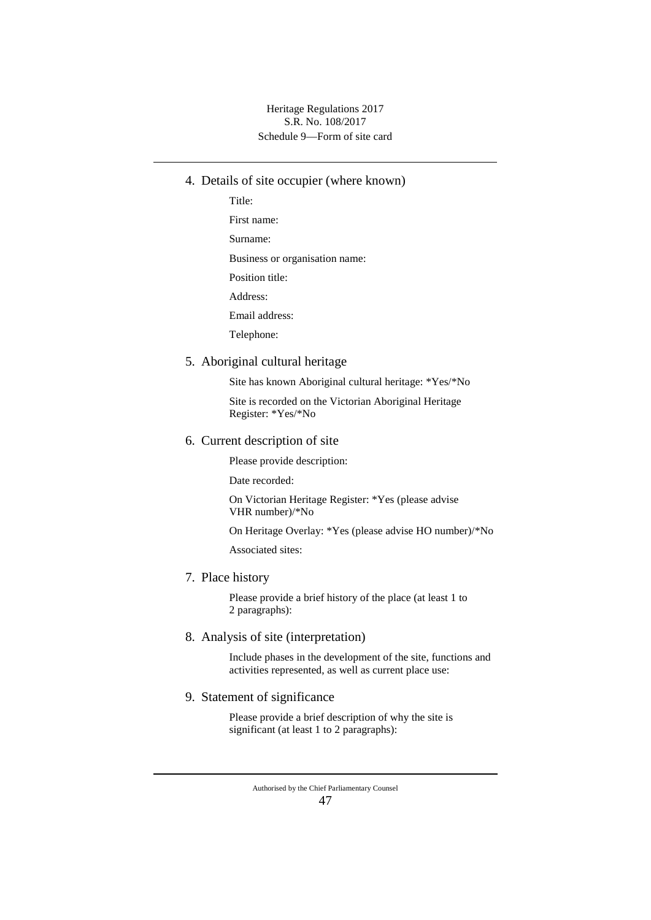## 4. Details of site occupier (where known)

Title:

First name:

Surname:

Business or organisation name:

Position title:

Address:

Email address:

Telephone:

## 5. Aboriginal cultural heritage

Site has known Aboriginal cultural heritage: *Yes/*No

Site is recorded on the Victorian Aboriginal Heritage Register: *Yes/*No

## 6. Current description of site

Please provide description:

Date recorded:

On Victorian Heritage Register: *Yes (please advise VHR number)/*No

On Heritage Overlay: *Yes (please advise HO number)/*No

Associated sites:

## 7. Place history

Please provide a brief history of the place (at least 1 to 2 paragraphs):

## 8. Analysis of site (interpretation)

Include phases in the development of the site, functions and activities represented, as well as current place use:

## 9. Statement of significance

Please provide a brief description of why the site is significant (at least 1 to 2 paragraphs):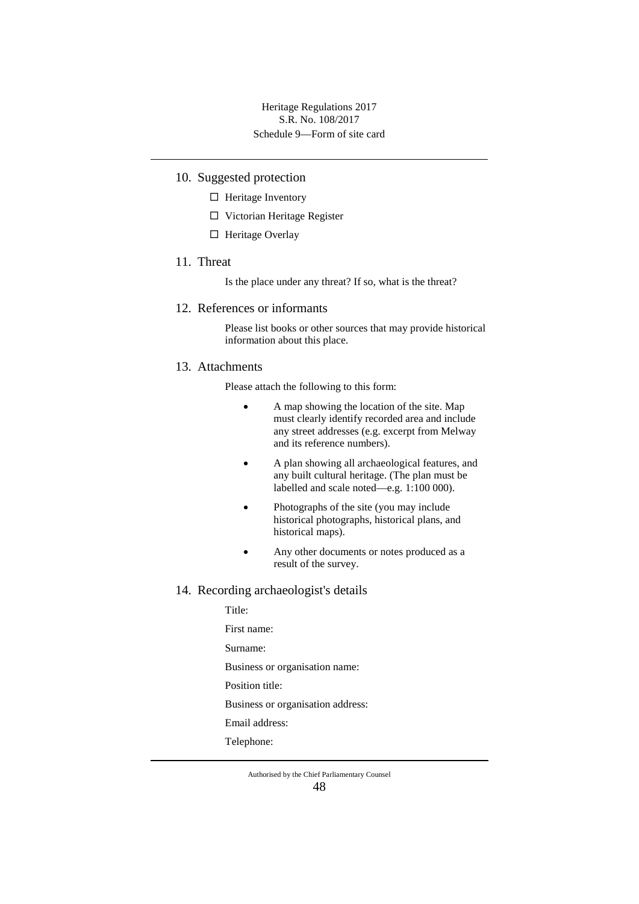## 10. Suggested protection

- ☐ Heritage Inventory
- ☐ Victorian Heritage Register
- ☐ Heritage Overlay

## 11. Threat

Is the place under any threat? If so, what is the threat?

## 12. References or informants

Please list books or other sources that may provide historical information about this place.

## 13. Attachments

Please attach the following to this form:

- A map showing the location of the site. Map must clearly identify recorded area and include any street addresses (e.g. excerpt from Melway and its reference numbers).
- A plan showing all archaeological features, and any built cultural heritage. (The plan must be labelled and scale noted—e.g. 1:100 000).
- Photographs of the site (you may include historical photographs, historical plans, and historical maps).
- Any other documents or notes produced as a result of the survey.

## 14. Recording archaeologist's details

Title:

First name:

Surname:

Business or organisation name:

Position title:

Business or organisation address:

Email address:

Telephone: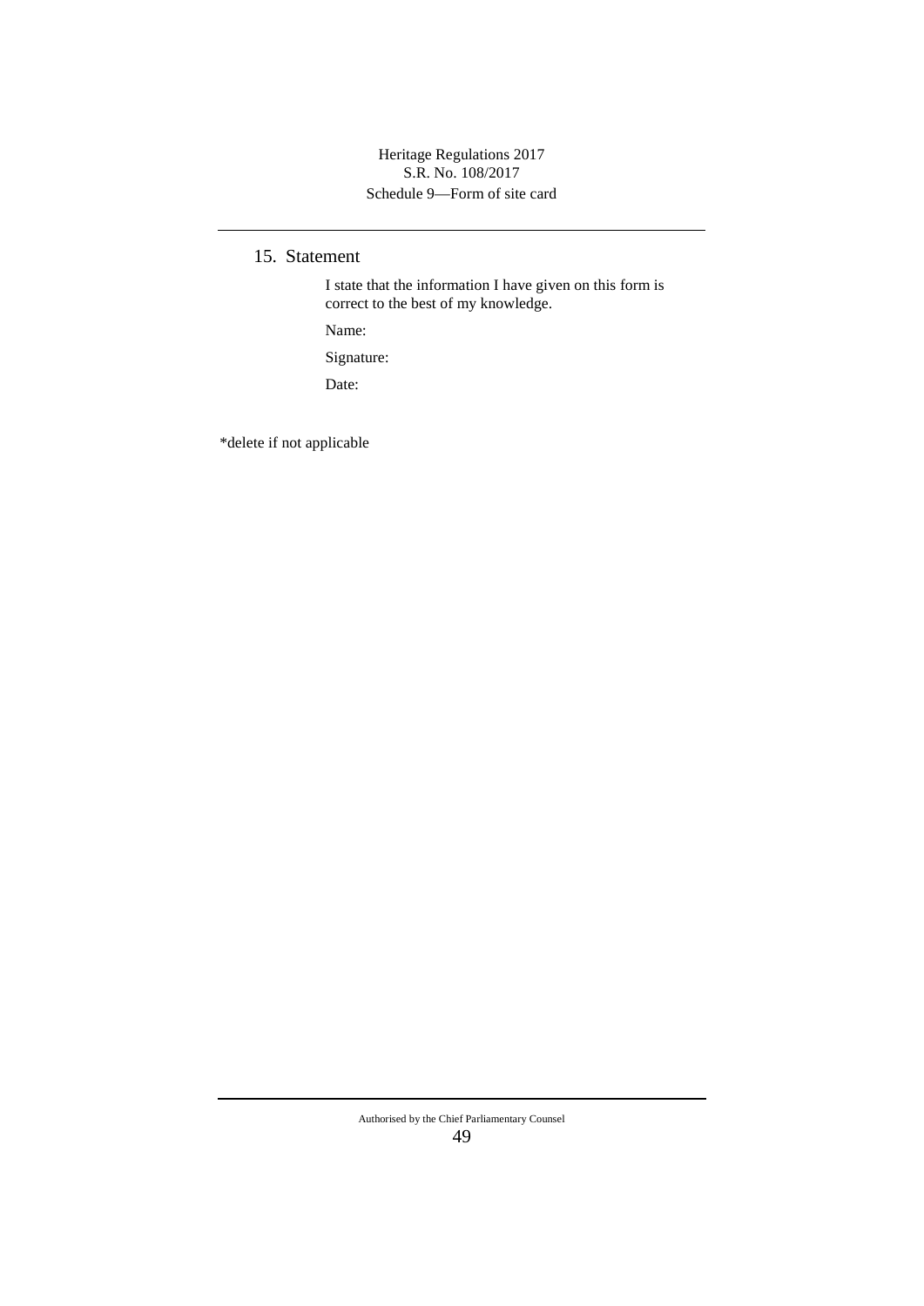## 15. Statement

I state that the information I have given on this form is correct to the best of my knowledge.

Name:

Signature:

Date:

*delete if not applicable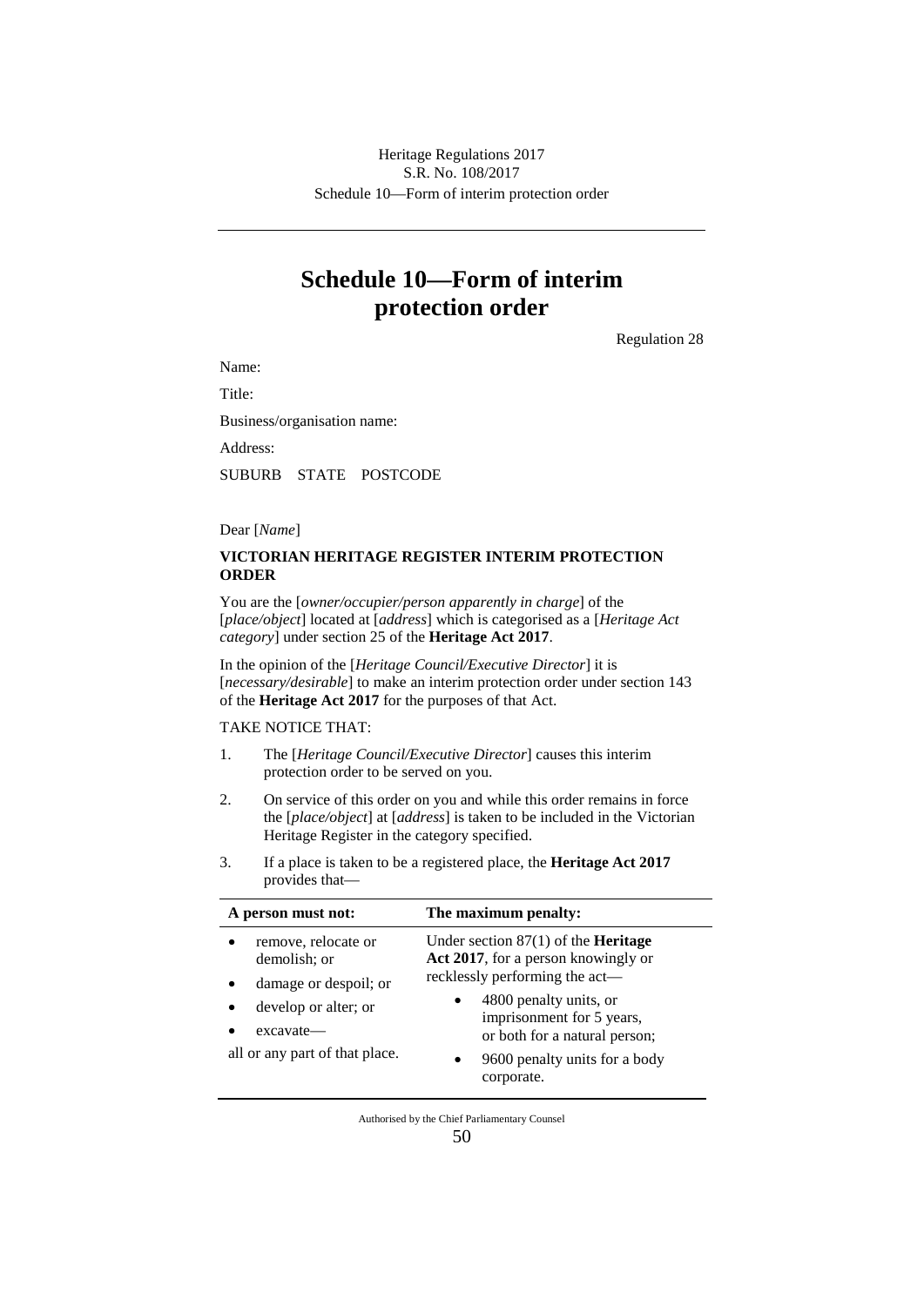# Schedule 10—Form of interim protection order

Regulation 28

Name:

Title:

Business/organisation name:

Address:

SUBURB STATE POSTCODE

Dear [*Name*]

**VICTORIAN HERITAGE REGISTER INTERIM PROTECTION ORDER**

You are the [*owner/occupier/person apparently in charge*] of the [*place/object*] located at [*address*] which is categorised as a [*Heritage Act category*] under section 25 of the **Heritage Act 2017**.

In the opinion of the [*Heritage Council/Executive Director*] it is [*necessary/desirable*] to make an interim protection order under section 143 of the **Heritage Act 2017** for the purposes of that Act.

TAKE NOTICE THAT:

1. The [*Heritage Council/Executive Director*] causes this interim protection order to be served on you.

2. On service of this order on you and while this order remains in force the [*place/object*] at [*address*] is taken to be included in the Victorian Heritage Register in the category specified.

3. If a place is taken to be a registered place, the **Heritage Act 2017** provides that—

| A person must not: | The maximum penalty: |
|---|---|
| • remove, relocate or demolish; or<br>• damage or despoil; or<br>• develop or alter; or<br>• excavate—<br>all or any part of that place. | Under section 87(1) of the **Heritage Act 2017**, for a person knowingly or recklessly performing the act—<br>• 4800 penalty units, or imprisonment for 5 years, or both for a natural person;<br>• 9600 penalty units for a body corporate. |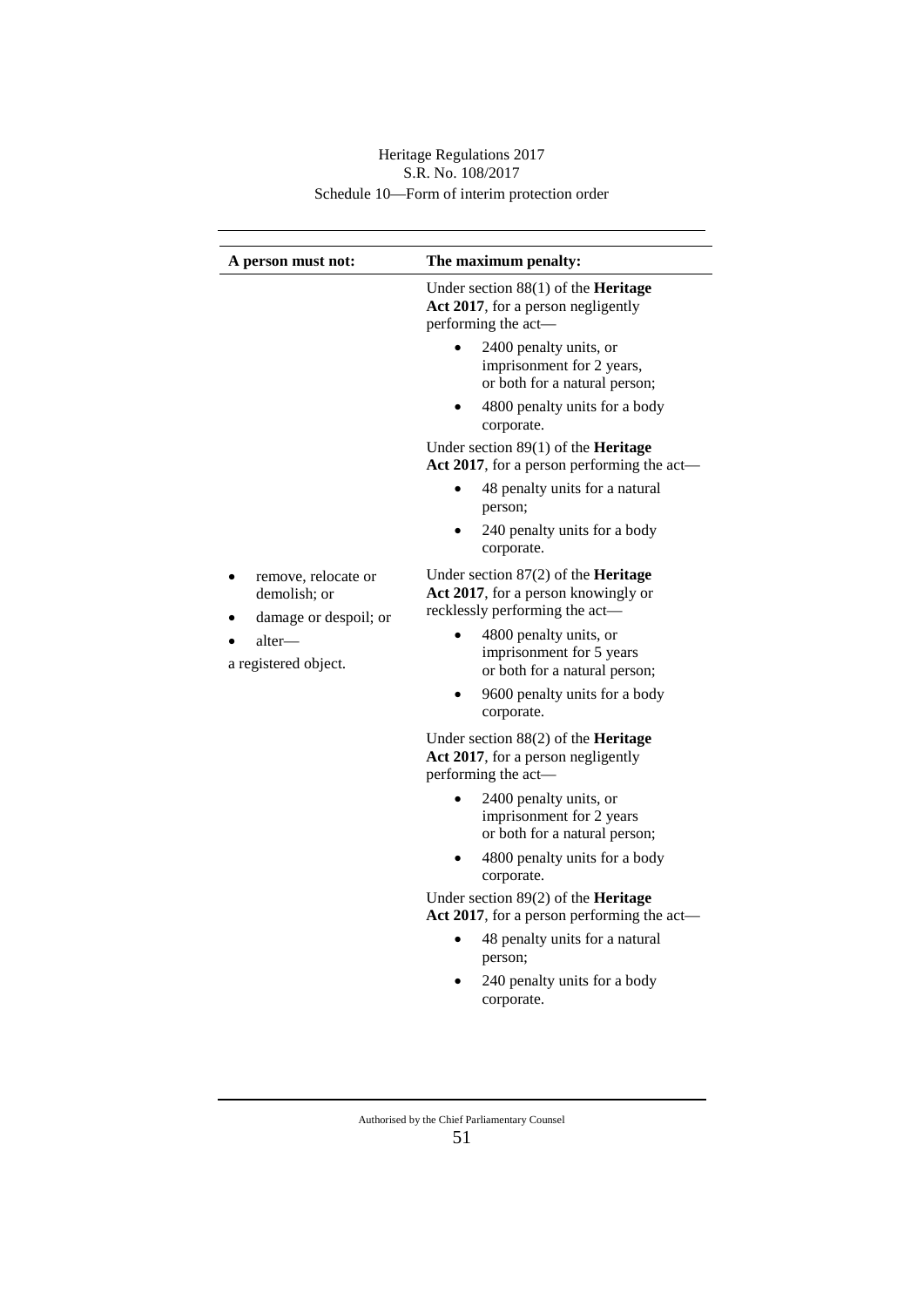| A person must not: | The maximum penalty: |
| --- | --- |
| | Under section 88(1) of the **Heritage Act 2017**, for a person negligently performing the act—<br>• 2400 penalty units, or imprisonment for 2 years, or both for a natural person;<br>• 4800 penalty units for a body corporate.<br><br>Under section 89(1) of the **Heritage Act 2017**, for a person performing the act—<br>• 48 penalty units for a natural person;<br>• 240 penalty units for a body corporate. |
| • remove, relocate or demolish; or<br>• damage or despoil; or<br>• alter—<br>a registered object. | Under section 87(2) of the **Heritage Act 2017**, for a person knowingly or recklessly performing the act—<br>• 4800 penalty units, or imprisonment for 5 years or both for a natural person;<br>• 9600 penalty units for a body corporate.<br><br>Under section 88(2) of the **Heritage Act 2017**, for a person negligently performing the act—<br>• 2400 penalty units, or imprisonment for 2 years or both for a natural person;<br>• 4800 penalty units for a body corporate.<br><br>Under section 89(2) of the **Heritage Act 2017**, for a person performing the act—<br>• 48 penalty units for a natural person;<br>• 240 penalty units for a body corporate. |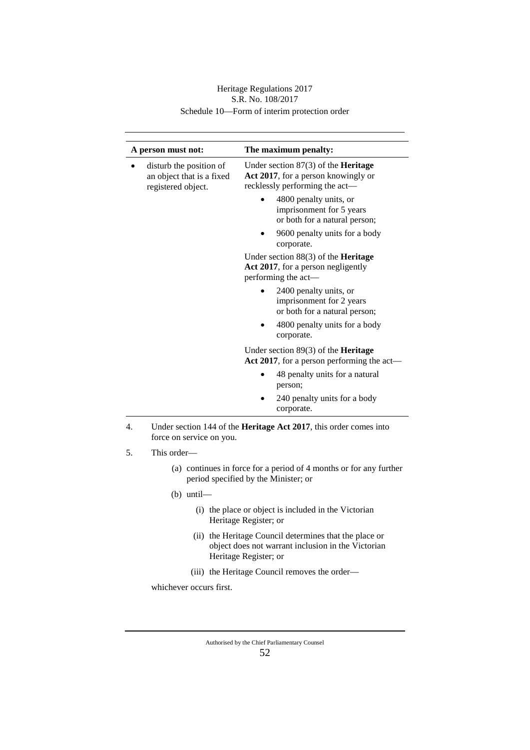| A person must not: | The maximum penalty: |
|---|---|
| • disturb the position of an object that is a fixed registered object. | Under section 87(3) of the **Heritage Act 2017**, for a person knowingly or recklessly performing the act—<br>• 4800 penalty units, or imprisonment for 5 years or both for a natural person;<br>• 9600 penalty units for a body corporate.<br>Under section 88(3) of the **Heritage Act 2017**, for a person negligently performing the act—<br>• 2400 penalty units, or imprisonment for 2 years or both for a natural person;<br>• 4800 penalty units for a body corporate.<br>Under section 89(3) of the **Heritage Act 2017**, for a person performing the act—<br>• 48 penalty units for a natural person;<br>• 240 penalty units for a body corporate. |

4. Under section 144 of the **Heritage Act 2017**, this order comes into force on service on you.

5. This order—

   (a) continues in force for a period of 4 months or for any further period specified by the Minister; or

   (b) until—

      (i) the place or object is included in the Victorian Heritage Register; or

      (ii) the Heritage Council determines that the place or object does not warrant inclusion in the Victorian Heritage Register; or

      (iii) the Heritage Council removes the order—

   whichever occurs first.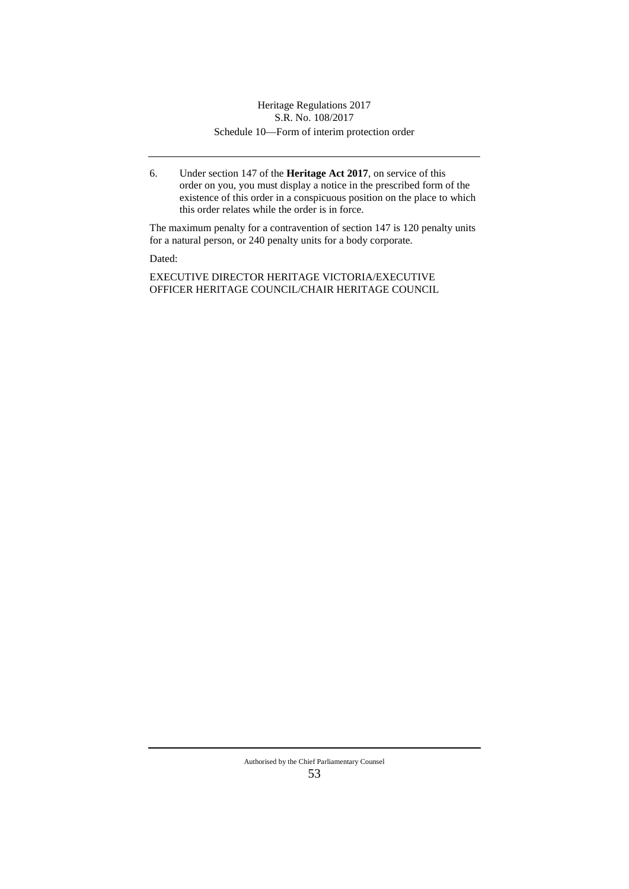6. Under section 147 of the **Heritage Act 2017**, on service of this order on you, you must display a notice in the prescribed form of the existence of this order in a conspicuous position on the place to which this order relates while the order is in force.

The maximum penalty for a contravention of section 147 is 120 penalty units for a natural person, or 240 penalty units for a body corporate.

Dated:

EXECUTIVE DIRECTOR HERITAGE VICTORIA/EXECUTIVE OFFICER HERITAGE COUNCIL/CHAIR HERITAGE COUNCIL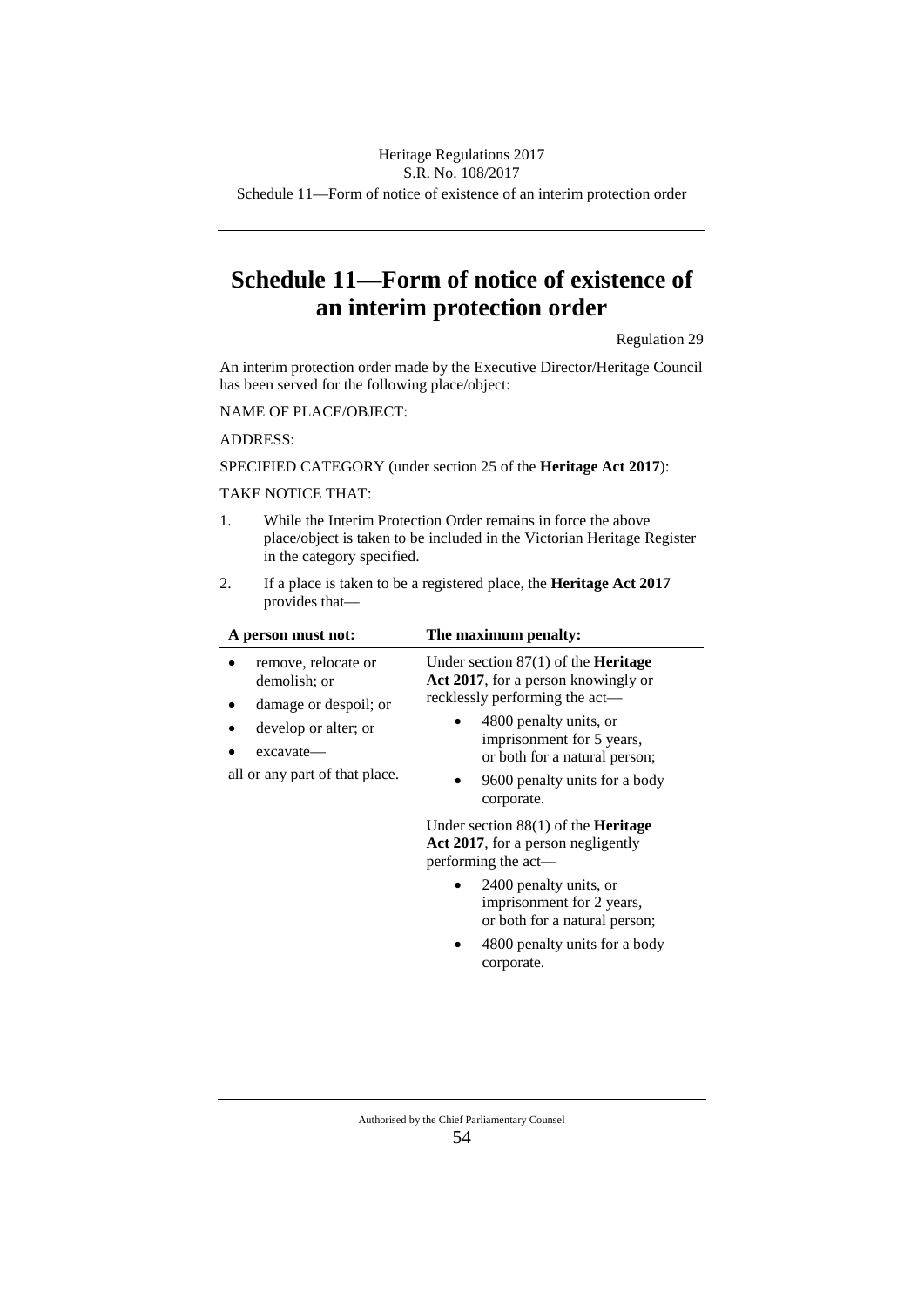# Schedule 11—Form of notice of existence of an interim protection order

Regulation 29

An interim protection order made by the Executive Director/Heritage Council has been served for the following place/object:

NAME OF PLACE/OBJECT:

ADDRESS:

SPECIFIED CATEGORY (under section 25 of the **Heritage Act 2017**):

TAKE NOTICE THAT:

1. While the Interim Protection Order remains in force the above place/object is taken to be included in the Victorian Heritage Register in the category specified.

2. If a place is taken to be a registered place, the **Heritage Act 2017** provides that—

| A person must not: | The maximum penalty: |
|---|---|
| • remove, relocate or demolish; or<br>• damage or despoil; or<br>• develop or alter; or<br>• excavate—<br>all or any part of that place. | Under section 87(1) of the **Heritage Act 2017**, for a person knowingly or recklessly performing the act—<br>• 4800 penalty units, or imprisonment for 5 years, or both for a natural person;<br>• 9600 penalty units for a body corporate.<br><br>Under section 88(1) of the **Heritage Act 2017**, for a person negligently performing the act—<br>• 2400 penalty units, or imprisonment for 2 years, or both for a natural person;<br>• 4800 penalty units for a body corporate. |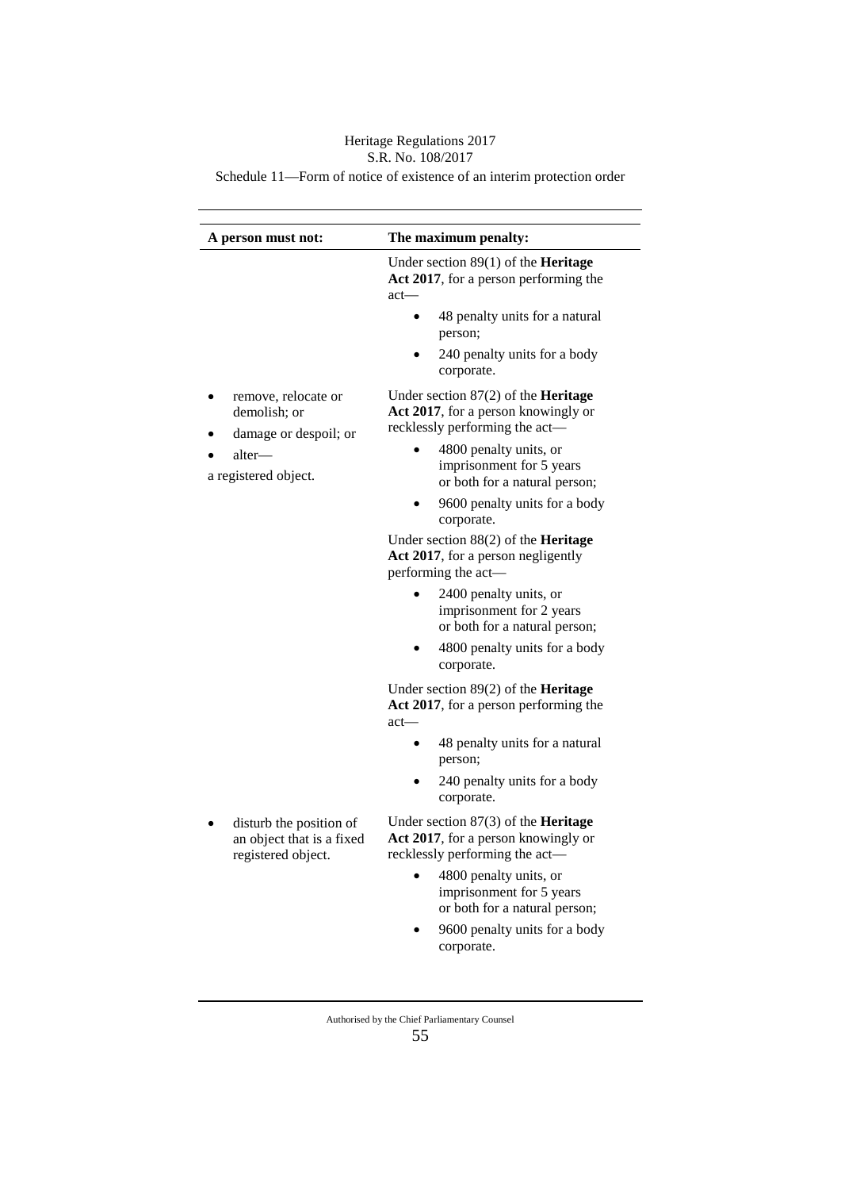| A person must not: | The maximum penalty: |
|---|---|
| | Under section 89(1) of the **Heritage Act 2017**, for a person performing the act—<br>• 48 penalty units for a natural person;<br>• 240 penalty units for a body corporate. |
| • remove, relocate or demolish; or<br>• damage or despoil; or<br>• alter—<br>a registered object. | Under section 87(2) of the **Heritage Act 2017**, for a person knowingly or recklessly performing the act—<br>• 4800 penalty units, or imprisonment for 5 years or both for a natural person;<br>• 9600 penalty units for a body corporate.<br>Under section 88(2) of the **Heritage Act 2017**, for a person negligently performing the act—<br>• 2400 penalty units, or imprisonment for 2 years or both for a natural person;<br>• 4800 penalty units for a body corporate.<br>Under section 89(2) of the **Heritage Act 2017**, for a person performing the act—<br>• 48 penalty units for a natural person;<br>• 240 penalty units for a body corporate. |
| • disturb the position of an object that is a fixed registered object. | Under section 87(3) of the **Heritage Act 2017**, for a person knowingly or recklessly performing the act—<br>• 4800 penalty units, or imprisonment for 5 years or both for a natural person;<br>• 9600 penalty units for a body corporate. |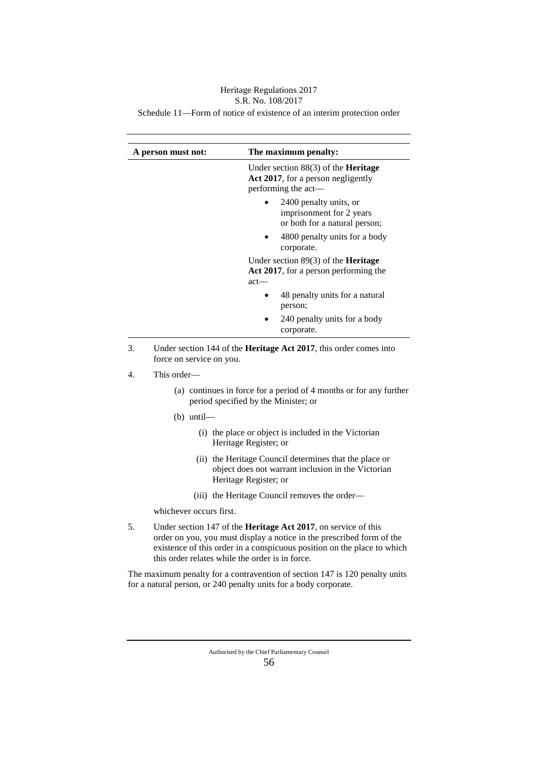| A person must not: | The maximum penalty: |
|---|---|
| | Under section 88(3) of the **Heritage Act 2017**, for a person negligently performing the act—<br>• 2400 penalty units, or imprisonment for 2 years or both for a natural person;<br>• 4800 penalty units for a body corporate.<br>Under section 89(3) of the **Heritage Act 2017**, for a person performing the act—<br>• 48 penalty units for a natural person;<br>• 240 penalty units for a body corporate. |

3. Under section 144 of the **Heritage Act 2017**, this order comes into force on service on you.

4. This order—

   (a) continues in force for a period of 4 months or for any further period specified by the Minister; or

   (b) until—

   (i) the place or object is included in the Victorian Heritage Register; or

   (ii) the Heritage Council determines that the place or object does not warrant inclusion in the Victorian Heritage Register; or

   (iii) the Heritage Council removes the order—

   whichever occurs first.

5. Under section 147 of the **Heritage Act 2017**, on service of this order on you, you must display a notice in the prescribed form of the existence of this order in a conspicuous position on the place to which this order relates while the order is in force.

The maximum penalty for a contravention of section 147 is 120 penalty units for a natural person, or 240 penalty units for a body corporate.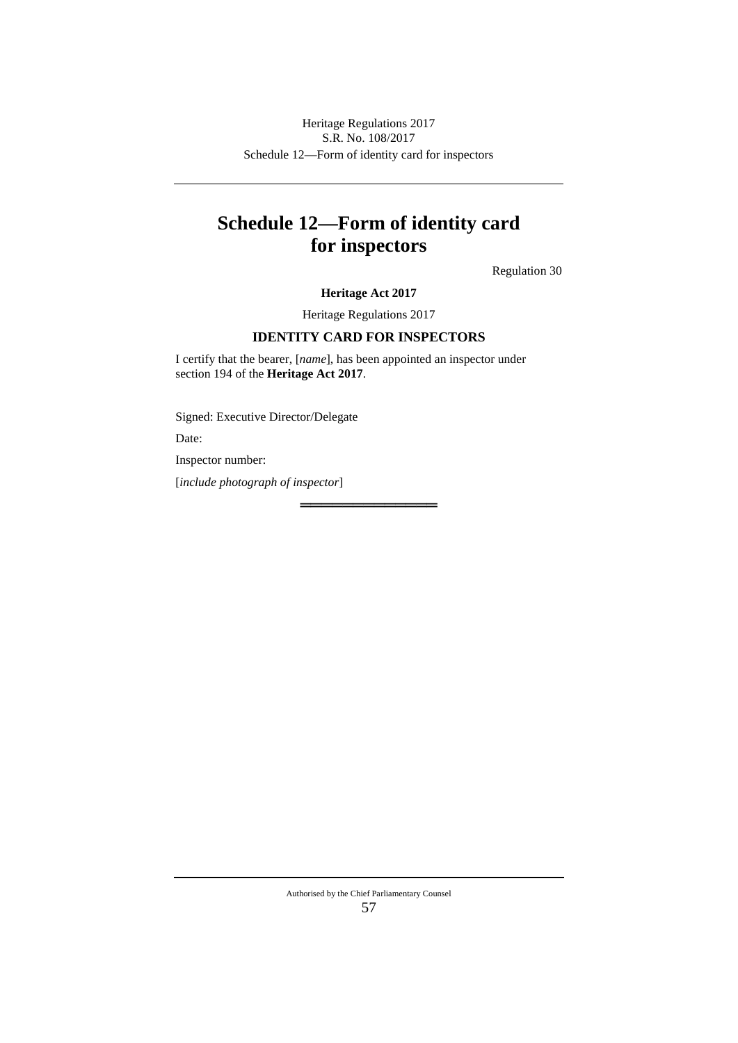# Schedule 12—Form of identity card for inspectors

Regulation 30

**Heritage Act 2017**

Heritage Regulations 2017

**IDENTITY CARD FOR INSPECTORS**

I certify that the bearer, [*name*], has been appointed an inspector under section 194 of the **Heritage Act 2017**.

Signed: Executive Director/Delegate

Date:

Inspector number:

[*include photograph of inspector*]

═══════════════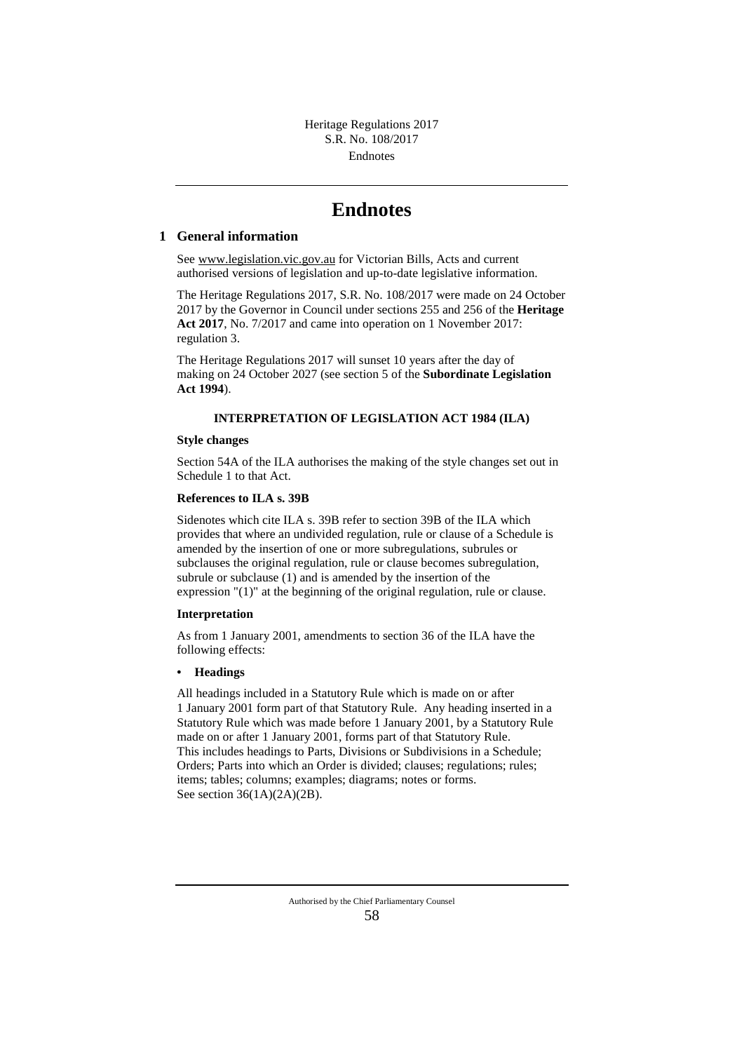# Endnotes

## 1 General information

See www.legislation.vic.gov.au for Victorian Bills, Acts and current authorised versions of legislation and up-to-date legislative information.

The Heritage Regulations 2017, S.R. No. 108/2017 were made on 24 October 2017 by the Governor in Council under sections 255 and 256 of the **Heritage Act 2017**, No. 7/2017 and came into operation on 1 November 2017: regulation 3.

The Heritage Regulations 2017 will sunset 10 years after the day of making on 24 October 2027 (see section 5 of the **Subordinate Legislation Act 1994**).

**INTERPRETATION OF LEGISLATION ACT 1984 (ILA)**

**Style changes**

Section 54A of the ILA authorises the making of the style changes set out in Schedule 1 to that Act.

**References to ILA s. 39B**

Sidenotes which cite ILA s. 39B refer to section 39B of the ILA which provides that where an undivided regulation, rule or clause of a Schedule is amended by the insertion of one or more subregulations, subrules or subclauses the original regulation, rule or clause becomes subregulation, subrule or subclause (1) and is amended by the insertion of the expression "(1)" at the beginning of the original regulation, rule or clause.

**Interpretation**

As from 1 January 2001, amendments to section 36 of the ILA have the following effects:

- **Headings**

All headings included in a Statutory Rule which is made on or after 1 January 2001 form part of that Statutory Rule. Any heading inserted in a Statutory Rule which was made before 1 January 2001, by a Statutory Rule made on or after 1 January 2001, forms part of that Statutory Rule. This includes headings to Parts, Divisions or Subdivisions in a Schedule; Orders; Parts into which an Order is divided; clauses; regulations; rules; items; tables; columns; examples; diagrams; notes or forms. See section 36(1A)(2A)(2B).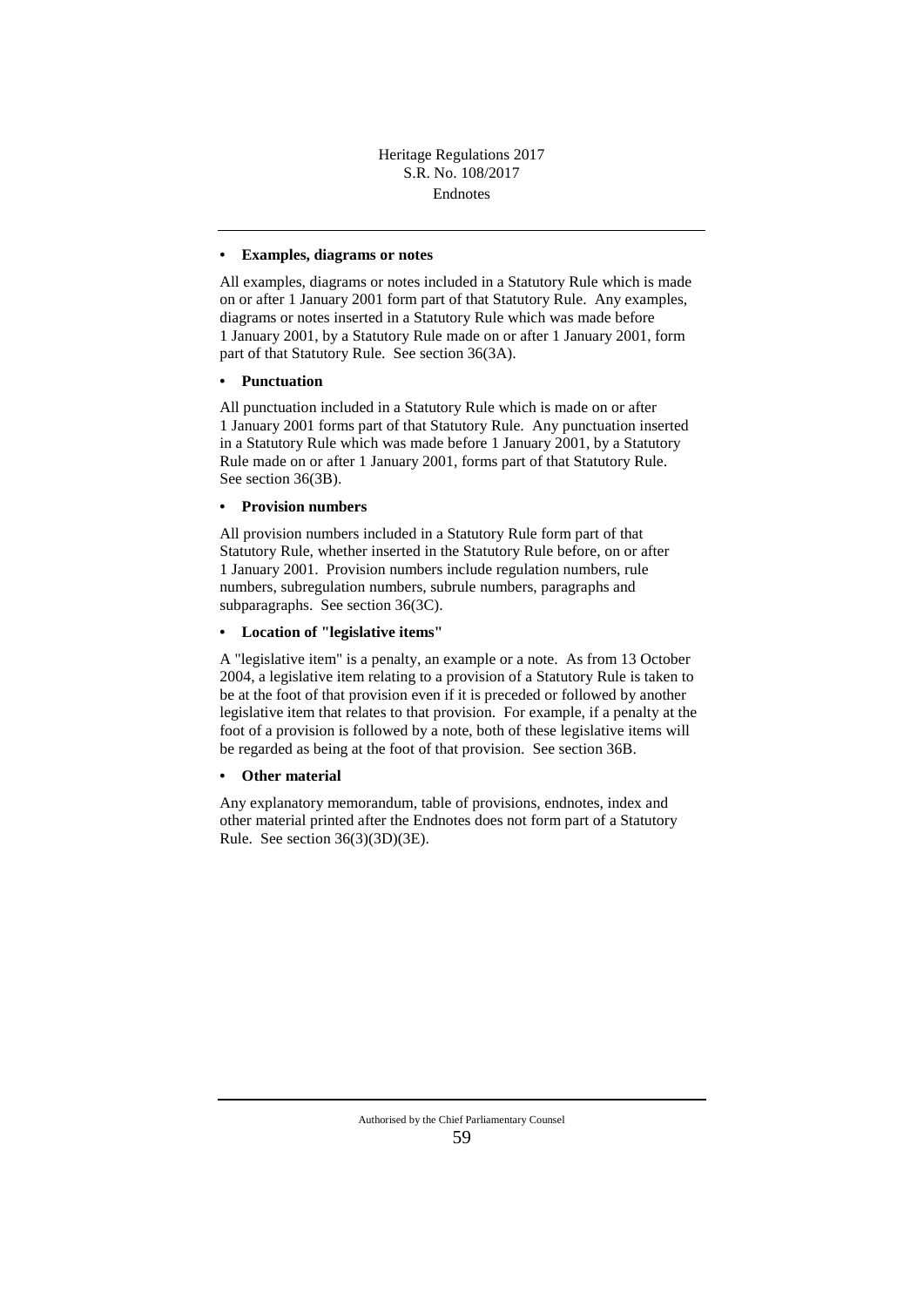- **Examples, diagrams or notes**

All examples, diagrams or notes included in a Statutory Rule which is made on or after 1 January 2001 form part of that Statutory Rule. Any examples, diagrams or notes inserted in a Statutory Rule which was made before 1 January 2001, by a Statutory Rule made on or after 1 January 2001, form part of that Statutory Rule. See section 36(3A).

- **Punctuation**

All punctuation included in a Statutory Rule which is made on or after 1 January 2001 forms part of that Statutory Rule. Any punctuation inserted in a Statutory Rule which was made before 1 January 2001, by a Statutory Rule made on or after 1 January 2001, forms part of that Statutory Rule. See section 36(3B).

- **Provision numbers**

All provision numbers included in a Statutory Rule form part of that Statutory Rule, whether inserted in the Statutory Rule before, on or after 1 January 2001. Provision numbers include regulation numbers, rule numbers, subregulation numbers, subrule numbers, paragraphs and subparagraphs. See section 36(3C).

- **Location of "legislative items"**

A "legislative item" is a penalty, an example or a note. As from 13 October 2004, a legislative item relating to a provision of a Statutory Rule is taken to be at the foot of that provision even if it is preceded or followed by another legislative item that relates to that provision. For example, if a penalty at the foot of a provision is followed by a note, both of these legislative items will be regarded as being at the foot of that provision. See section 36B.

- **Other material**

Any explanatory memorandum, table of provisions, endnotes, index and other material printed after the Endnotes does not form part of a Statutory Rule. See section 36(3)(3D)(3E).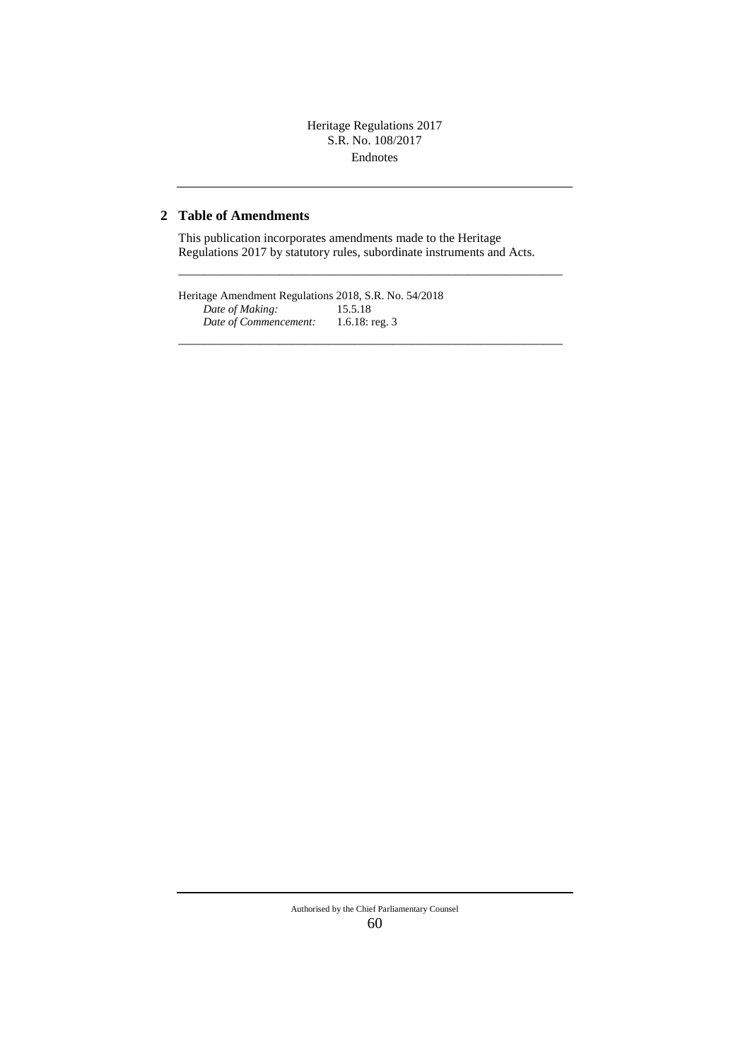## 2 Table of Amendments

This publication incorporates amendments made to the Heritage Regulations 2017 by statutory rules, subordinate instruments and Acts.

---

Heritage Amendment Regulations 2018, S.R. No. 54/2018
*Date of Making:* 15.5.18
*Date of Commencement:* 1.6.18: reg. 3

---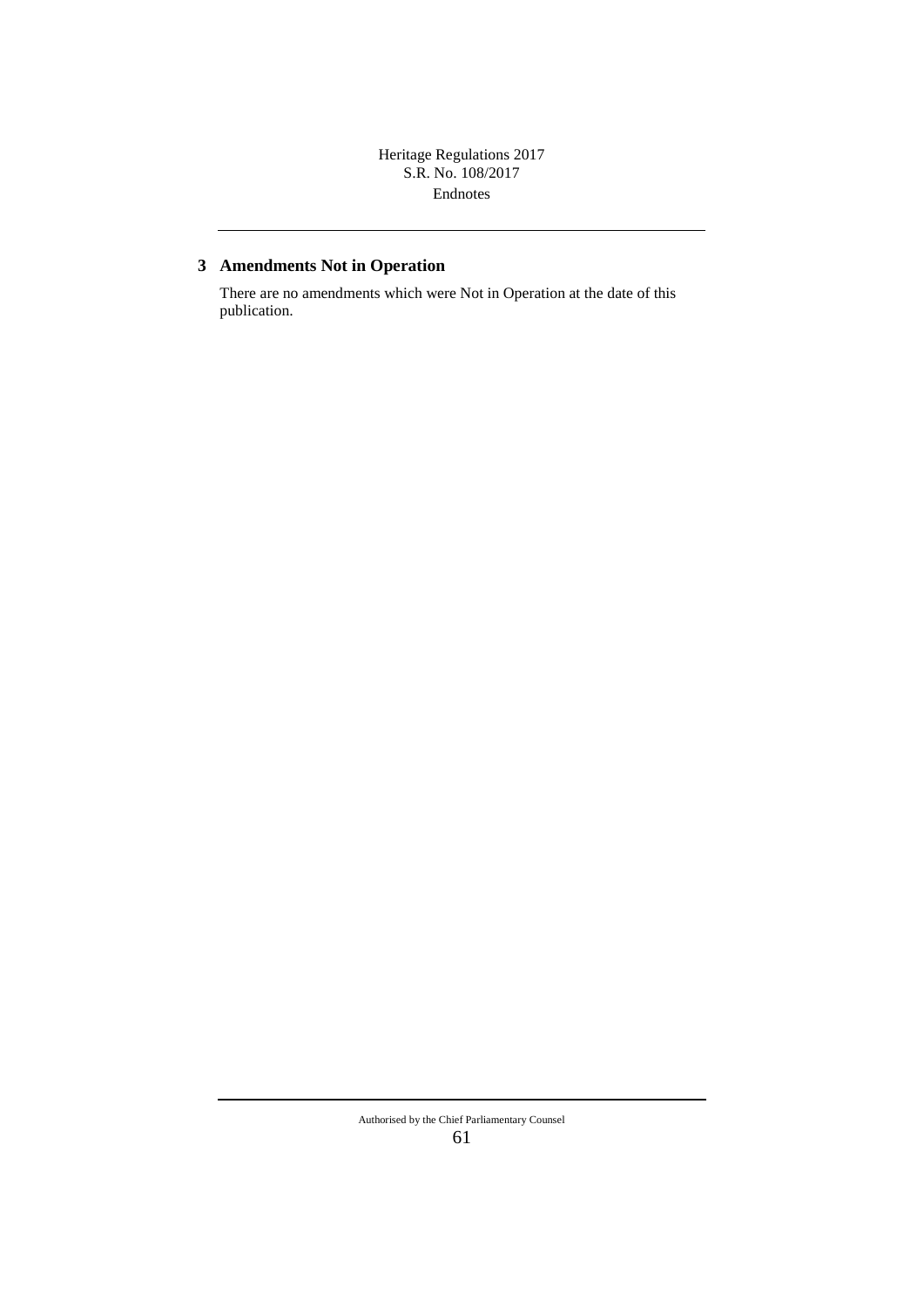## 3 Amendments Not in Operation

There are no amendments which were Not in Operation at the date of this publication.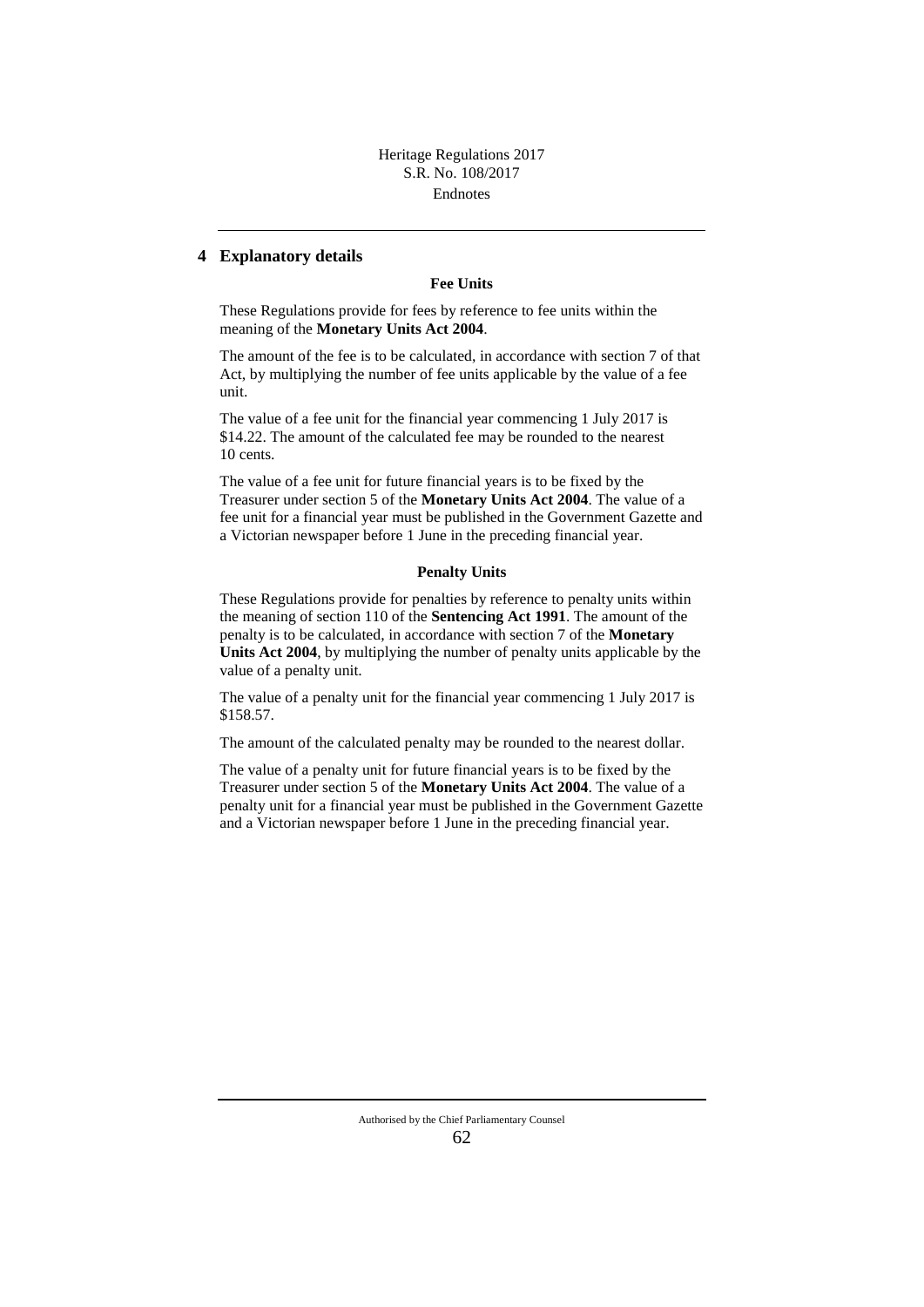## 4 Explanatory details

### Fee Units

These Regulations provide for fees by reference to fee units within the meaning of the **Monetary Units Act 2004**.

The amount of the fee is to be calculated, in accordance with section 7 of that Act, by multiplying the number of fee units applicable by the value of a fee unit.

The value of a fee unit for the financial year commencing 1 July 2017 is $14.22. The amount of the calculated fee may be rounded to the nearest 10 cents.

The value of a fee unit for future financial years is to be fixed by the Treasurer under section 5 of the **Monetary Units Act 2004**. The value of a fee unit for a financial year must be published in the Government Gazette and a Victorian newspaper before 1 June in the preceding financial year.

### Penalty Units

These Regulations provide for penalties by reference to penalty units within the meaning of section 110 of the **Sentencing Act 1991**. The amount of the penalty is to be calculated, in accordance with section 7 of the **Monetary Units Act 2004**, by multiplying the number of penalty units applicable by the value of a penalty unit.

The value of a penalty unit for the financial year commencing 1 July 2017 is $158.57.

The amount of the calculated penalty may be rounded to the nearest dollar.

The value of a penalty unit for future financial years is to be fixed by the Treasurer under section 5 of the **Monetary Units Act 2004**. The value of a penalty unit for a financial year must be published in the Government Gazette and a Victorian newspaper before 1 June in the preceding financial year.